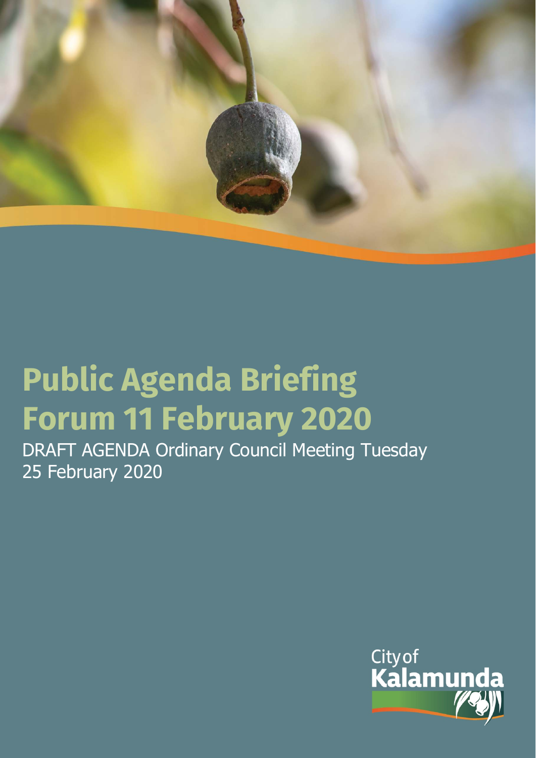# Public Agenda Briefing Forum 11 February 2020

DRAFT AGENDA Ordinary Council Meeting Tuesday 25 February 2020

City of Kalamunda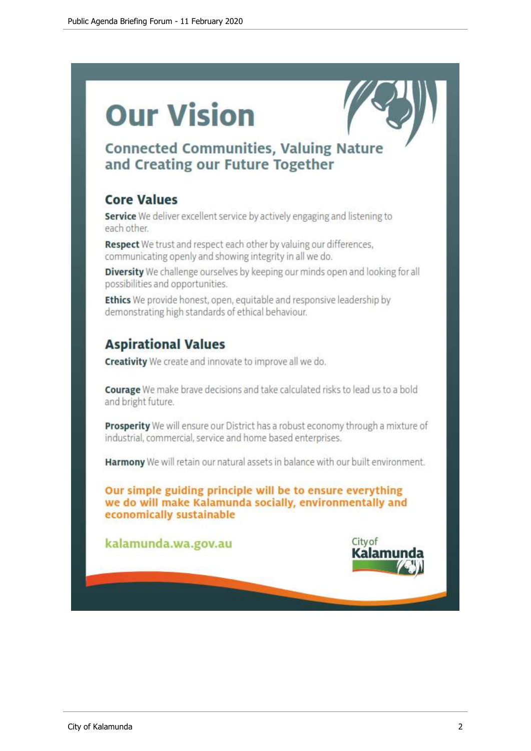# Our Vision

## Connected Communities, Valuing Nature and Creating our Future Together

### Core Values

**Service** We deliver excellent service by actively engaging and listening to each other.

**Respect** We trust and respect each other by valuing our differences, communicating openly and showing integrity in all we do.

**Diversity** We challenge ourselves by keeping our minds open and looking for all possibilities and opportunities.

**Ethics** We provide honest, open, equitable and responsive leadership by demonstrating high standards of ethical behaviour.

### Aspirational Values

**Creativity** We create and innovate to improve all we do.

**Courage** We make brave decisions and take calculated risks to lead us to a bold and bright future.

**Prosperity** We will ensure our District has a robust economy through a mixture of industrial, commercial, service and home based enterprises.

**Harmony** We will retain our natural assets in balance with our built environment.

**Our simple guiding principle will be to ensure everything we do will make Kalamunda socially, environmentally and economically sustainable**

kalamunda.wa.gov.au

City of Kalamunda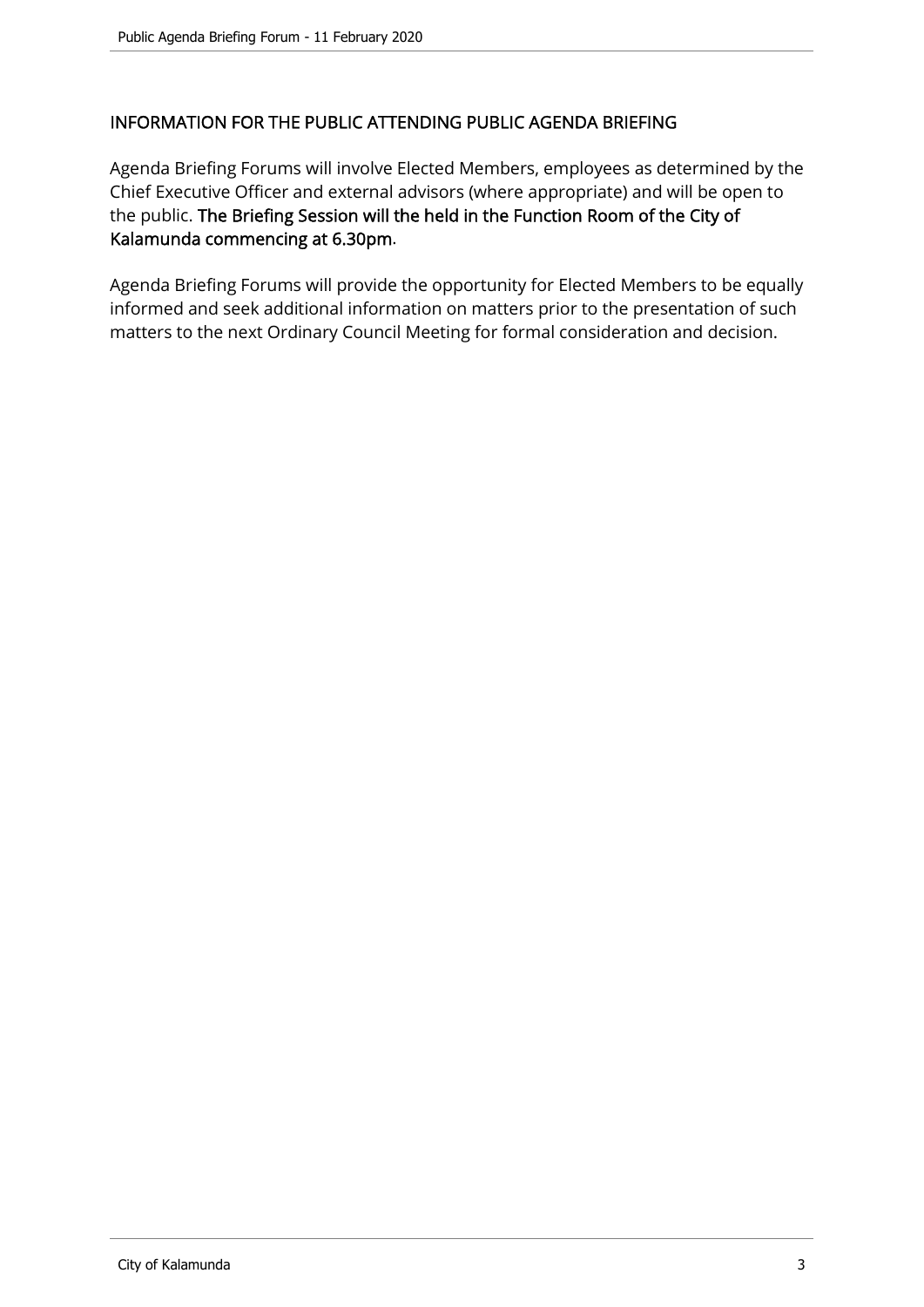## INFORMATION FOR THE PUBLIC ATTENDING PUBLIC AGENDA BRIEFING

Agenda Briefing Forums will involve Elected Members, employees as determined by the Chief Executive Officer and external advisors (where appropriate) and will be open to the public. **The Briefing Session will the held in the Function Room of the City of Kalamunda commencing at 6.30pm**.

Agenda Briefing Forums will provide the opportunity for Elected Members to be equally informed and seek additional information on matters prior to the presentation of such matters to the next Ordinary Council Meeting for formal consideration and decision.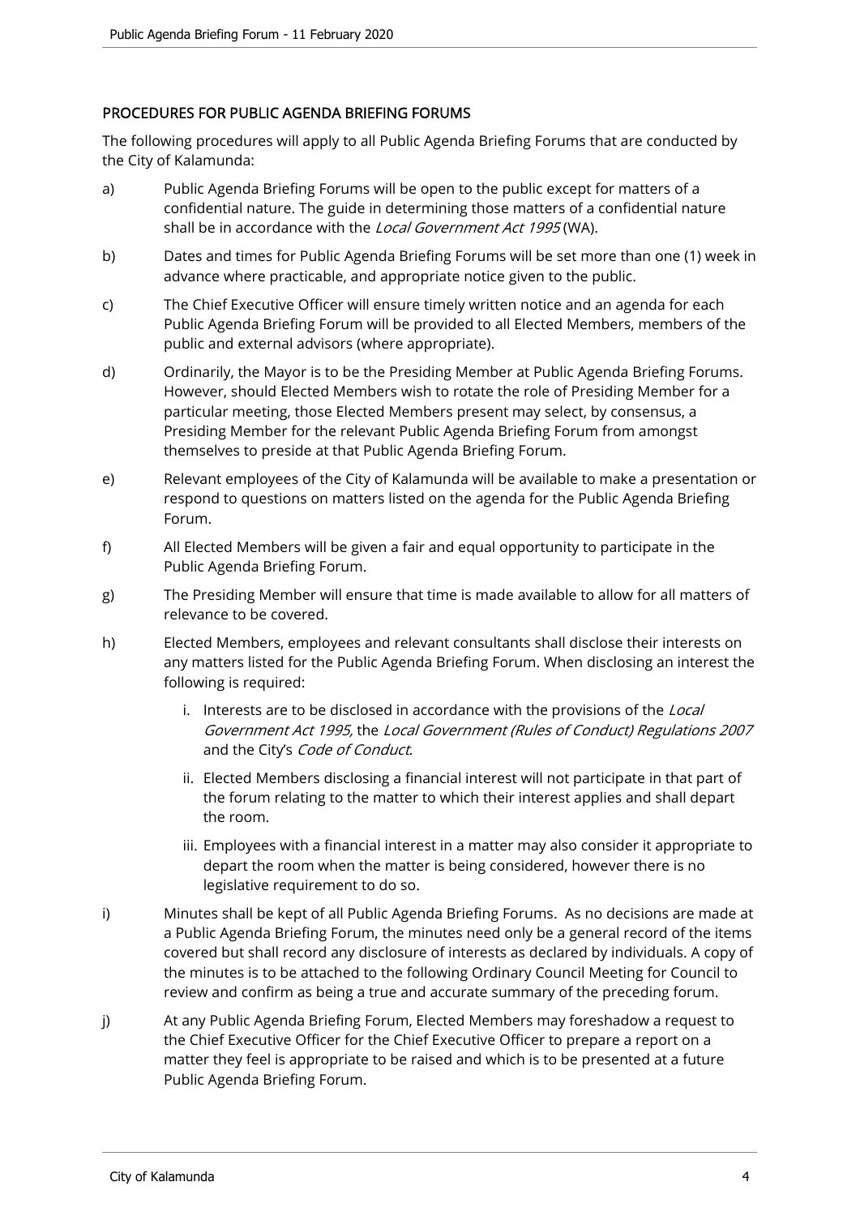## PROCEDURES FOR PUBLIC AGENDA BRIEFING FORUMS

The following procedures will apply to all Public Agenda Briefing Forums that are conducted by the City of Kalamunda:

a) Public Agenda Briefing Forums will be open to the public except for matters of a confidential nature. The guide in determining those matters of a confidential nature shall be in accordance with the *Local Government Act 1995* (WA).

b) Dates and times for Public Agenda Briefing Forums will be set more than one (1) week in advance where practicable, and appropriate notice given to the public.

c) The Chief Executive Officer will ensure timely written notice and an agenda for each Public Agenda Briefing Forum will be provided to all Elected Members, members of the public and external advisors (where appropriate).

d) Ordinarily, the Mayor is to be the Presiding Member at Public Agenda Briefing Forums. However, should Elected Members wish to rotate the role of Presiding Member for a particular meeting, those Elected Members present may select, by consensus, a Presiding Member for the relevant Public Agenda Briefing Forum from amongst themselves to preside at that Public Agenda Briefing Forum.

e) Relevant employees of the City of Kalamunda will be available to make a presentation or respond to questions on matters listed on the agenda for the Public Agenda Briefing Forum.

f) All Elected Members will be given a fair and equal opportunity to participate in the Public Agenda Briefing Forum.

g) The Presiding Member will ensure that time is made available to allow for all matters of relevance to be covered.

h) Elected Members, employees and relevant consultants shall disclose their interests on any matters listed for the Public Agenda Briefing Forum. When disclosing an interest the following is required:

   i. Interests are to be disclosed in accordance with the provisions of the *Local Government Act 1995*, the *Local Government (Rules of Conduct) Regulations 2007* and the City's *Code of Conduct*.

   ii. Elected Members disclosing a financial interest will not participate in that part of the forum relating to the matter to which their interest applies and shall depart the room.

   iii. Employees with a financial interest in a matter may also consider it appropriate to depart the room when the matter is being considered, however there is no legislative requirement to do so.

i) Minutes shall be kept of all Public Agenda Briefing Forums. As no decisions are made at a Public Agenda Briefing Forum, the minutes need only be a general record of the items covered but shall record any disclosure of interests as declared by individuals. A copy of the minutes is to be attached to the following Ordinary Council Meeting for Council to review and confirm as being a true and accurate summary of the preceding forum.

j) At any Public Agenda Briefing Forum, Elected Members may foreshadow a request to the Chief Executive Officer for the Chief Executive Officer to prepare a report on a matter they feel is appropriate to be raised and which is to be presented at a future Public Agenda Briefing Forum.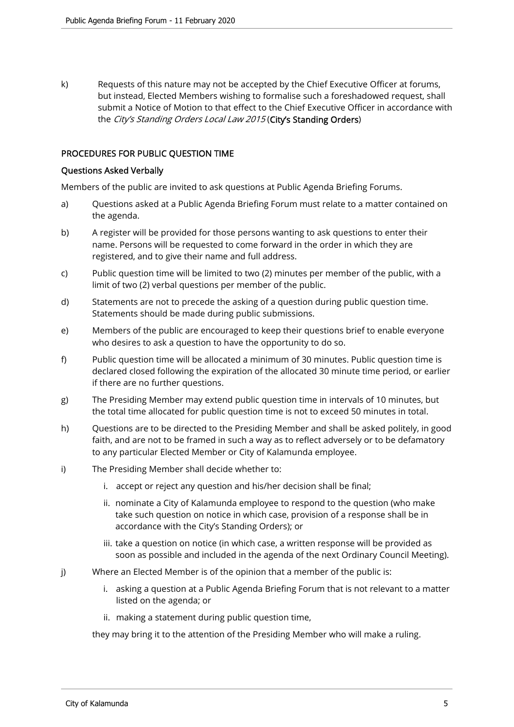k) Requests of this nature may not be accepted by the Chief Executive Officer at forums, but instead, Elected Members wishing to formalise such a foreshadowed request, shall submit a Notice of Motion to that effect to the Chief Executive Officer in accordance with the *City's Standing Orders Local Law 2015* (**City's Standing Orders**)

## PROCEDURES FOR PUBLIC QUESTION TIME

### Questions Asked Verbally

Members of the public are invited to ask questions at Public Agenda Briefing Forums.

a) Questions asked at a Public Agenda Briefing Forum must relate to a matter contained on the agenda.

b) A register will be provided for those persons wanting to ask questions to enter their name. Persons will be requested to come forward in the order in which they are registered, and to give their name and full address.

c) Public question time will be limited to two (2) minutes per member of the public, with a limit of two (2) verbal questions per member of the public.

d) Statements are not to precede the asking of a question during public question time. Statements should be made during public submissions.

e) Members of the public are encouraged to keep their questions brief to enable everyone who desires to ask a question to have the opportunity to do so.

f) Public question time will be allocated a minimum of 30 minutes. Public question time is declared closed following the expiration of the allocated 30 minute time period, or earlier if there are no further questions.

g) The Presiding Member may extend public question time in intervals of 10 minutes, but the total time allocated for public question time is not to exceed 50 minutes in total.

h) Questions are to be directed to the Presiding Member and shall be asked politely, in good faith, and are not to be framed in such a way as to reflect adversely or to be defamatory to any particular Elected Member or City of Kalamunda employee.

i) The Presiding Member shall decide whether to:

   i. accept or reject any question and his/her decision shall be final;

   ii. nominate a City of Kalamunda employee to respond to the question (who make take such question on notice in which case, provision of a response shall be in accordance with the City's Standing Orders); or

   iii. take a question on notice (in which case, a written response will be provided as soon as possible and included in the agenda of the next Ordinary Council Meeting).

j) Where an Elected Member is of the opinion that a member of the public is:

   i. asking a question at a Public Agenda Briefing Forum that is not relevant to a matter listed on the agenda; or

   ii. making a statement during public question time,

   they may bring it to the attention of the Presiding Member who will make a ruling.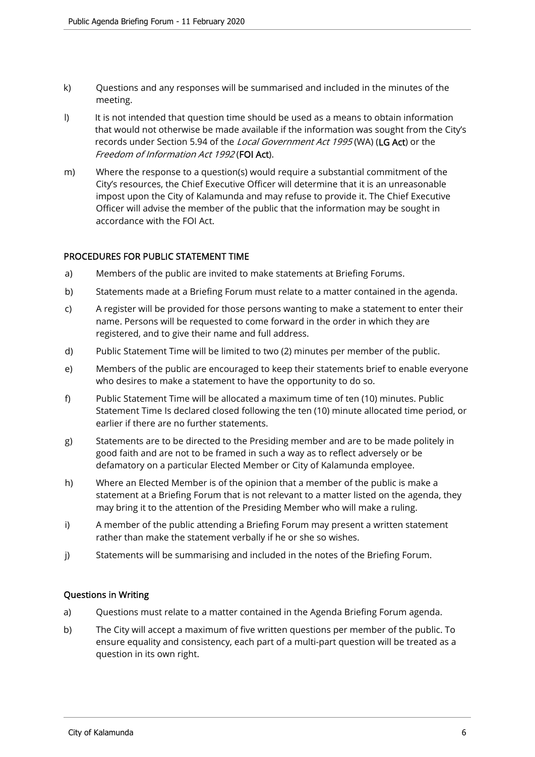k) Questions and any responses will be summarised and included in the minutes of the meeting.

l) It is not intended that question time should be used as a means to obtain information that would not otherwise be made available if the information was sought from the City's records under Section 5.94 of the *Local Government Act 1995* (WA) (**LG Act**) or the *Freedom of Information Act 1992* (**FOI Act**).

m) Where the response to a question(s) would require a substantial commitment of the City's resources, the Chief Executive Officer will determine that it is an unreasonable impost upon the City of Kalamunda and may refuse to provide it. The Chief Executive Officer will advise the member of the public that the information may be sought in accordance with the FOI Act.

## PROCEDURES FOR PUBLIC STATEMENT TIME

a) Members of the public are invited to make statements at Briefing Forums.

b) Statements made at a Briefing Forum must relate to a matter contained in the agenda.

c) A register will be provided for those persons wanting to make a statement to enter their name. Persons will be requested to come forward in the order in which they are registered, and to give their name and full address.

d) Public Statement Time will be limited to two (2) minutes per member of the public.

e) Members of the public are encouraged to keep their statements brief to enable everyone who desires to make a statement to have the opportunity to do so.

f) Public Statement Time will be allocated a maximum time of ten (10) minutes. Public Statement Time Is declared closed following the ten (10) minute allocated time period, or earlier if there are no further statements.

g) Statements are to be directed to the Presiding member and are to be made politely in good faith and are not to be framed in such a way as to reflect adversely or be defamatory on a particular Elected Member or City of Kalamunda employee.

h) Where an Elected Member is of the opinion that a member of the public is make a statement at a Briefing Forum that is not relevant to a matter listed on the agenda, they may bring it to the attention of the Presiding Member who will make a ruling.

i) A member of the public attending a Briefing Forum may present a written statement rather than make the statement verbally if he or she so wishes.

j) Statements will be summarising and included in the notes of the Briefing Forum.

## Questions in Writing

a) Questions must relate to a matter contained in the Agenda Briefing Forum agenda.

b) The City will accept a maximum of five written questions per member of the public. To ensure equality and consistency, each part of a multi-part question will be treated as a question in its own right.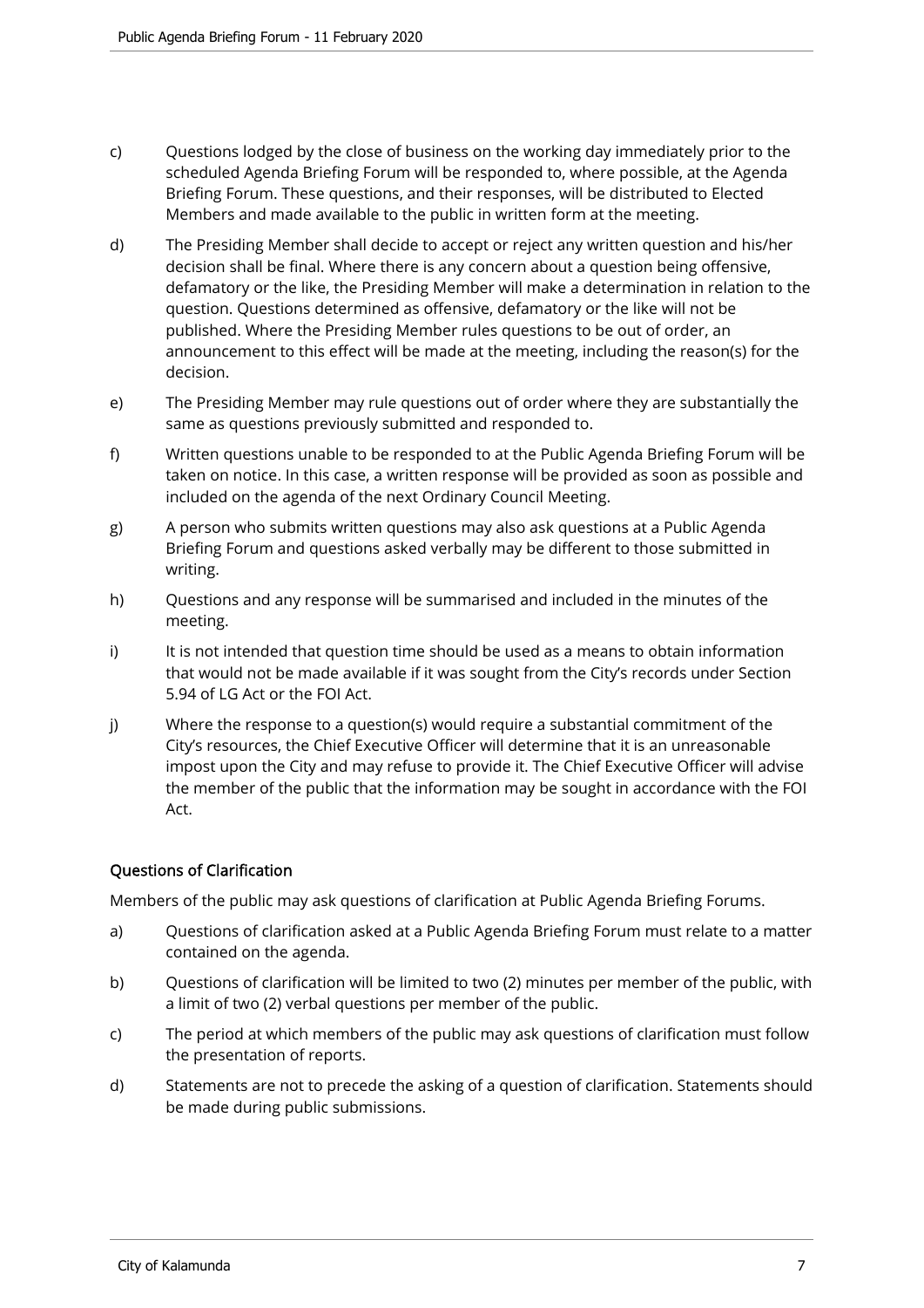c) Questions lodged by the close of business on the working day immediately prior to the scheduled Agenda Briefing Forum will be responded to, where possible, at the Agenda Briefing Forum. These questions, and their responses, will be distributed to Elected Members and made available to the public in written form at the meeting.

d) The Presiding Member shall decide to accept or reject any written question and his/her decision shall be final. Where there is any concern about a question being offensive, defamatory or the like, the Presiding Member will make a determination in relation to the question. Questions determined as offensive, defamatory or the like will not be published. Where the Presiding Member rules questions to be out of order, an announcement to this effect will be made at the meeting, including the reason(s) for the decision.

e) The Presiding Member may rule questions out of order where they are substantially the same as questions previously submitted and responded to.

f) Written questions unable to be responded to at the Public Agenda Briefing Forum will be taken on notice. In this case, a written response will be provided as soon as possible and included on the agenda of the next Ordinary Council Meeting.

g) A person who submits written questions may also ask questions at a Public Agenda Briefing Forum and questions asked verbally may be different to those submitted in writing.

h) Questions and any response will be summarised and included in the minutes of the meeting.

i) It is not intended that question time should be used as a means to obtain information that would not be made available if it was sought from the City's records under Section 5.94 of LG Act or the FOI Act.

j) Where the response to a question(s) would require a substantial commitment of the City's resources, the Chief Executive Officer will determine that it is an unreasonable impost upon the City and may refuse to provide it. The Chief Executive Officer will advise the member of the public that the information may be sought in accordance with the FOI Act.

### Questions of Clarification

Members of the public may ask questions of clarification at Public Agenda Briefing Forums.

a) Questions of clarification asked at a Public Agenda Briefing Forum must relate to a matter contained on the agenda.

b) Questions of clarification will be limited to two (2) minutes per member of the public, with a limit of two (2) verbal questions per member of the public.

c) The period at which members of the public may ask questions of clarification must follow the presentation of reports.

d) Statements are not to precede the asking of a question of clarification. Statements should be made during public submissions.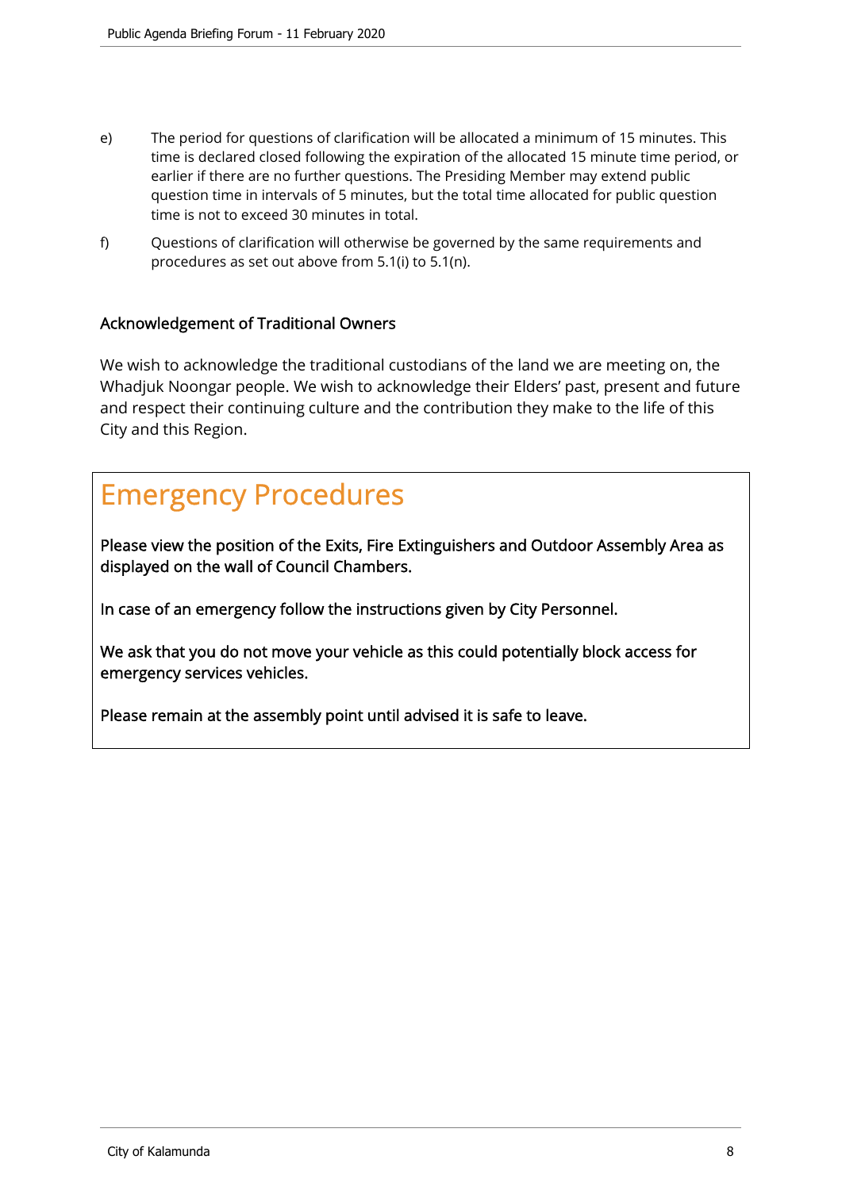e) The period for questions of clarification will be allocated a minimum of 15 minutes. This time is declared closed following the expiration of the allocated 15 minute time period, or earlier if there are no further questions. The Presiding Member may extend public question time in intervals of 5 minutes, but the total time allocated for public question time is not to exceed 30 minutes in total.

f) Questions of clarification will otherwise be governed by the same requirements and procedures as set out above from 5.1(i) to 5.1(n).

### Acknowledgement of Traditional Owners

We wish to acknowledge the traditional custodians of the land we are meeting on, the Whadjuk Noongar people. We wish to acknowledge their Elders' past, present and future and respect their continuing culture and the contribution they make to the life of this City and this Region.

## Emergency Procedures

Please view the position of the Exits, Fire Extinguishers and Outdoor Assembly Area as displayed on the wall of Council Chambers.

In case of an emergency follow the instructions given by City Personnel.

We ask that you do not move your vehicle as this could potentially block access for emergency services vehicles.

Please remain at the assembly point until advised it is safe to leave.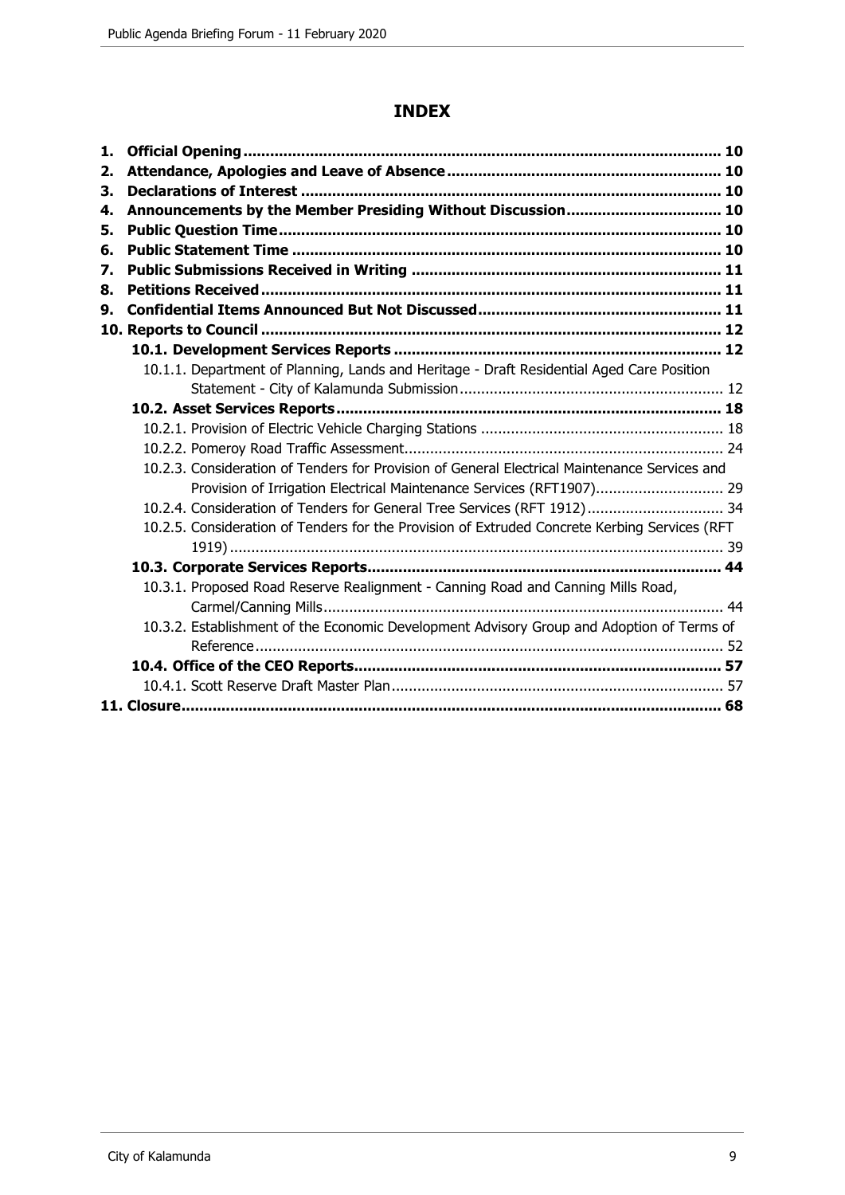# INDEX

1. **Official Opening** ........................................................................................................... **10**
2. **Attendance, Apologies and Leave of Absence** ............................................................. **10**
3. **Declarations of Interest** ............................................................................................. **10**
4. **Announcements by the Member Presiding Without Discussion** .................................. **10**
5. **Public Question Time** .................................................................................................. **10**
6. **Public Statement Time** ................................................................................................ **10**
7. **Public Submissions Received in Writing** ..................................................................... **11**
8. **Petitions Received** ...................................................................................................... **11**
9. **Confidential Items Announced But Not Discussed** ...................................................... **11**
10. **Reports to Council** ....................................................................................................... **12**
    - **10.1. Development Services Reports** ......................................................................... **12**
        - 10.1.1. Department of Planning, Lands and Heritage - Draft Residential Aged Care Position Statement - City of Kalamunda Submission ............................................................. 12
    - **10.2. Asset Services Reports** ...................................................................................... **18**
        - 10.2.1. Provision of Electric Vehicle Charging Stations ......................................................... 18
        - 10.2.2. Pomeroy Road Traffic Assessment.......................................................................... 24
        - 10.2.3. Consideration of Tenders for Provision of General Electrical Maintenance Services and Provision of Irrigation Electrical Maintenance Services (RFT1907).............................. 29
        - 10.2.4. Consideration of Tenders for General Tree Services (RFT 1912) ................................ 34
        - 10.2.5. Consideration of Tenders for the Provision of Extruded Concrete Kerbing Services (RFT 1919) ................................................................................................................... 39
    - **10.3. Corporate Services Reports** ............................................................................... **44**
        - 10.3.1. Proposed Road Reserve Realignment - Canning Road and Canning Mills Road, Carmel/Canning Mills ............................................................................................. 44
        - 10.3.2. Establishment of the Economic Development Advisory Group and Adoption of Terms of Reference ............................................................................................................ 52
    - **10.4. Office of the CEO Reports** .................................................................................. **57**
        - 10.4.1. Scott Reserve Draft Master Plan ............................................................................. 57
11. **Closure** ......................................................................................................................... **68**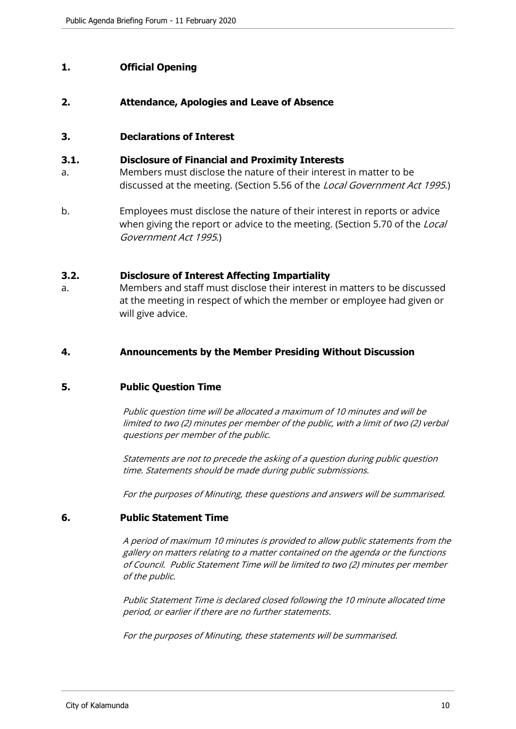## 1. Official Opening

## 2. Attendance, Apologies and Leave of Absence

## 3. Declarations of Interest

### 3.1. Disclosure of Financial and Proximity Interests

a. Members must disclose the nature of their interest in matter to be discussed at the meeting. (Section 5.56 of the *Local Government Act 1995*.)

b. Employees must disclose the nature of their interest in reports or advice when giving the report or advice to the meeting. (Section 5.70 of the *Local Government Act 1995*.)

### 3.2. Disclosure of Interest Affecting Impartiality

a. Members and staff must disclose their interest in matters to be discussed at the meeting in respect of which the member or employee had given or will give advice.

## 4. Announcements by the Member Presiding Without Discussion

## 5. Public Question Time

*Public question time will be allocated a maximum of 10 minutes and will be limited to two (2) minutes per member of the public, with a limit of two (2) verbal questions per member of the public.*

*Statements are not to precede the asking of a question during public question time. Statements should be made during public submissions.*

*For the purposes of Minuting, these questions and answers will be summarised.*

## 6. Public Statement Time

*A period of maximum 10 minutes is provided to allow public statements from the gallery on matters relating to a matter contained on the agenda or the functions of Council. Public Statement Time will be limited to two (2) minutes per member of the public.*

*Public Statement Time is declared closed following the 10 minute allocated time period, or earlier if there are no further statements.*

*For the purposes of Minuting, these statements will be summarised.*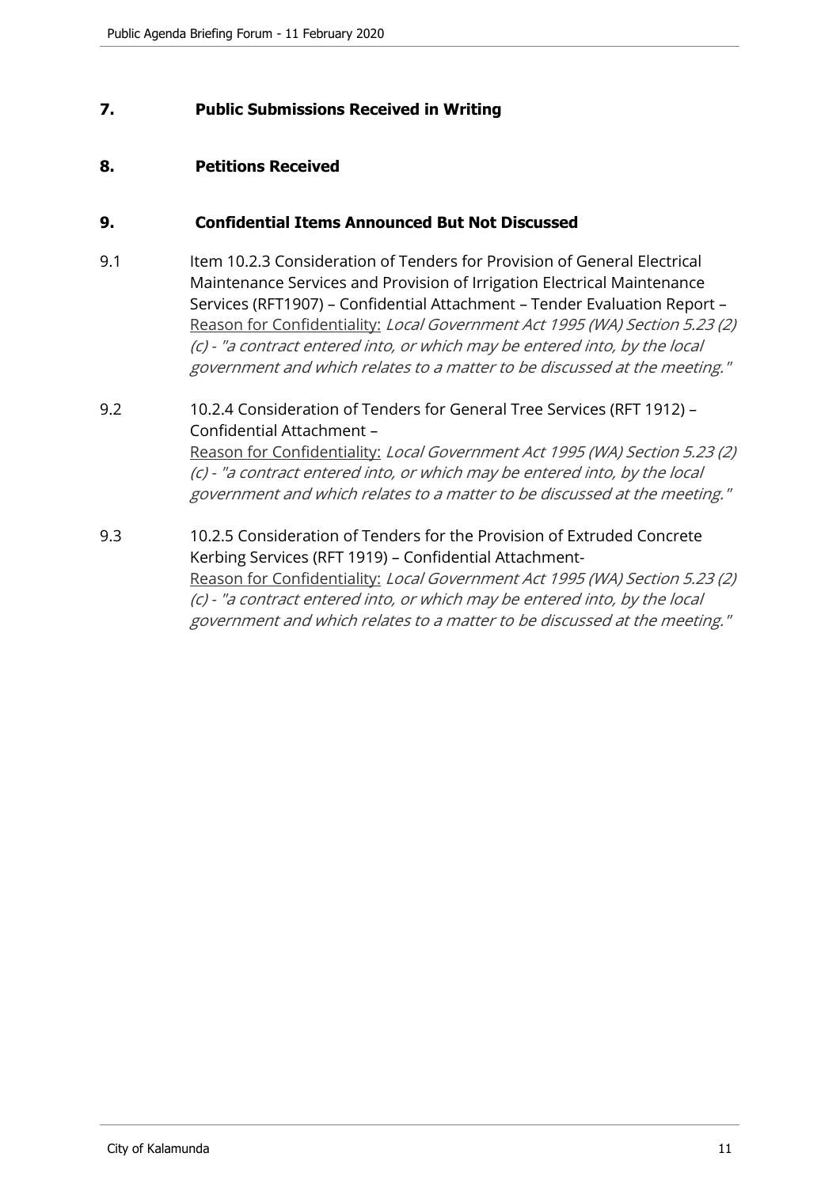## 7. Public Submissions Received in Writing

## 8. Petitions Received

## 9. Confidential Items Announced But Not Discussed

9.1 Item 10.2.3 Consideration of Tenders for Provision of General Electrical Maintenance Services and Provision of Irrigation Electrical Maintenance Services (RFT1907) – Confidential Attachment – Tender Evaluation Report – Reason for Confidentiality: *Local Government Act 1995 (WA) Section 5.23 (2) (c) - "a contract entered into, or which may be entered into, by the local government and which relates to a matter to be discussed at the meeting."*

9.2 10.2.4 Consideration of Tenders for General Tree Services (RFT 1912) – Confidential Attachment –
Reason for Confidentiality: *Local Government Act 1995 (WA) Section 5.23 (2) (c) - "a contract entered into, or which may be entered into, by the local government and which relates to a matter to be discussed at the meeting."*

9.3 10.2.5 Consideration of Tenders for the Provision of Extruded Concrete Kerbing Services (RFT 1919) – Confidential Attachment-
Reason for Confidentiality: *Local Government Act 1995 (WA) Section 5.23 (2) (c) - "a contract entered into, or which may be entered into, by the local government and which relates to a matter to be discussed at the meeting."*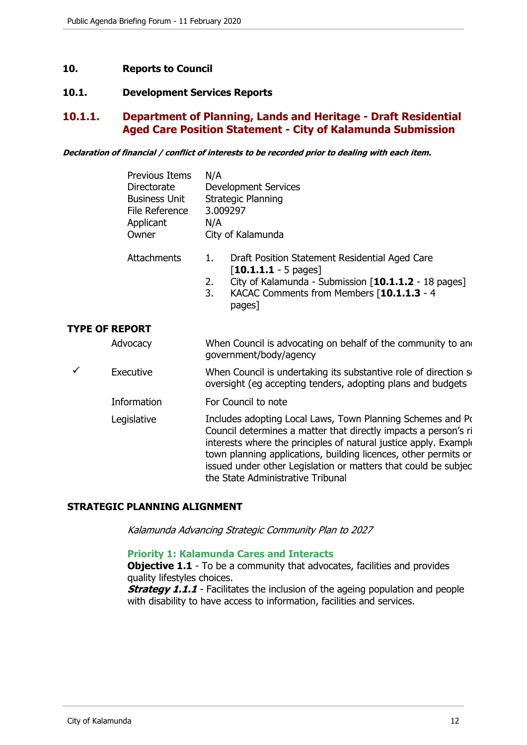# 10. Reports to Council

## 10.1. Development Services Reports

### 10.1.1. Department of Planning, Lands and Heritage - Draft Residential Aged Care Position Statement - City of Kalamunda Submission

***Declaration of financial / conflict of interests to be recorded prior to dealing with each item.***

| | |
|---|---|
| Previous Items | N/A |
| Directorate | Development Services |
| Business Unit | Strategic Planning |
| File Reference | 3.009297 |
| Applicant | N/A |
| Owner | City of Kalamunda |

Attachments

1. Draft Position Statement Residential Aged Care [**10.1.1.1** - 5 pages]
2. City of Kalamunda - Submission [**10.1.1.2** - 18 pages]
3. KACAC Comments from Members [**10.1.1.3** - 4 pages]

**TYPE OF REPORT**

| | | |
|---|---|---|
| | Advocacy | When Council is advocating on behalf of the community to an government/body/agency |
| ✓ | Executive | When Council is undertaking its substantive role of direction s oversight (eg accepting tenders, adopting plans and budgets |
| | Information | For Council to note |
| | Legislative | Includes adopting Local Laws, Town Planning Schemes and Po Council determines a matter that directly impacts a person's ri interests where the principles of natural justice apply. Exampl town planning applications, building licences, other permits or issued under other Legislation or matters that could be subjec the State Administrative Tribunal |

**STRATEGIC PLANNING ALIGNMENT**

*Kalamunda Advancing Strategic Community Plan to 2027*

**Priority 1: Kalamunda Cares and Interacts**

**Objective 1.1** - To be a community that advocates, facilities and provides quality lifestyles choices.

***Strategy 1.1.1*** - Facilitates the inclusion of the ageing population and people with disability to have access to information, facilities and services.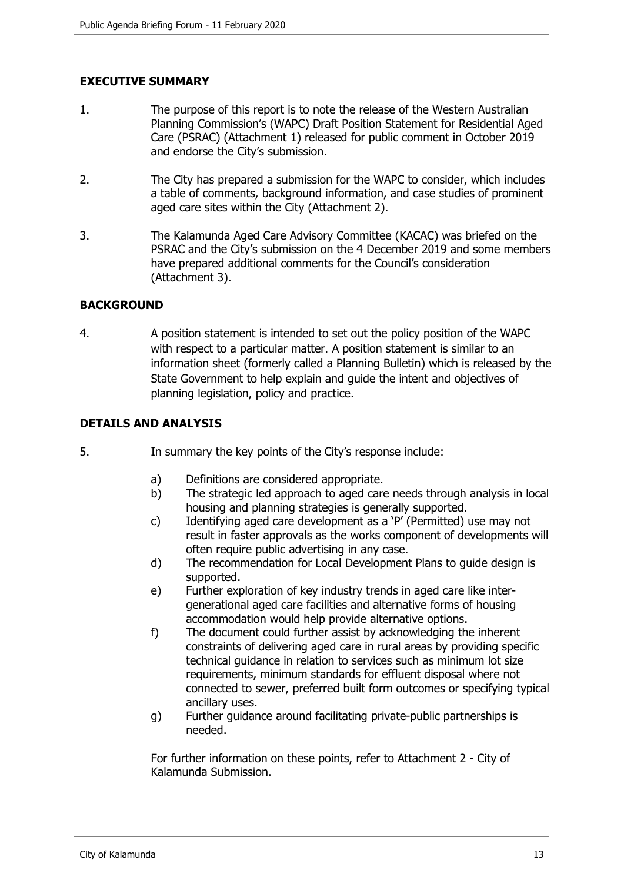## EXECUTIVE SUMMARY

1. The purpose of this report is to note the release of the Western Australian Planning Commission's (WAPC) Draft Position Statement for Residential Aged Care (PSRAC) (Attachment 1) released for public comment in October 2019 and endorse the City's submission.

2. The City has prepared a submission for the WAPC to consider, which includes a table of comments, background information, and case studies of prominent aged care sites within the City (Attachment 2).

3. The Kalamunda Aged Care Advisory Committee (KACAC) was briefed on the PSRAC and the City's submission on the 4 December 2019 and some members have prepared additional comments for the Council's consideration (Attachment 3).

## BACKGROUND

4. A position statement is intended to set out the policy position of the WAPC with respect to a particular matter. A position statement is similar to an information sheet (formerly called a Planning Bulletin) which is released by the State Government to help explain and guide the intent and objectives of planning legislation, policy and practice.

## DETAILS AND ANALYSIS

5. In summary the key points of the City's response include:

   a) Definitions are considered appropriate.
   b) The strategic led approach to aged care needs through analysis in local housing and planning strategies is generally supported.
   c) Identifying aged care development as a 'P' (Permitted) use may not result in faster approvals as the works component of developments will often require public advertising in any case.
   d) The recommendation for Local Development Plans to guide design is supported.
   e) Further exploration of key industry trends in aged care like inter-generational aged care facilities and alternative forms of housing accommodation would help provide alternative options.
   f) The document could further assist by acknowledging the inherent constraints of delivering aged care in rural areas by providing specific technical guidance in relation to services such as minimum lot size requirements, minimum standards for effluent disposal where not connected to sewer, preferred built form outcomes or specifying typical ancillary uses.
   g) Further guidance around facilitating private-public partnerships is needed.

   For further information on these points, refer to Attachment 2 - City of Kalamunda Submission.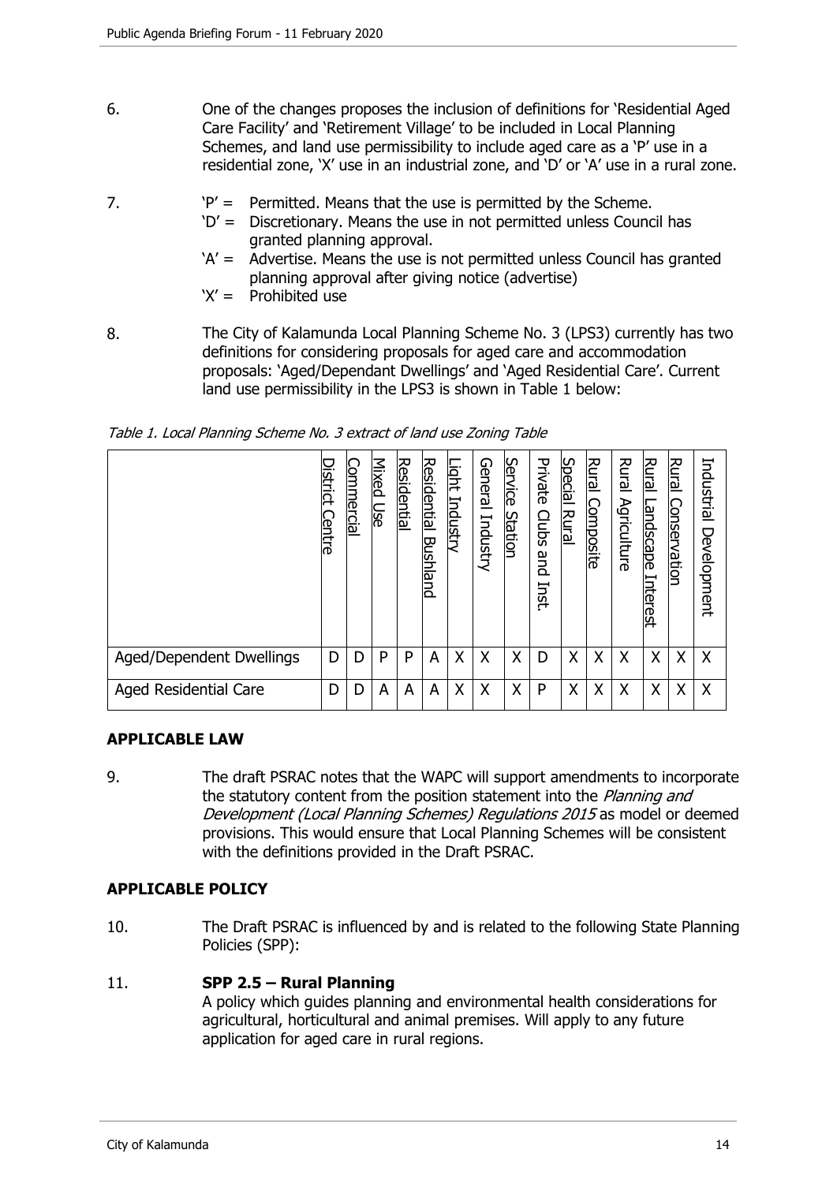6. One of the changes proposes the inclusion of definitions for 'Residential Aged Care Facility' and 'Retirement Village' to be included in Local Planning Schemes, and land use permissibility to include aged care as a 'P' use in a residential zone, 'X' use in an industrial zone, and 'D' or 'A' use in a rural zone.

7. 'P' = Permitted. Means that the use is permitted by the Scheme.
   'D' = Discretionary. Means the use in not permitted unless Council has granted planning approval.
   'A' = Advertise. Means the use is not permitted unless Council has granted planning approval after giving notice (advertise)
   'X' = Prohibited use

8. The City of Kalamunda Local Planning Scheme No. 3 (LPS3) currently has two definitions for considering proposals for aged care and accommodation proposals: 'Aged/Dependant Dwellings' and 'Aged Residential Care'. Current land use permissibility in the LPS3 is shown in Table 1 below:

*Table 1. Local Planning Scheme No. 3 extract of land use Zoning Table*

| | District Centre | Commercial | Mixed Use | Residential | Residential Bushland | Light Industry | General Industry | Service Station | Private Clubs and Inst. | Special Rural | Rural Composite | Rural Agriculture | Rural Landscape Interest | Rural Conservation | Industrial Development |
|---|---|---|---|---|---|---|---|---|---|---|---|---|---|---|---|
| Aged/Dependent Dwellings | D | D | P | P | A | X | X | X | D | X | X | X | X | X | X |
| Aged Residential Care | D | D | A | A | A | X | X | X | P | X | X | X | X | X | X |

## APPLICABLE LAW

9. The draft PSRAC notes that the WAPC will support amendments to incorporate the statutory content from the position statement into the *Planning and Development (Local Planning Schemes) Regulations 2015* as model or deemed provisions. This would ensure that Local Planning Schemes will be consistent with the definitions provided in the Draft PSRAC.

## APPLICABLE POLICY

10. The Draft PSRAC is influenced by and is related to the following State Planning Policies (SPP):

11. **SPP 2.5 – Rural Planning**
    A policy which guides planning and environmental health considerations for agricultural, horticultural and animal premises. Will apply to any future application for aged care in rural regions.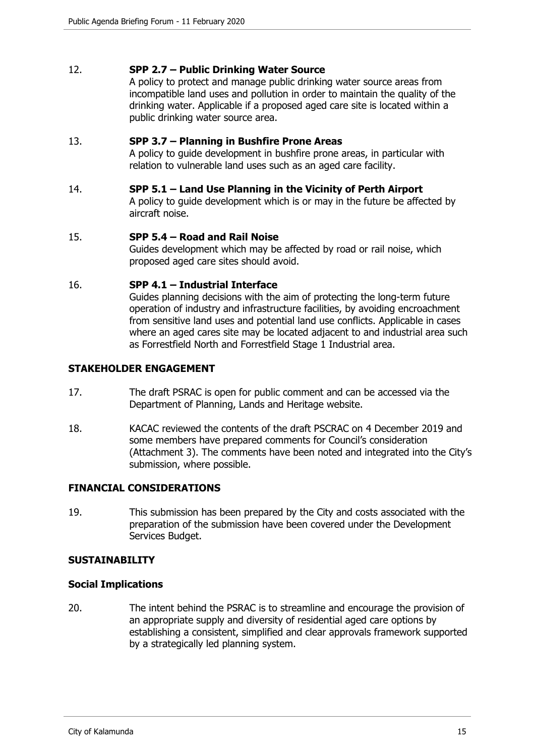12. **SPP 2.7 – Public Drinking Water Source**
    A policy to protect and manage public drinking water source areas from incompatible land uses and pollution in order to maintain the quality of the drinking water. Applicable if a proposed aged care site is located within a public drinking water source area.

13. **SPP 3.7 – Planning in Bushfire Prone Areas**
    A policy to guide development in bushfire prone areas, in particular with relation to vulnerable land uses such as an aged care facility.

14. **SPP 5.1 – Land Use Planning in the Vicinity of Perth Airport**
    A policy to guide development which is or may in the future be affected by aircraft noise.

15. **SPP 5.4 – Road and Rail Noise**
    Guides development which may be affected by road or rail noise, which proposed aged care sites should avoid.

16. **SPP 4.1 – Industrial Interface**
    Guides planning decisions with the aim of protecting the long-term future operation of industry and infrastructure facilities, by avoiding encroachment from sensitive land uses and potential land use conflicts. Applicable in cases where an aged cares site may be located adjacent to and industrial area such as Forrestfield North and Forrestfield Stage 1 Industrial area.

## STAKEHOLDER ENGAGEMENT

17. The draft PSRAC is open for public comment and can be accessed via the Department of Planning, Lands and Heritage website.

18. KACAC reviewed the contents of the draft PSCRAC on 4 December 2019 and some members have prepared comments for Council's consideration (Attachment 3). The comments have been noted and integrated into the City's submission, where possible.

## FINANCIAL CONSIDERATIONS

19. This submission has been prepared by the City and costs associated with the preparation of the submission have been covered under the Development Services Budget.

## SUSTAINABILITY

### Social Implications

20. The intent behind the PSRAC is to streamline and encourage the provision of an appropriate supply and diversity of residential aged care options by establishing a consistent, simplified and clear approvals framework supported by a strategically led planning system.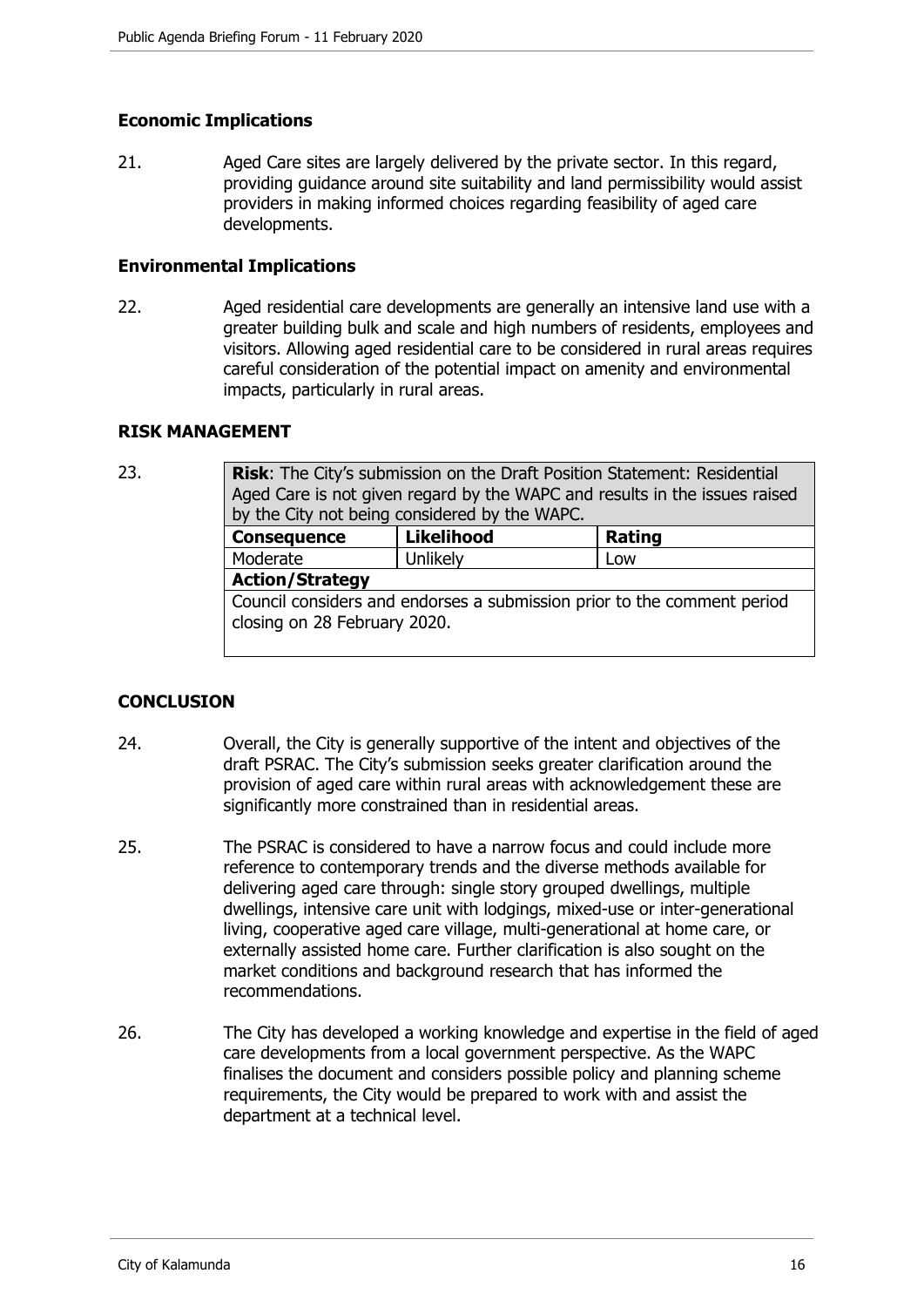### Economic Implications

21. Aged Care sites are largely delivered by the private sector. In this regard, providing guidance around site suitability and land permissibility would assist providers in making informed choices regarding feasibility of aged care developments.

### Environmental Implications

22. Aged residential care developments are generally an intensive land use with a greater building bulk and scale and high numbers of residents, employees and visitors. Allowing aged residential care to be considered in rural areas requires careful consideration of the potential impact on amenity and environmental impacts, particularly in rural areas.

### RISK MANAGEMENT

23.

| **Risk**: The City's submission on the Draft Position Statement: Residential Aged Care is not given regard by the WAPC and results in the issues raised by the City not being considered by the WAPC. | | |
|---|---|---|
| **Consequence** | **Likelihood** | **Rating** |
| Moderate | Unlikely | Low |
| **Action/Strategy** | | |
| Council considers and endorses a submission prior to the comment period closing on 28 February 2020. | | |

### CONCLUSION

24. Overall, the City is generally supportive of the intent and objectives of the draft PSRAC. The City's submission seeks greater clarification around the provision of aged care within rural areas with acknowledgement these are significantly more constrained than in residential areas.

25. The PSRAC is considered to have a narrow focus and could include more reference to contemporary trends and the diverse methods available for delivering aged care through: single story grouped dwellings, multiple dwellings, intensive care unit with lodgings, mixed-use or inter-generational living, cooperative aged care village, multi-generational at home care, or externally assisted home care. Further clarification is also sought on the market conditions and background research that has informed the recommendations.

26. The City has developed a working knowledge and expertise in the field of aged care developments from a local government perspective. As the WAPC finalises the document and considers possible policy and planning scheme requirements, the City would be prepared to work with and assist the department at a technical level.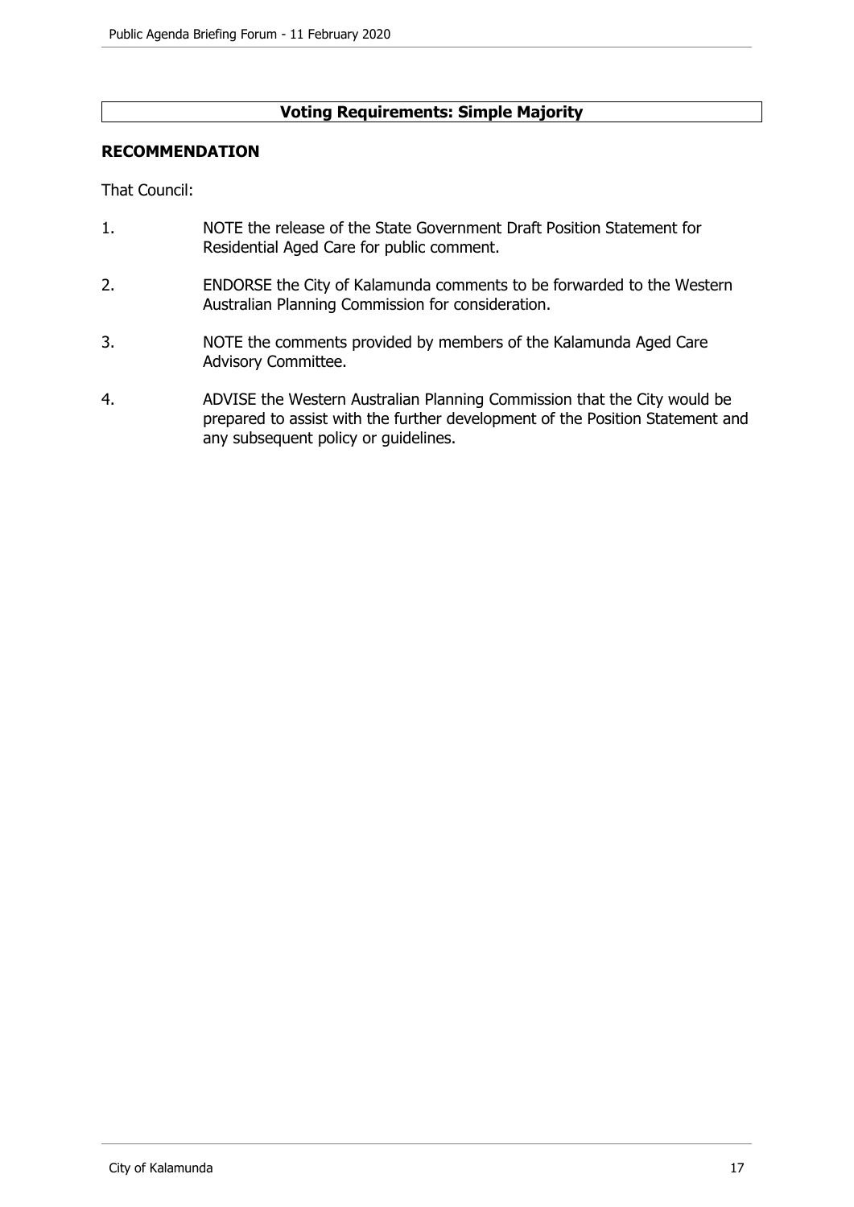**Voting Requirements: Simple Majority**

## RECOMMENDATION

That Council:

1. NOTE the release of the State Government Draft Position Statement for Residential Aged Care for public comment.
2. ENDORSE the City of Kalamunda comments to be forwarded to the Western Australian Planning Commission for consideration.
3. NOTE the comments provided by members of the Kalamunda Aged Care Advisory Committee.
4. ADVISE the Western Australian Planning Commission that the City would be prepared to assist with the further development of the Position Statement and any subsequent policy or guidelines.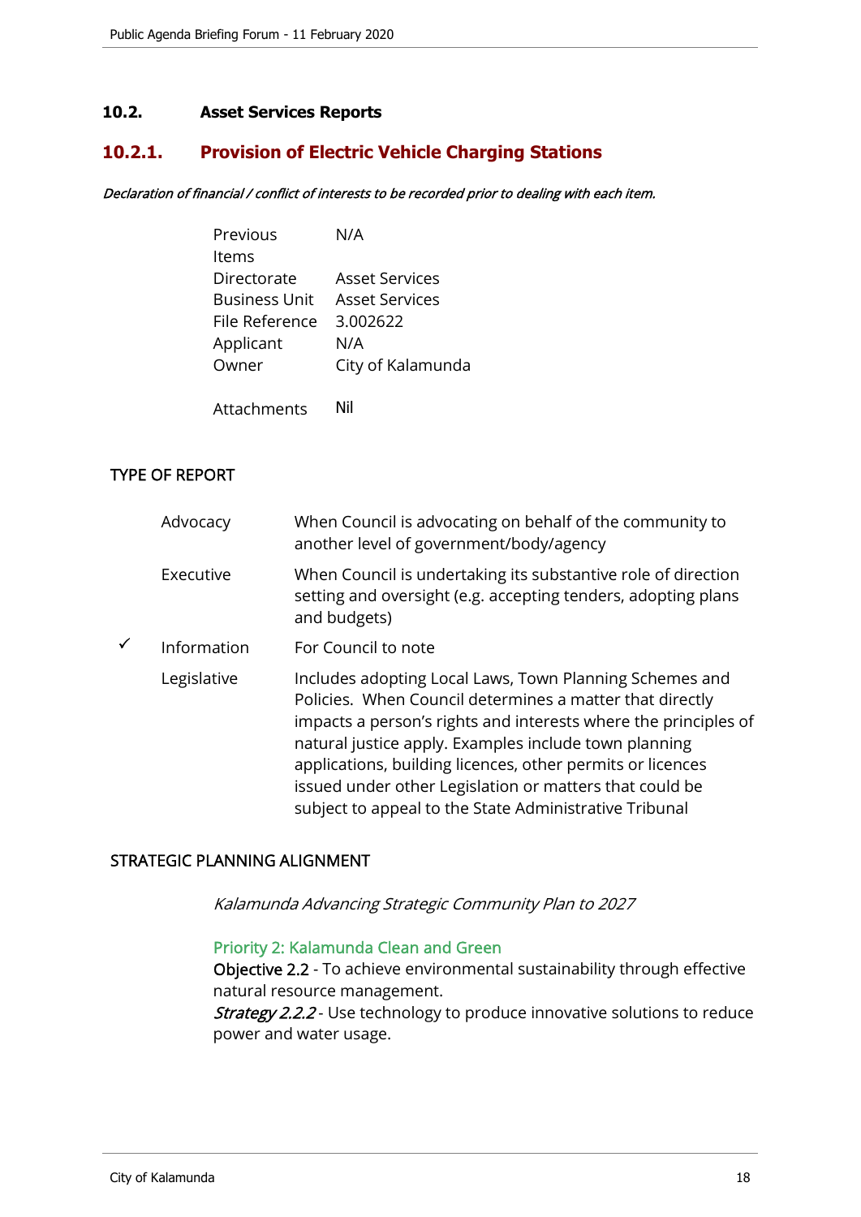## 10.2. Asset Services Reports

### 10.2.1. Provision of Electric Vehicle Charging Stations

*Declaration of financial / conflict of interests to be recorded prior to dealing with each item.*

| | |
|---|---|
| Previous Items | N/A |
| Directorate | Asset Services |
| Business Unit | Asset Services |
| File Reference | 3.002622 |
| Applicant | N/A |
| Owner | City of Kalamunda |
| Attachments | Nil |

TYPE OF REPORT

| | | |
|---|---|---|
| | Advocacy | When Council is advocating on behalf of the community to another level of government/body/agency |
| | Executive | When Council is undertaking its substantive role of direction setting and oversight (e.g. accepting tenders, adopting plans and budgets) |
| ✓ | Information | For Council to note |
| | Legislative | Includes adopting Local Laws, Town Planning Schemes and Policies. When Council determines a matter that directly impacts a person's rights and interests where the principles of natural justice apply. Examples include town planning applications, building licences, other permits or licences issued under other Legislation or matters that could be subject to appeal to the State Administrative Tribunal |

STRATEGIC PLANNING ALIGNMENT

*Kalamunda Advancing Strategic Community Plan to 2027*

Priority 2: Kalamunda Clean and Green
Objective 2.2 - To achieve environmental sustainability through effective natural resource management.
*Strategy 2.2.2* - Use technology to produce innovative solutions to reduce power and water usage.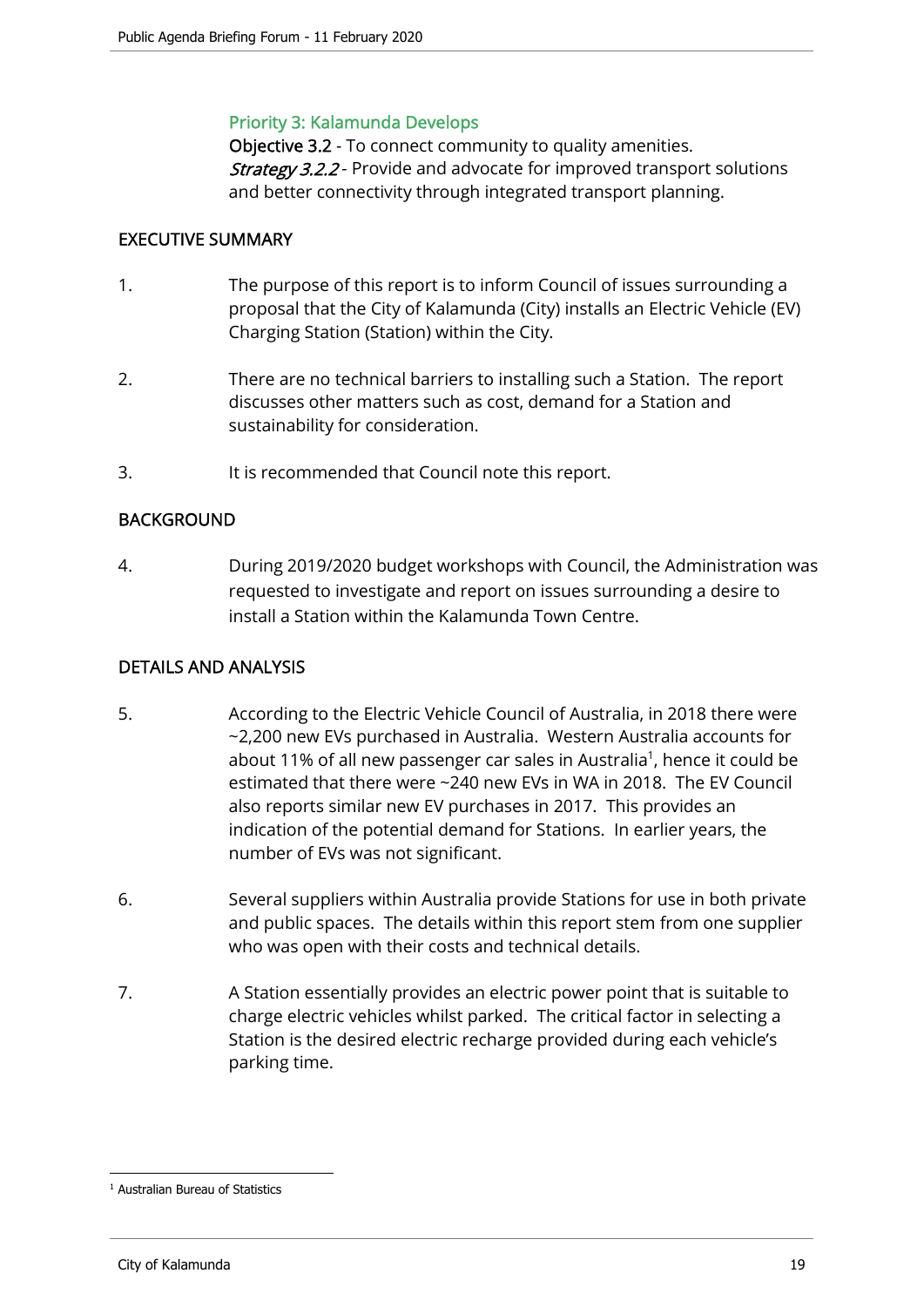### Priority 3: Kalamunda Develops

**Objective 3.2** - To connect community to quality amenities.
*Strategy 3.2.2* - Provide and advocate for improved transport solutions and better connectivity through integrated transport planning.

## EXECUTIVE SUMMARY

1. The purpose of this report is to inform Council of issues surrounding a proposal that the City of Kalamunda (City) installs an Electric Vehicle (EV) Charging Station (Station) within the City.

2. There are no technical barriers to installing such a Station. The report discusses other matters such as cost, demand for a Station and sustainability for consideration.

3. It is recommended that Council note this report.

## BACKGROUND

4. During 2019/2020 budget workshops with Council, the Administration was requested to investigate and report on issues surrounding a desire to install a Station within the Kalamunda Town Centre.

## DETAILS AND ANALYSIS

5. According to the Electric Vehicle Council of Australia, in 2018 there were ~2,200 new EVs purchased in Australia. Western Australia accounts for about 11% of all new passenger car sales in Australia[1], hence it could be estimated that there were ~240 new EVs in WA in 2018. The EV Council also reports similar new EV purchases in 2017. This provides an indication of the potential demand for Stations. In earlier years, the number of EVs was not significant.

6. Several suppliers within Australia provide Stations for use in both private and public spaces. The details within this report stem from one supplier who was open with their costs and technical details.

7. A Station essentially provides an electric power point that is suitable to charge electric vehicles whilst parked. The critical factor in selecting a Station is the desired electric recharge provided during each vehicle's parking time.

---

[1] Australian Bureau of Statistics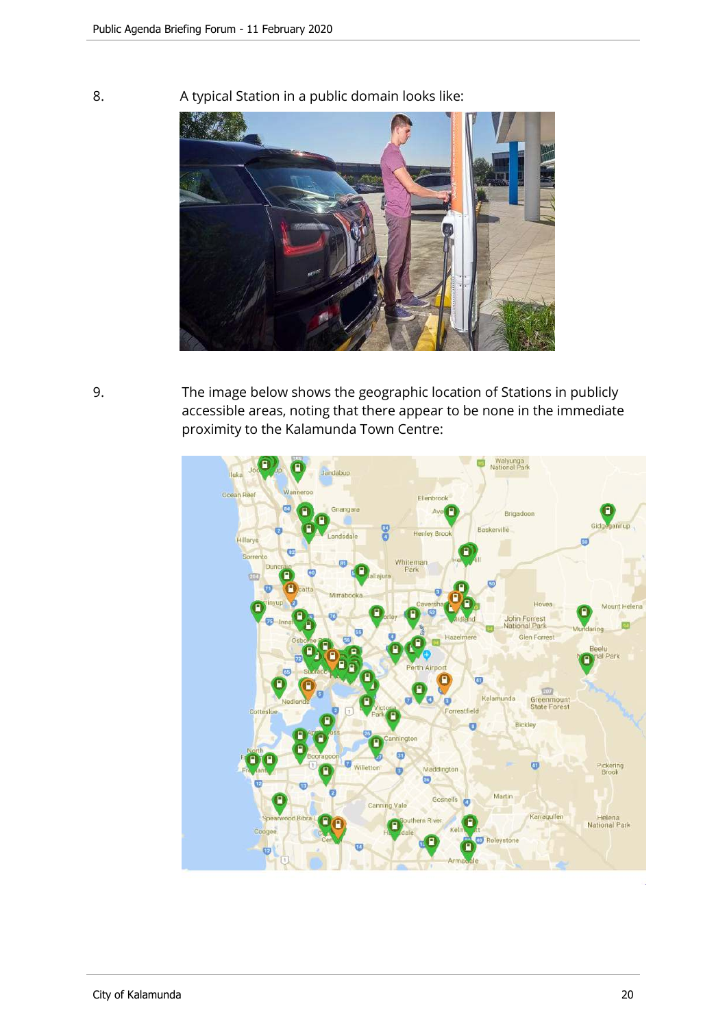8. A typical Station in a public domain looks like:

9. The image below shows the geographic location of Stations in publicly accessible areas, noting that there appear to be none in the immediate proximity to the Kalamunda Town Centre: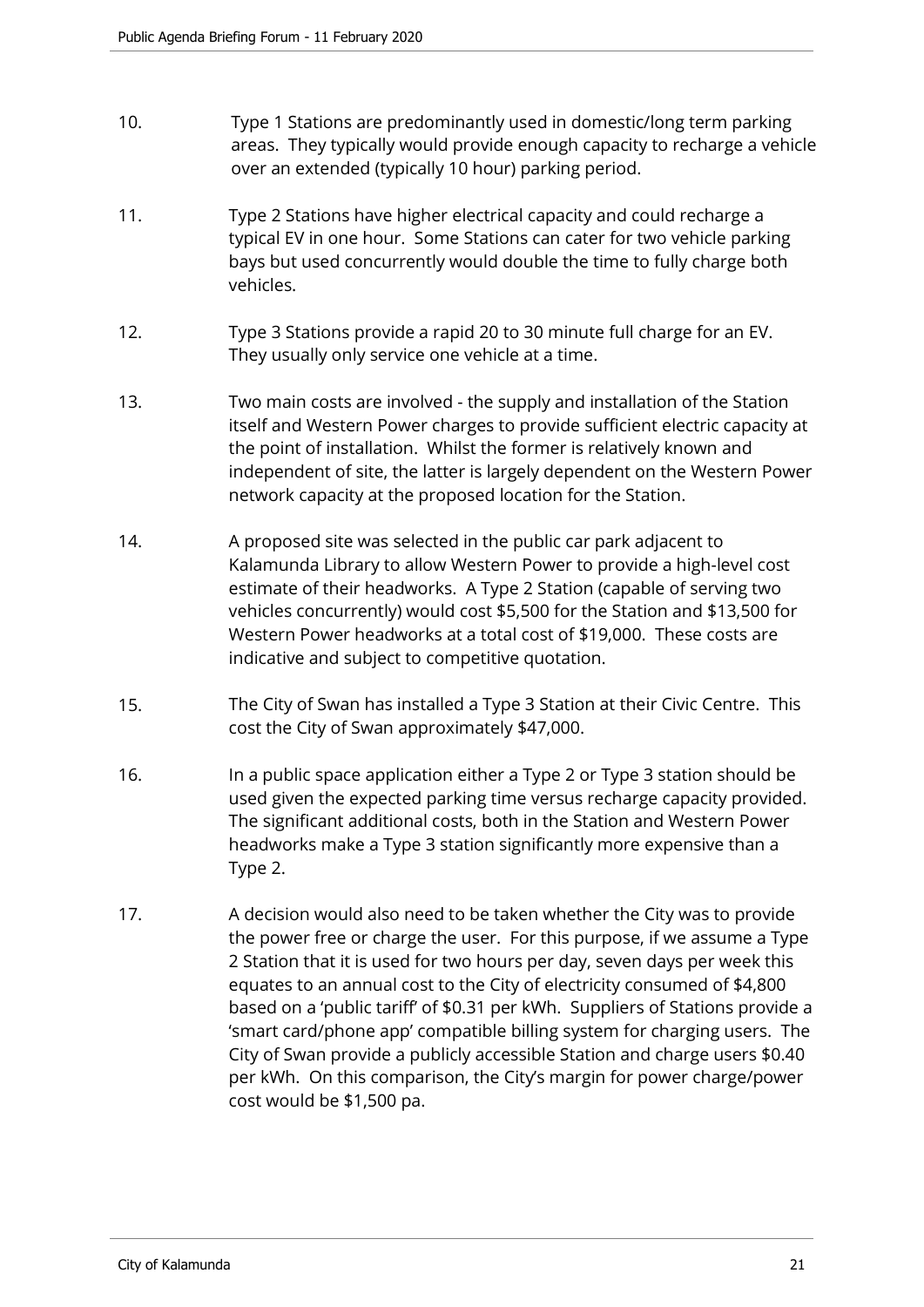10. Type 1 Stations are predominantly used in domestic/long term parking areas. They typically would provide enough capacity to recharge a vehicle over an extended (typically 10 hour) parking period.

11. Type 2 Stations have higher electrical capacity and could recharge a typical EV in one hour. Some Stations can cater for two vehicle parking bays but used concurrently would double the time to fully charge both vehicles.

12. Type 3 Stations provide a rapid 20 to 30 minute full charge for an EV. They usually only service one vehicle at a time.

13. Two main costs are involved - the supply and installation of the Station itself and Western Power charges to provide sufficient electric capacity at the point of installation. Whilst the former is relatively known and independent of site, the latter is largely dependent on the Western Power network capacity at the proposed location for the Station.

14. A proposed site was selected in the public car park adjacent to Kalamunda Library to allow Western Power to provide a high-level cost estimate of their headworks. A Type 2 Station (capable of serving two vehicles concurrently) would cost $5,500 for the Station and $13,500 for Western Power headworks at a total cost of $19,000. These costs are indicative and subject to competitive quotation.

15. The City of Swan has installed a Type 3 Station at their Civic Centre. This cost the City of Swan approximately $47,000.

16. In a public space application either a Type 2 or Type 3 station should be used given the expected parking time versus recharge capacity provided. The significant additional costs, both in the Station and Western Power headworks make a Type 3 station significantly more expensive than a Type 2.

17. A decision would also need to be taken whether the City was to provide the power free or charge the user. For this purpose, if we assume a Type 2 Station that it is used for two hours per day, seven days per week this equates to an annual cost to the City of electricity consumed of $4,800 based on a 'public tariff' of $0.31 per kWh. Suppliers of Stations provide a 'smart card/phone app' compatible billing system for charging users. The City of Swan provide a publicly accessible Station and charge users $0.40 per kWh. On this comparison, the City's margin for power charge/power cost would be $1,500 pa.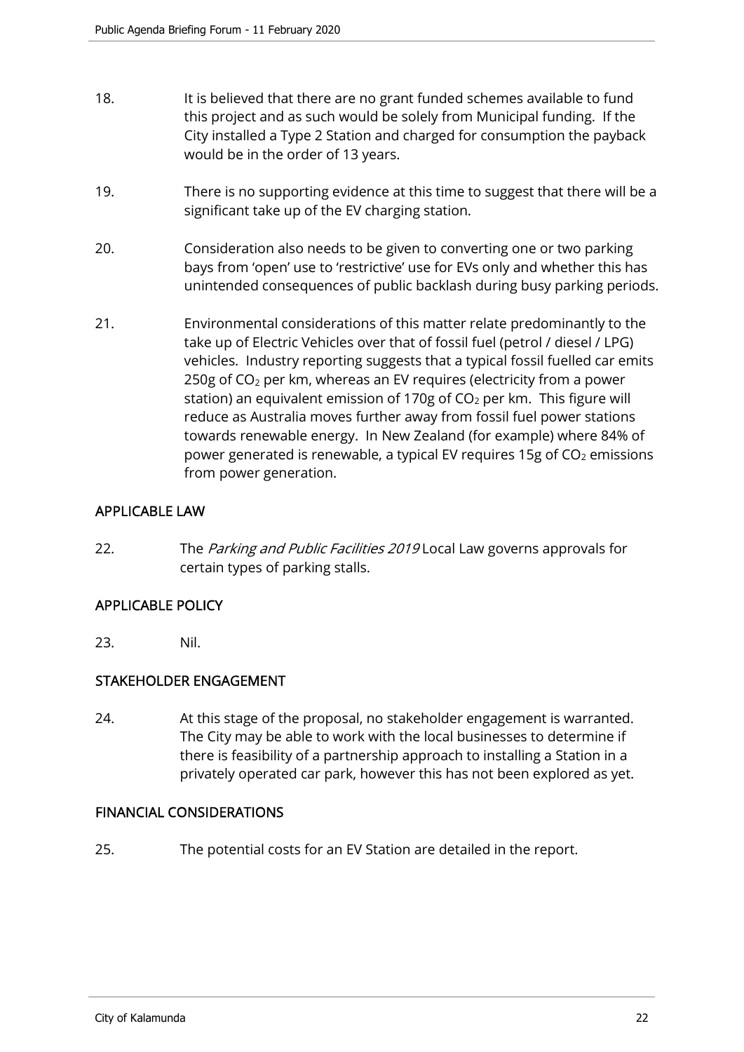18. It is believed that there are no grant funded schemes available to fund this project and as such would be solely from Municipal funding. If the City installed a Type 2 Station and charged for consumption the payback would be in the order of 13 years.

19. There is no supporting evidence at this time to suggest that there will be a significant take up of the EV charging station.

20. Consideration also needs to be given to converting one or two parking bays from 'open' use to 'restrictive' use for EVs only and whether this has unintended consequences of public backlash during busy parking periods.

21. Environmental considerations of this matter relate predominantly to the take up of Electric Vehicles over that of fossil fuel (petrol / diesel / LPG) vehicles. Industry reporting suggests that a typical fossil fuelled car emits 250g of $CO_2$ per km, whereas an EV requires (electricity from a power station) an equivalent emission of 170g of $CO_2$ per km. This figure will reduce as Australia moves further away from fossil fuel power stations towards renewable energy. In New Zealand (for example) where 84% of power generated is renewable, a typical EV requires 15g of $CO_2$ emissions from power generation.

## APPLICABLE LAW

22. The *Parking and Public Facilities 2019* Local Law governs approvals for certain types of parking stalls.

## APPLICABLE POLICY

23. Nil.

## STAKEHOLDER ENGAGEMENT

24. At this stage of the proposal, no stakeholder engagement is warranted. The City may be able to work with the local businesses to determine if there is feasibility of a partnership approach to installing a Station in a privately operated car park, however this has not been explored as yet.

## FINANCIAL CONSIDERATIONS

25. The potential costs for an EV Station are detailed in the report.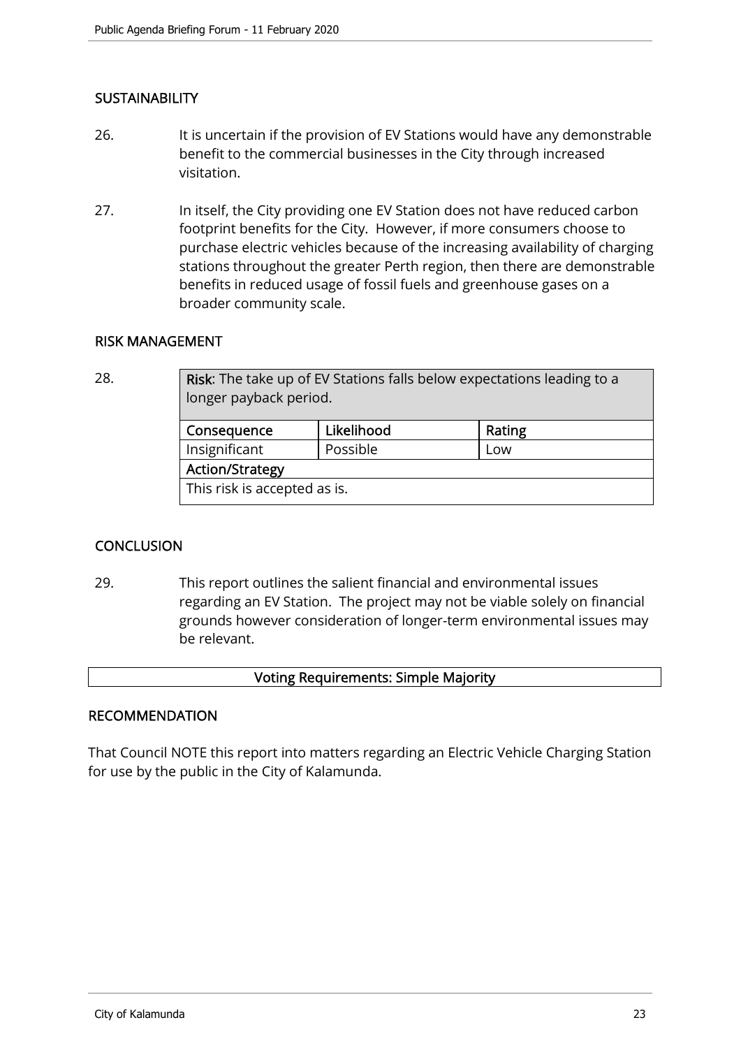## SUSTAINABILITY

26. It is uncertain if the provision of EV Stations would have any demonstrable benefit to the commercial businesses in the City through increased visitation.

27. In itself, the City providing one EV Station does not have reduced carbon footprint benefits for the City. However, if more consumers choose to purchase electric vehicles because of the increasing availability of charging stations throughout the greater Perth region, then there are demonstrable benefits in reduced usage of fossil fuels and greenhouse gases on a broader community scale.

## RISK MANAGEMENT

28.

| **Risk**: The take up of EV Stations falls below expectations leading to a longer payback period. | | |
|---|---|---|
| **Consequence** | **Likelihood** | **Rating** |
| Insignificant | Possible | Low |
| **Action/Strategy** | | |
| This risk is accepted as is. | | |

## CONCLUSION

29. This report outlines the salient financial and environmental issues regarding an EV Station. The project may not be viable solely on financial grounds however consideration of longer-term environmental issues may be relevant.

**Voting Requirements: Simple Majority**

## RECOMMENDATION

That Council NOTE this report into matters regarding an Electric Vehicle Charging Station for use by the public in the City of Kalamunda.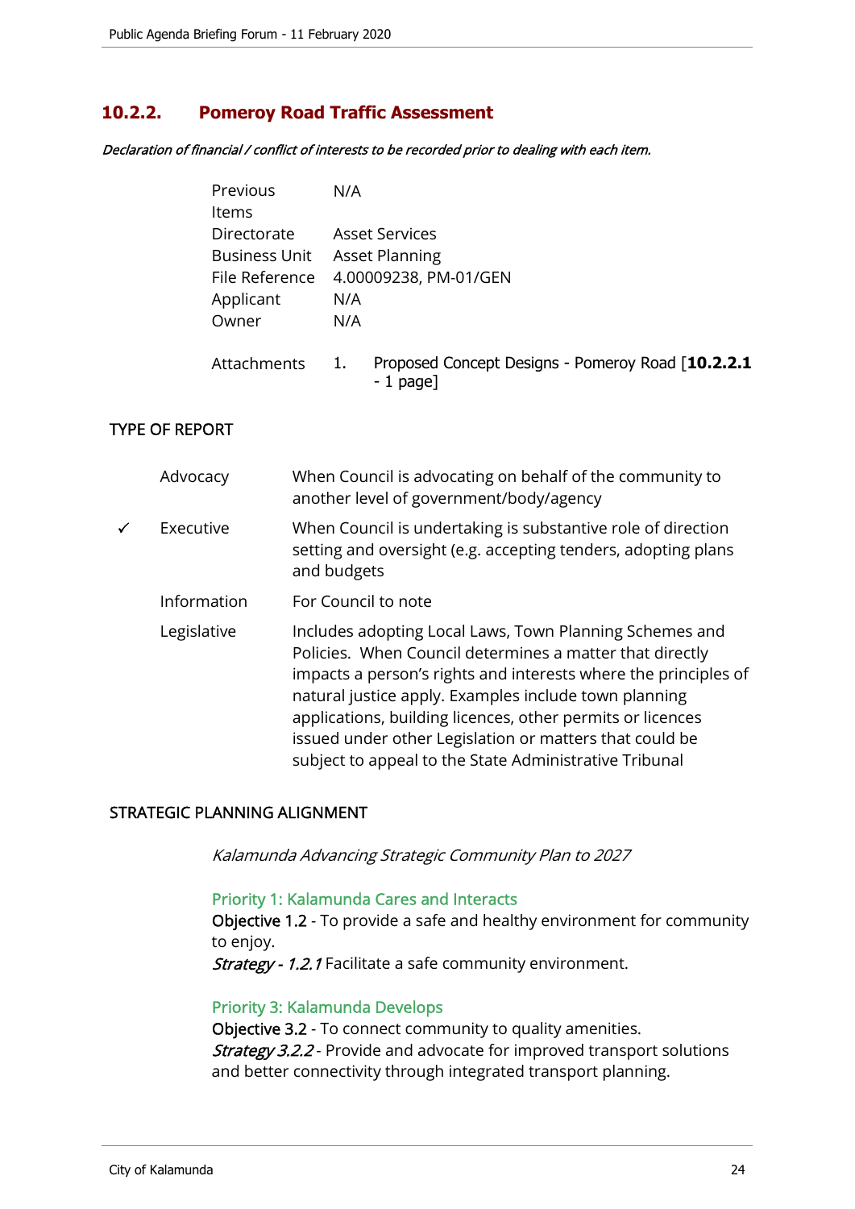## 10.2.2. Pomeroy Road Traffic Assessment

*Declaration of financial / conflict of interests to be recorded prior to dealing with each item.*

| | |
|---|---|
| Previous Items | N/A |
| Directorate | Asset Services |
| Business Unit | Asset Planning |
| File Reference | 4.00009238, PM-01/GEN |
| Applicant | N/A |
| Owner | N/A |

Attachments 1. Proposed Concept Designs - Pomeroy Road [**10.2.2.1** - 1 page]

### TYPE OF REPORT

| | | |
|---|---|---|
| | Advocacy | When Council is advocating on behalf of the community to another level of government/body/agency |
| ✓ | Executive | When Council is undertaking is substantive role of direction setting and oversight (e.g. accepting tenders, adopting plans and budgets |
| | Information | For Council to note |
| | Legislative | Includes adopting Local Laws, Town Planning Schemes and Policies. When Council determines a matter that directly impacts a person's rights and interests where the principles of natural justice apply. Examples include town planning applications, building licences, other permits or licences issued under other Legislation or matters that could be subject to appeal to the State Administrative Tribunal |

### STRATEGIC PLANNING ALIGNMENT

*Kalamunda Advancing Strategic Community Plan to 2027*

Priority 1: Kalamunda Cares and Interacts
Objective 1.2 - To provide a safe and healthy environment for community to enjoy.
*Strategy - 1.2.1* Facilitate a safe community environment.

Priority 3: Kalamunda Develops
Objective 3.2 - To connect community to quality amenities.
*Strategy 3.2.2* - Provide and advocate for improved transport solutions and better connectivity through integrated transport planning.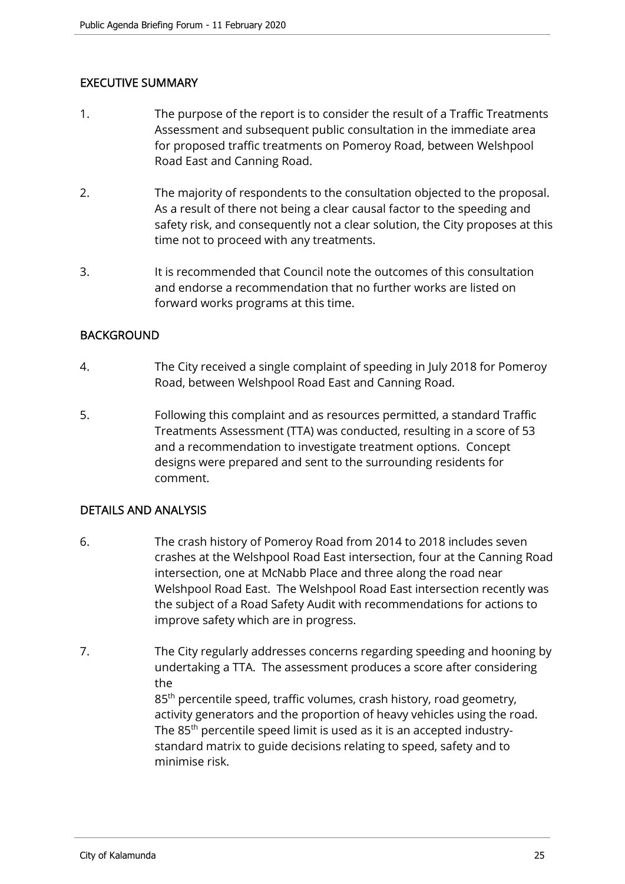## EXECUTIVE SUMMARY

1. The purpose of the report is to consider the result of a Traffic Treatments Assessment and subsequent public consultation in the immediate area for proposed traffic treatments on Pomeroy Road, between Welshpool Road East and Canning Road.

2. The majority of respondents to the consultation objected to the proposal. As a result of there not being a clear causal factor to the speeding and safety risk, and consequently not a clear solution, the City proposes at this time not to proceed with any treatments.

3. It is recommended that Council note the outcomes of this consultation and endorse a recommendation that no further works are listed on forward works programs at this time.

## BACKGROUND

4. The City received a single complaint of speeding in July 2018 for Pomeroy Road, between Welshpool Road East and Canning Road.

5. Following this complaint and as resources permitted, a standard Traffic Treatments Assessment (TTA) was conducted, resulting in a score of 53 and a recommendation to investigate treatment options. Concept designs were prepared and sent to the surrounding residents for comment.

## DETAILS AND ANALYSIS

6. The crash history of Pomeroy Road from 2014 to 2018 includes seven crashes at the Welshpool Road East intersection, four at the Canning Road intersection, one at McNabb Place and three along the road near Welshpool Road East. The Welshpool Road East intersection recently was the subject of a Road Safety Audit with recommendations for actions to improve safety which are in progress.

7. The City regularly addresses concerns regarding speeding and hooning by undertaking a TTA. The assessment produces a score after considering the 85$^{th}$ percentile speed, traffic volumes, crash history, road geometry, activity generators and the proportion of heavy vehicles using the road. The 85$^{th}$ percentile speed limit is used as it is an accepted industry-standard matrix to guide decisions relating to speed, safety and to minimise risk.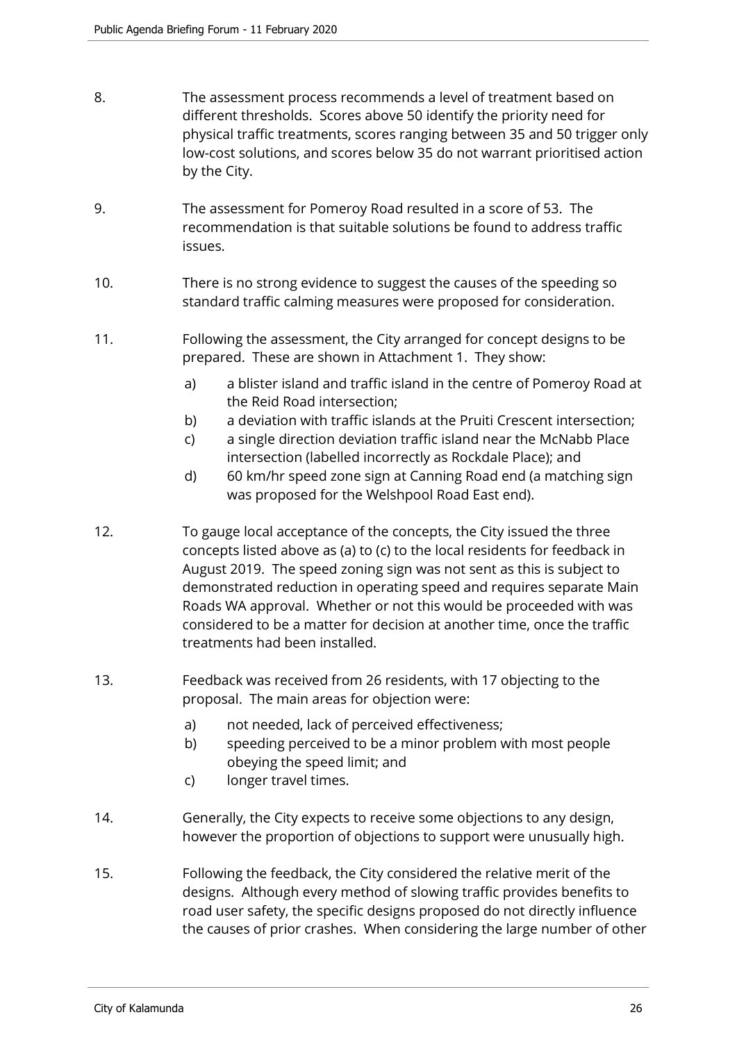8. The assessment process recommends a level of treatment based on different thresholds. Scores above 50 identify the priority need for physical traffic treatments, scores ranging between 35 and 50 trigger only low-cost solutions, and scores below 35 do not warrant prioritised action by the City.

9. The assessment for Pomeroy Road resulted in a score of 53. The recommendation is that suitable solutions be found to address traffic issues.

10. There is no strong evidence to suggest the causes of the speeding so standard traffic calming measures were proposed for consideration.

11. Following the assessment, the City arranged for concept designs to be prepared. These are shown in Attachment 1. They show:

    a) a blister island and traffic island in the centre of Pomeroy Road at the Reid Road intersection;
    b) a deviation with traffic islands at the Pruiti Crescent intersection;
    c) a single direction deviation traffic island near the McNabb Place intersection (labelled incorrectly as Rockdale Place); and
    d) 60 km/hr speed zone sign at Canning Road end (a matching sign was proposed for the Welshpool Road East end).

12. To gauge local acceptance of the concepts, the City issued the three concepts listed above as (a) to (c) to the local residents for feedback in August 2019. The speed zoning sign was not sent as this is subject to demonstrated reduction in operating speed and requires separate Main Roads WA approval. Whether or not this would be proceeded with was considered to be a matter for decision at another time, once the traffic treatments had been installed.

13. Feedback was received from 26 residents, with 17 objecting to the proposal. The main areas for objection were:

    a) not needed, lack of perceived effectiveness;
    b) speeding perceived to be a minor problem with most people obeying the speed limit; and
    c) longer travel times.

14. Generally, the City expects to receive some objections to any design, however the proportion of objections to support were unusually high.

15. Following the feedback, the City considered the relative merit of the designs. Although every method of slowing traffic provides benefits to road user safety, the specific designs proposed do not directly influence the causes of prior crashes. When considering the large number of other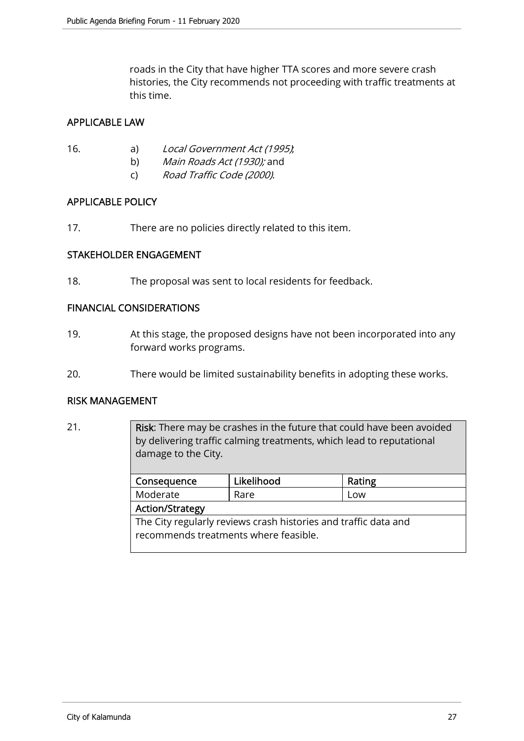roads in the City that have higher TTA scores and more severe crash histories, the City recommends not proceeding with traffic treatments at this time.

## APPLICABLE LAW

16. a) *Local Government Act (1995)*;
    b) *Main Roads Act (1930);* and
    c) *Road Traffic Code (2000)*.

## APPLICABLE POLICY

17. There are no policies directly related to this item.

## STAKEHOLDER ENGAGEMENT

18. The proposal was sent to local residents for feedback.

## FINANCIAL CONSIDERATIONS

19. At this stage, the proposed designs have not been incorporated into any forward works programs.

20. There would be limited sustainability benefits in adopting these works.

## RISK MANAGEMENT

21.

**Risk**: There may be crashes in the future that could have been avoided by delivering traffic calming treatments, which lead to reputational damage to the City.

| Consequence | Likelihood | Rating |
|---|---|---|
| Moderate | Rare | Low |
| **Action/Strategy** | | |
| The City regularly reviews crash histories and traffic data and recommends treatments where feasible. | | |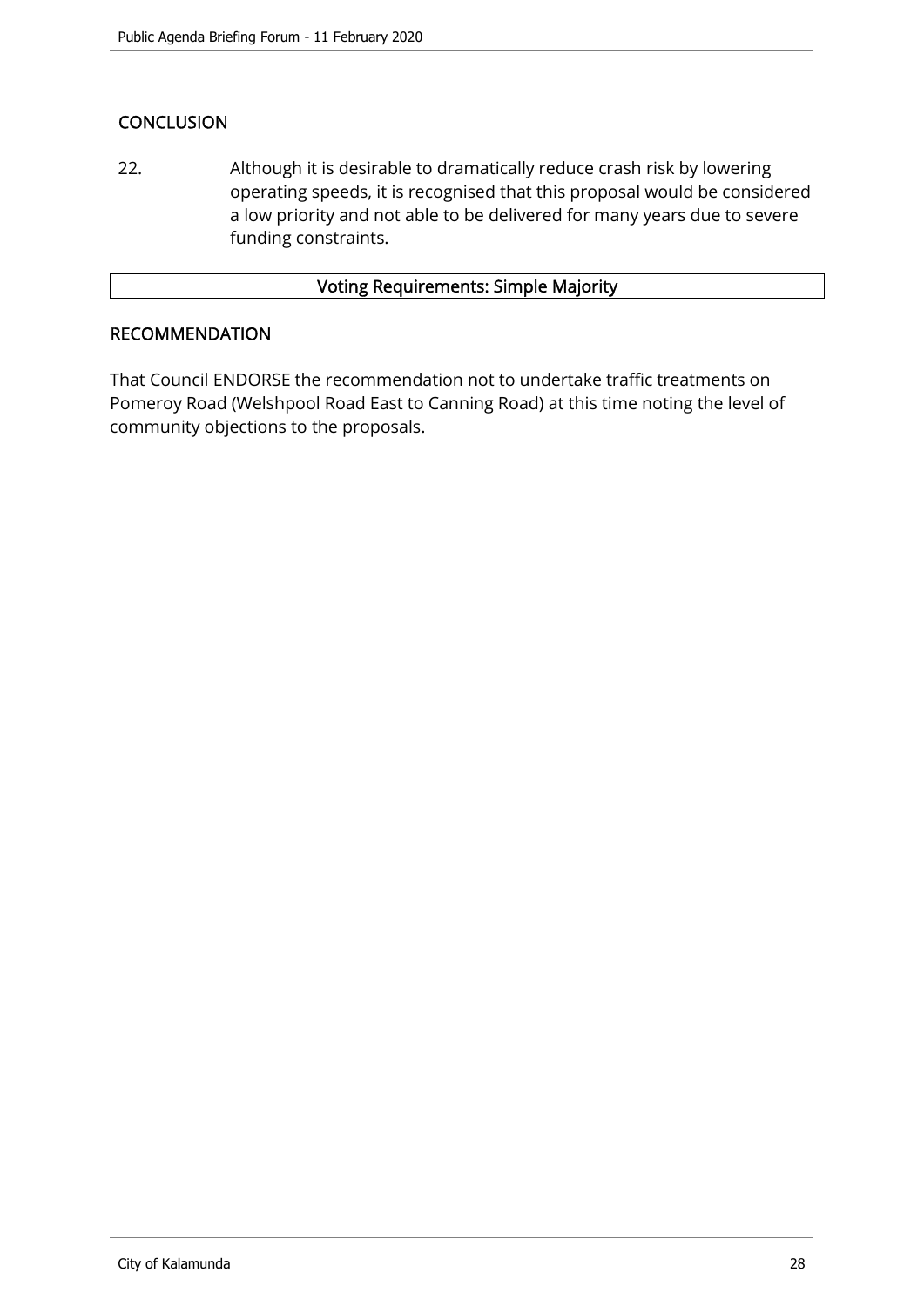## CONCLUSION

22. Although it is desirable to dramatically reduce crash risk by lowering operating speeds, it is recognised that this proposal would be considered a low priority and not able to be delivered for many years due to severe funding constraints.

| Voting Requirements: Simple Majority |
|---|

## RECOMMENDATION

That Council ENDORSE the recommendation not to undertake traffic treatments on Pomeroy Road (Welshpool Road East to Canning Road) at this time noting the level of community objections to the proposals.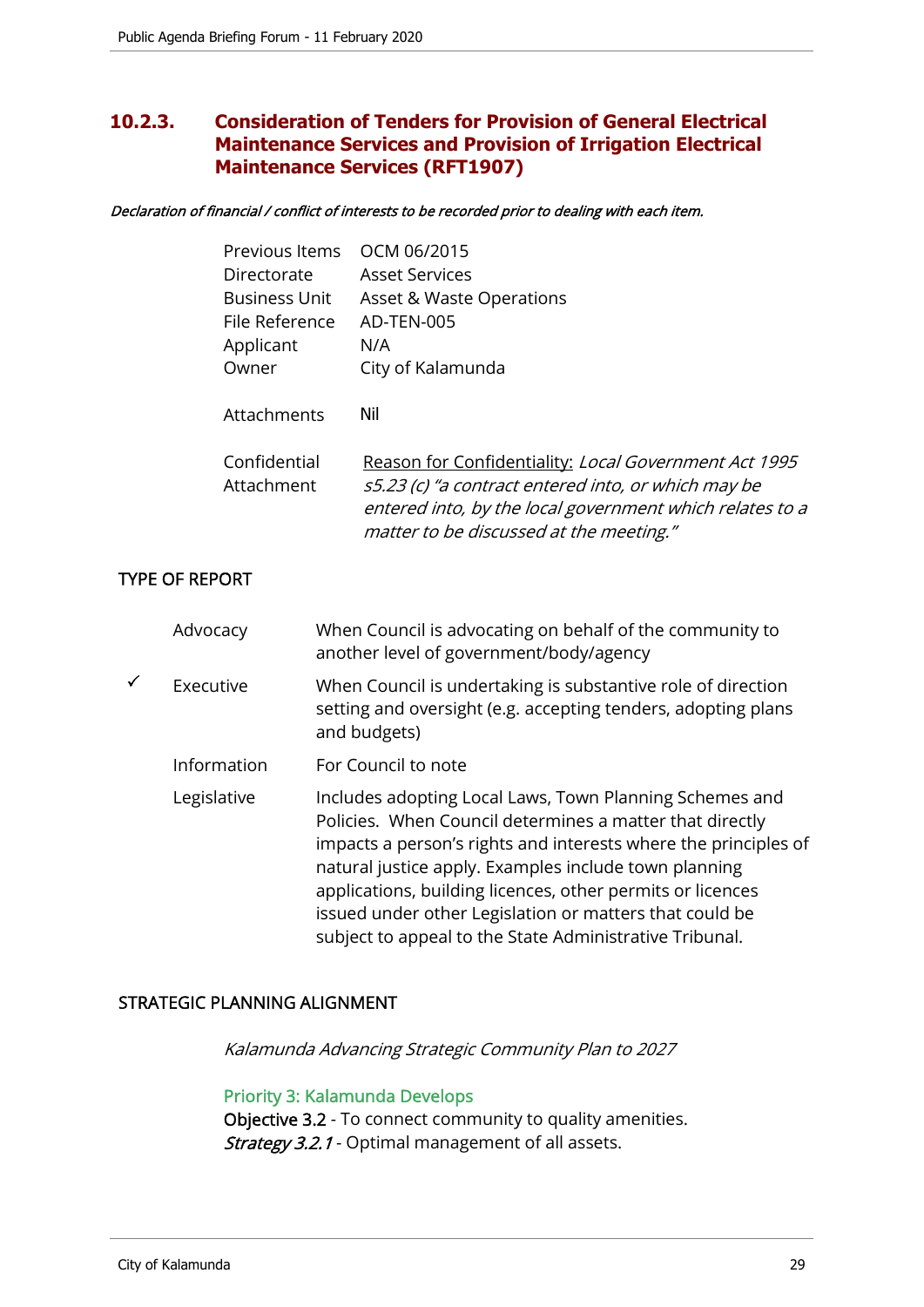## 10.2.3. Consideration of Tenders for Provision of General Electrical Maintenance Services and Provision of Irrigation Electrical Maintenance Services (RFT1907)

*Declaration of financial / conflict of interests to be recorded prior to dealing with each item.*

| | |
|---|---|
| Previous Items | OCM 06/2015 |
| Directorate | Asset Services |
| Business Unit | Asset & Waste Operations |
| File Reference | AD-TEN-005 |
| Applicant | N/A |
| Owner | City of Kalamunda |
| Attachments | Nil |
| Confidential Attachment | Reason for Confidentiality: *Local Government Act 1995 s5.23 (c) "a contract entered into, or which may be entered into, by the local government which relates to a matter to be discussed at the meeting."* |

### TYPE OF REPORT

| | | |
|---|---|---|
| | Advocacy | When Council is advocating on behalf of the community to another level of government/body/agency |
| ✓ | Executive | When Council is undertaking is substantive role of direction setting and oversight (e.g. accepting tenders, adopting plans and budgets) |
| | Information | For Council to note |
| | Legislative | Includes adopting Local Laws, Town Planning Schemes and Policies. When Council determines a matter that directly impacts a person's rights and interests where the principles of natural justice apply. Examples include town planning applications, building licences, other permits or licences issued under other Legislation or matters that could be subject to appeal to the State Administrative Tribunal. |

### STRATEGIC PLANNING ALIGNMENT

*Kalamunda Advancing Strategic Community Plan to 2027*

Priority 3: Kalamunda Develops
Objective 3.2 - To connect community to quality amenities.
*Strategy 3.2.1* - Optimal management of all assets.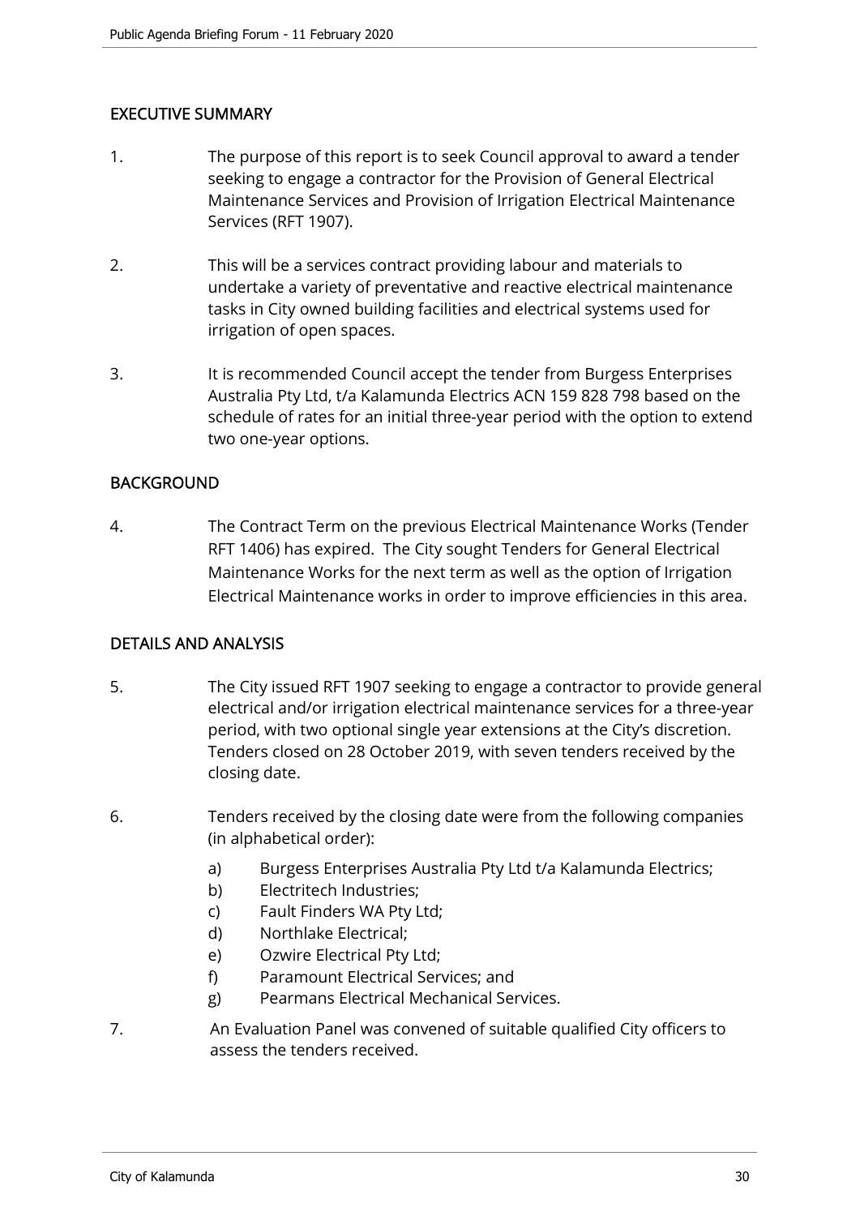## EXECUTIVE SUMMARY

1. The purpose of this report is to seek Council approval to award a tender seeking to engage a contractor for the Provision of General Electrical Maintenance Services and Provision of Irrigation Electrical Maintenance Services (RFT 1907).

2. This will be a services contract providing labour and materials to undertake a variety of preventative and reactive electrical maintenance tasks in City owned building facilities and electrical systems used for irrigation of open spaces.

3. It is recommended Council accept the tender from Burgess Enterprises Australia Pty Ltd, t/a Kalamunda Electrics ACN 159 828 798 based on the schedule of rates for an initial three-year period with the option to extend two one-year options.

## BACKGROUND

4. The Contract Term on the previous Electrical Maintenance Works (Tender RFT 1406) has expired. The City sought Tenders for General Electrical Maintenance Works for the next term as well as the option of Irrigation Electrical Maintenance works in order to improve efficiencies in this area.

## DETAILS AND ANALYSIS

5. The City issued RFT 1907 seeking to engage a contractor to provide general electrical and/or irrigation electrical maintenance services for a three-year period, with two optional single year extensions at the City's discretion. Tenders closed on 28 October 2019, with seven tenders received by the closing date.

6. Tenders received by the closing date were from the following companies (in alphabetical order):

    a) Burgess Enterprises Australia Pty Ltd t/a Kalamunda Electrics;
    b) Electritech Industries;
    c) Fault Finders WA Pty Ltd;
    d) Northlake Electrical;
    e) Ozwire Electrical Pty Ltd;
    f) Paramount Electrical Services; and
    g) Pearmans Electrical Mechanical Services.

7. An Evaluation Panel was convened of suitable qualified City officers to assess the tenders received.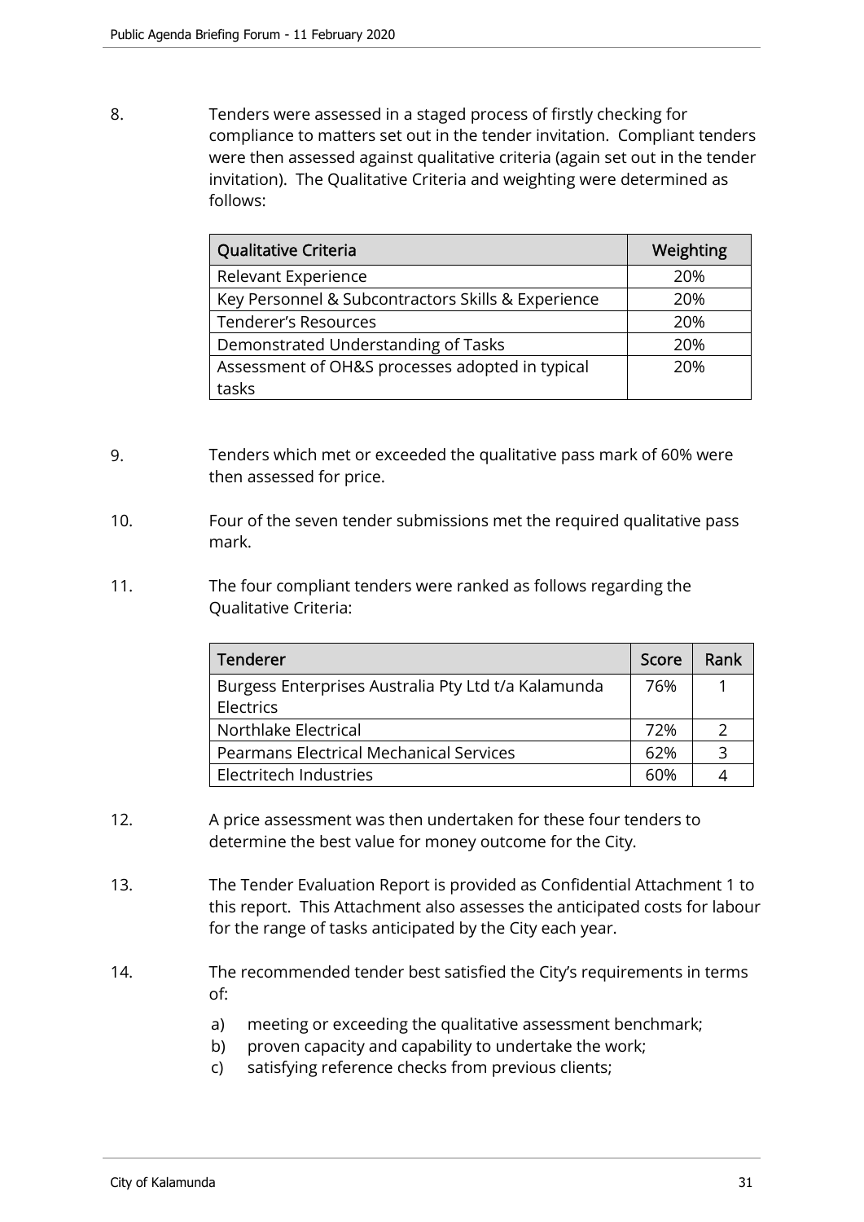8. Tenders were assessed in a staged process of firstly checking for compliance to matters set out in the tender invitation. Compliant tenders were then assessed against qualitative criteria (again set out in the tender invitation). The Qualitative Criteria and weighting were determined as follows:

| Qualitative Criteria | Weighting |
|---|---|
| Relevant Experience | 20% |
| Key Personnel & Subcontractors Skills & Experience | 20% |
| Tenderer's Resources | 20% |
| Demonstrated Understanding of Tasks | 20% |
| Assessment of OH&S processes adopted in typical tasks | 20% |

9. Tenders which met or exceeded the qualitative pass mark of 60% were then assessed for price.

10. Four of the seven tender submissions met the required qualitative pass mark.

11. The four compliant tenders were ranked as follows regarding the Qualitative Criteria:

| Tenderer | Score | Rank |
|---|---|---|
| Burgess Enterprises Australia Pty Ltd t/a Kalamunda Electrics | 76% | 1 |
| Northlake Electrical | 72% | 2 |
| Pearmans Electrical Mechanical Services | 62% | 3 |
| Electritech Industries | 60% | 4 |

12. A price assessment was then undertaken for these four tenders to determine the best value for money outcome for the City.

13. The Tender Evaluation Report is provided as Confidential Attachment 1 to this report. This Attachment also assesses the anticipated costs for labour for the range of tasks anticipated by the City each year.

14. The recommended tender best satisfied the City's requirements in terms of:

    a) meeting or exceeding the qualitative assessment benchmark;
    b) proven capacity and capability to undertake the work;
    c) satisfying reference checks from previous clients;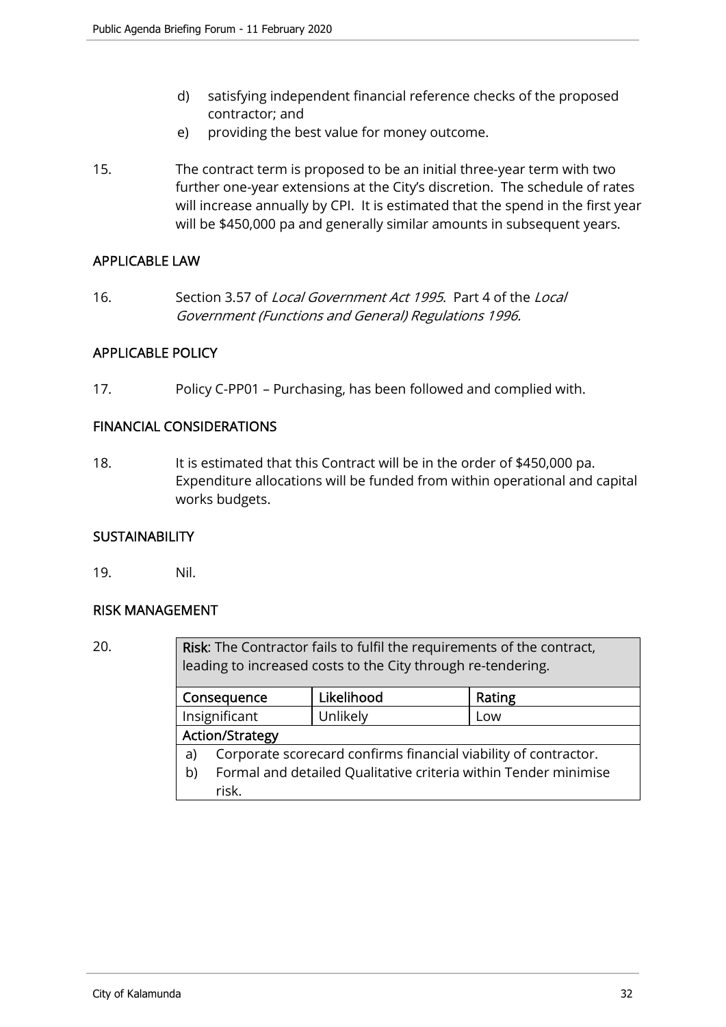d) satisfying independent financial reference checks of the proposed contractor; and
e) providing the best value for money outcome.

15. The contract term is proposed to be an initial three-year term with two further one-year extensions at the City's discretion. The schedule of rates will increase annually by CPI. It is estimated that the spend in the first year will be $450,000 pa and generally similar amounts in subsequent years.

## APPLICABLE LAW

16. Section 3.57 of *Local Government Act 1995*. Part 4 of the *Local Government (Functions and General) Regulations 1996.*

## APPLICABLE POLICY

17. Policy C-PP01 – Purchasing, has been followed and complied with.

## FINANCIAL CONSIDERATIONS

18. It is estimated that this Contract will be in the order of $450,000 pa. Expenditure allocations will be funded from within operational and capital works budgets.

## SUSTAINABILITY

19. Nil.

## RISK MANAGEMENT

20.

| **Risk**: The Contractor fails to fulfil the requirements of the contract, leading to increased costs to the City through re-tendering. | | |
|---|---|---|
| **Consequence** | **Likelihood** | **Rating** |
| Insignificant | Unlikely | Low |
| **Action/Strategy** | | |
| a) Corporate scorecard confirms financial viability of contractor.<br>b) Formal and detailed Qualitative criteria within Tender minimise risk. | | |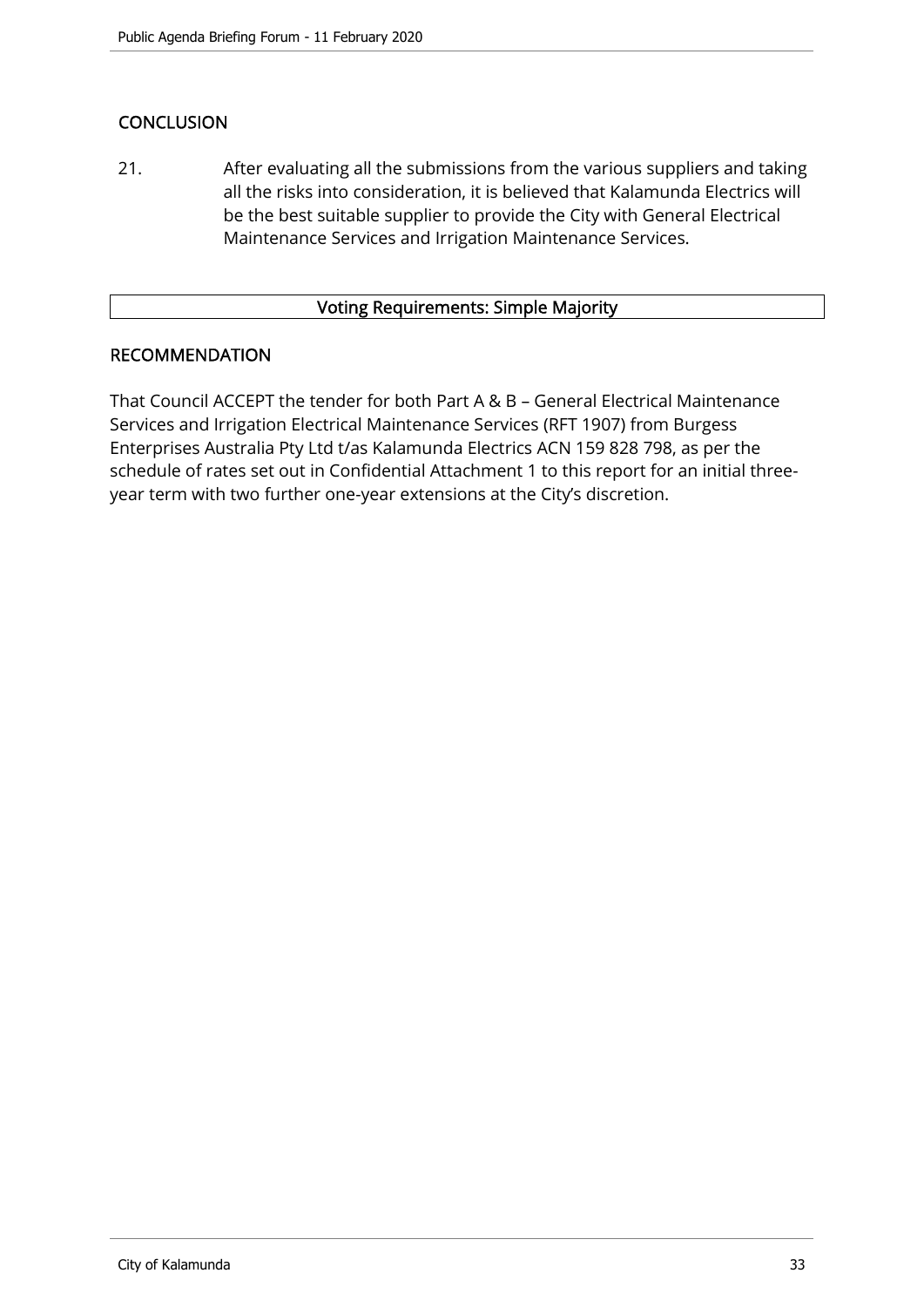## CONCLUSION

21. After evaluating all the submissions from the various suppliers and taking all the risks into consideration, it is believed that Kalamunda Electrics will be the best suitable supplier to provide the City with General Electrical Maintenance Services and Irrigation Maintenance Services.

| Voting Requirements: Simple Majority |
|---|

## RECOMMENDATION

That Council ACCEPT the tender for both Part A & B – General Electrical Maintenance Services and Irrigation Electrical Maintenance Services (RFT 1907) from Burgess Enterprises Australia Pty Ltd t/as Kalamunda Electrics ACN 159 828 798, as per the schedule of rates set out in Confidential Attachment 1 to this report for an initial three-year term with two further one-year extensions at the City's discretion.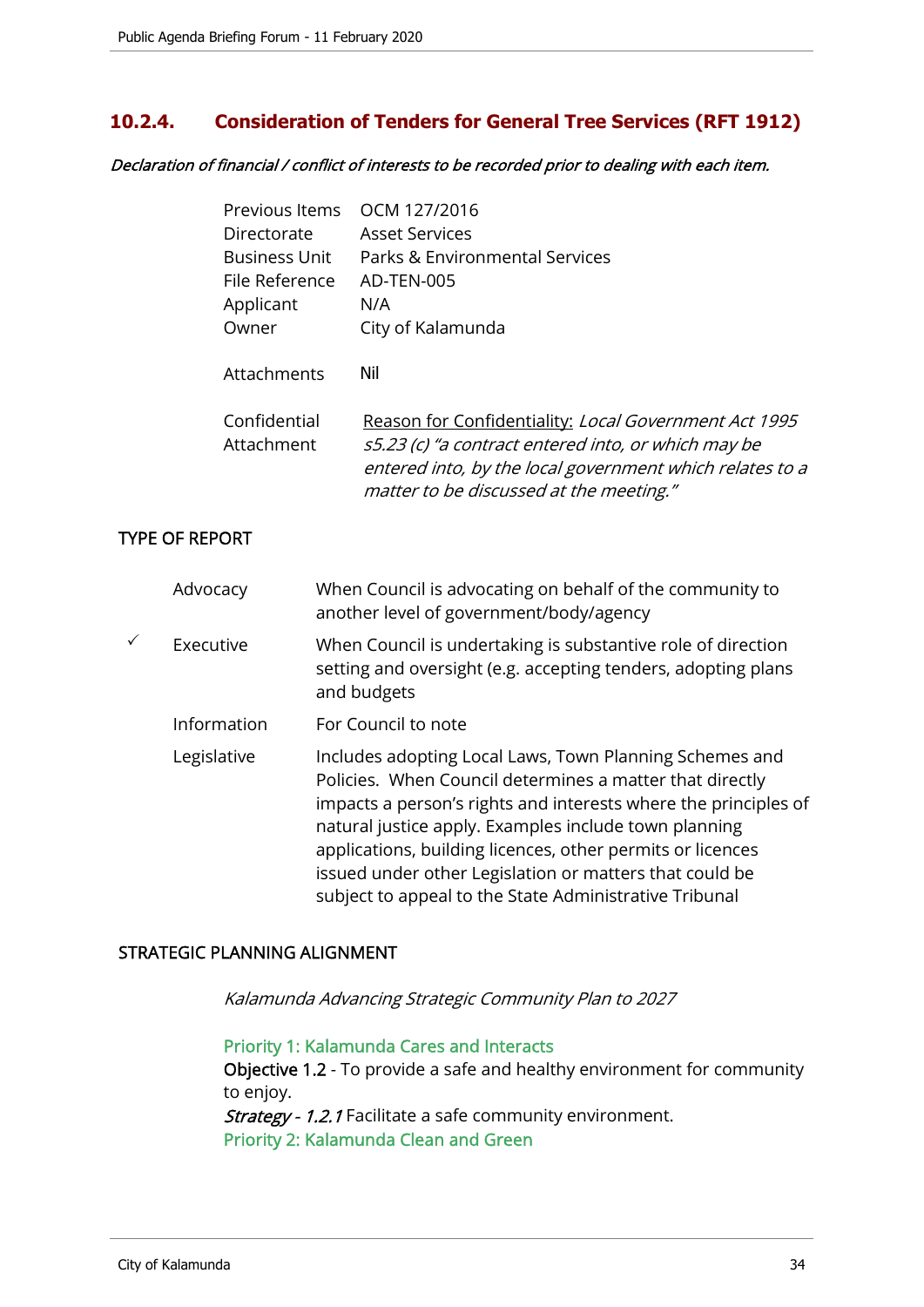## 10.2.4. Consideration of Tenders for General Tree Services (RFT 1912)

*Declaration of financial / conflict of interests to be recorded prior to dealing with each item.*

| | |
|---|---|
| Previous Items | OCM 127/2016 |
| Directorate | Asset Services |
| Business Unit | Parks & Environmental Services |
| File Reference | AD-TEN-005 |
| Applicant | N/A |
| Owner | City of Kalamunda |
| Attachments | Nil |
| Confidential Attachment | Reason for Confidentiality: *Local Government Act 1995 s5.23 (c) "a contract entered into, or which may be entered into, by the local government which relates to a matter to be discussed at the meeting."* |

### TYPE OF REPORT

| | | |
|---|---|---|
| | Advocacy | When Council is advocating on behalf of the community to another level of government/body/agency |
| ✓ | Executive | When Council is undertaking is substantive role of direction setting and oversight (e.g. accepting tenders, adopting plans and budgets |
| | Information | For Council to note |
| | Legislative | Includes adopting Local Laws, Town Planning Schemes and Policies. When Council determines a matter that directly impacts a person's rights and interests where the principles of natural justice apply. Examples include town planning applications, building licences, other permits or licences issued under other Legislation or matters that could be subject to appeal to the State Administrative Tribunal |

### STRATEGIC PLANNING ALIGNMENT

*Kalamunda Advancing Strategic Community Plan to 2027*

Priority 1: Kalamunda Cares and Interacts
Objective 1.2 - To provide a safe and healthy environment for community to enjoy.
*Strategy - 1.2.1* Facilitate a safe community environment.
Priority 2: Kalamunda Clean and Green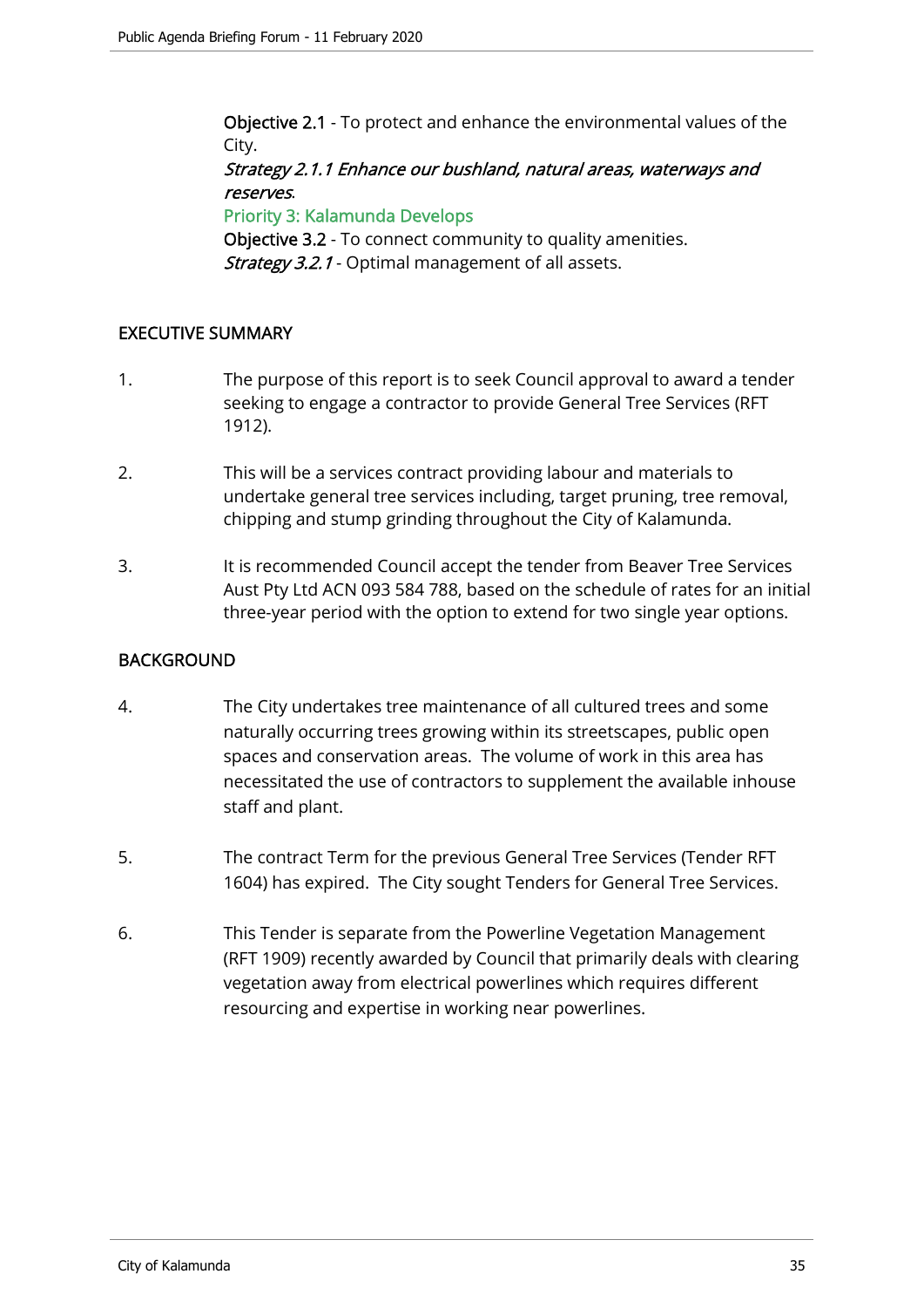**Objective 2.1** - To protect and enhance the environmental values of the City.
*Strategy 2.1.1 Enhance our bushland, natural areas, waterways and reserves.*
Priority 3: Kalamunda Develops
**Objective 3.2** - To connect community to quality amenities.
*Strategy 3.2.1* - Optimal management of all assets.

## EXECUTIVE SUMMARY

1. The purpose of this report is to seek Council approval to award a tender seeking to engage a contractor to provide General Tree Services (RFT 1912).

2. This will be a services contract providing labour and materials to undertake general tree services including, target pruning, tree removal, chipping and stump grinding throughout the City of Kalamunda.

3. It is recommended Council accept the tender from Beaver Tree Services Aust Pty Ltd ACN 093 584 788, based on the schedule of rates for an initial three-year period with the option to extend for two single year options.

## BACKGROUND

4. The City undertakes tree maintenance of all cultured trees and some naturally occurring trees growing within its streetscapes, public open spaces and conservation areas. The volume of work in this area has necessitated the use of contractors to supplement the available inhouse staff and plant.

5. The contract Term for the previous General Tree Services (Tender RFT 1604) has expired. The City sought Tenders for General Tree Services.

6. This Tender is separate from the Powerline Vegetation Management (RFT 1909) recently awarded by Council that primarily deals with clearing vegetation away from electrical powerlines which requires different resourcing and expertise in working near powerlines.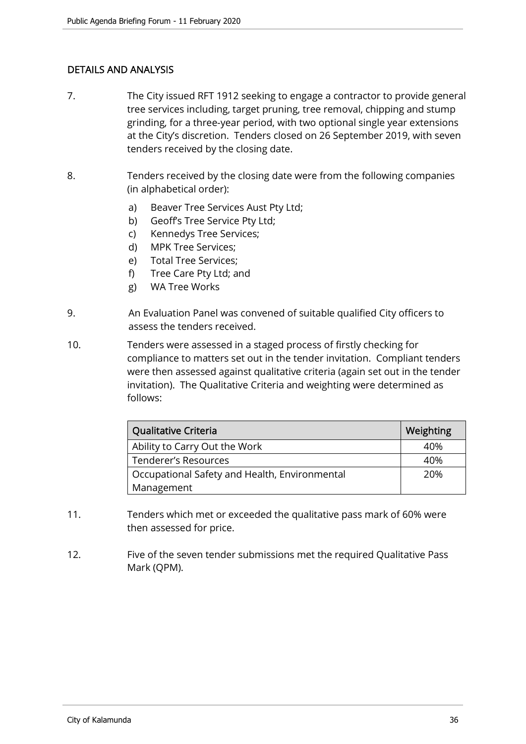## DETAILS AND ANALYSIS

7. The City issued RFT 1912 seeking to engage a contractor to provide general tree services including, target pruning, tree removal, chipping and stump grinding, for a three-year period, with two optional single year extensions at the City's discretion. Tenders closed on 26 September 2019, with seven tenders received by the closing date.

8. Tenders received by the closing date were from the following companies (in alphabetical order):

   a) Beaver Tree Services Aust Pty Ltd;
   b) Geoff's Tree Service Pty Ltd;
   c) Kennedys Tree Services;
   d) MPK Tree Services;
   e) Total Tree Services;
   f) Tree Care Pty Ltd; and
   g) WA Tree Works

9. An Evaluation Panel was convened of suitable qualified City officers to assess the tenders received.

10. Tenders were assessed in a staged process of firstly checking for compliance to matters set out in the tender invitation. Compliant tenders were then assessed against qualitative criteria (again set out in the tender invitation). The Qualitative Criteria and weighting were determined as follows:

| Qualitative Criteria | Weighting |
|---|---|
| Ability to Carry Out the Work | 40% |
| Tenderer's Resources | 40% |
| Occupational Safety and Health, Environmental Management | 20% |

11. Tenders which met or exceeded the qualitative pass mark of 60% were then assessed for price.

12. Five of the seven tender submissions met the required Qualitative Pass Mark (QPM).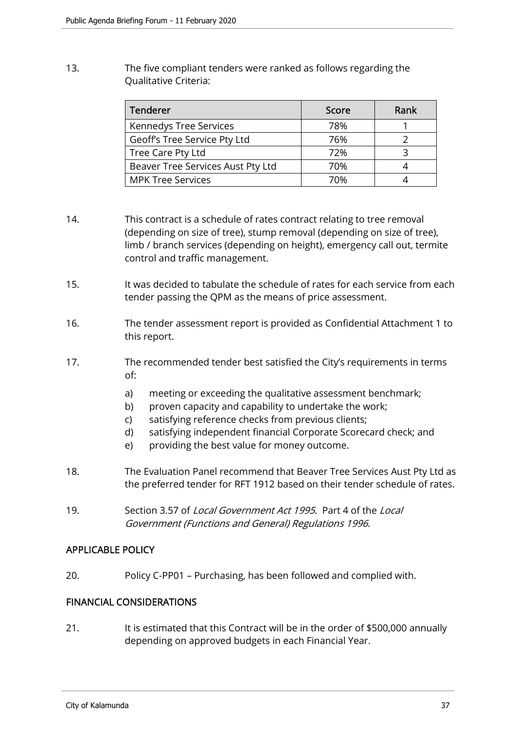13. The five compliant tenders were ranked as follows regarding the Qualitative Criteria:

| Tenderer | Score | Rank |
|---|---|---|
| Kennedys Tree Services | 78% | 1 |
| Geoff's Tree Service Pty Ltd | 76% | 2 |
| Tree Care Pty Ltd | 72% | 3 |
| Beaver Tree Services Aust Pty Ltd | 70% | 4 |
| MPK Tree Services | 70% | 4 |

14. This contract is a schedule of rates contract relating to tree removal (depending on size of tree), stump removal (depending on size of tree), limb / branch services (depending on height), emergency call out, termite control and traffic management.

15. It was decided to tabulate the schedule of rates for each service from each tender passing the QPM as the means of price assessment.

16. The tender assessment report is provided as Confidential Attachment 1 to this report.

17. The recommended tender best satisfied the City's requirements in terms of:

    a) meeting or exceeding the qualitative assessment benchmark;
    b) proven capacity and capability to undertake the work;
    c) satisfying reference checks from previous clients;
    d) satisfying independent financial Corporate Scorecard check; and
    e) providing the best value for money outcome.

18. The Evaluation Panel recommend that Beaver Tree Services Aust Pty Ltd as the preferred tender for RFT 1912 based on their tender schedule of rates.

19. Section 3.57 of *Local Government Act 1995*. Part 4 of the *Local Government (Functions and General) Regulations 1996*.

## APPLICABLE POLICY

20. Policy C-PP01 – Purchasing, has been followed and complied with.

## FINANCIAL CONSIDERATIONS

21. It is estimated that this Contract will be in the order of $500,000 annually depending on approved budgets in each Financial Year.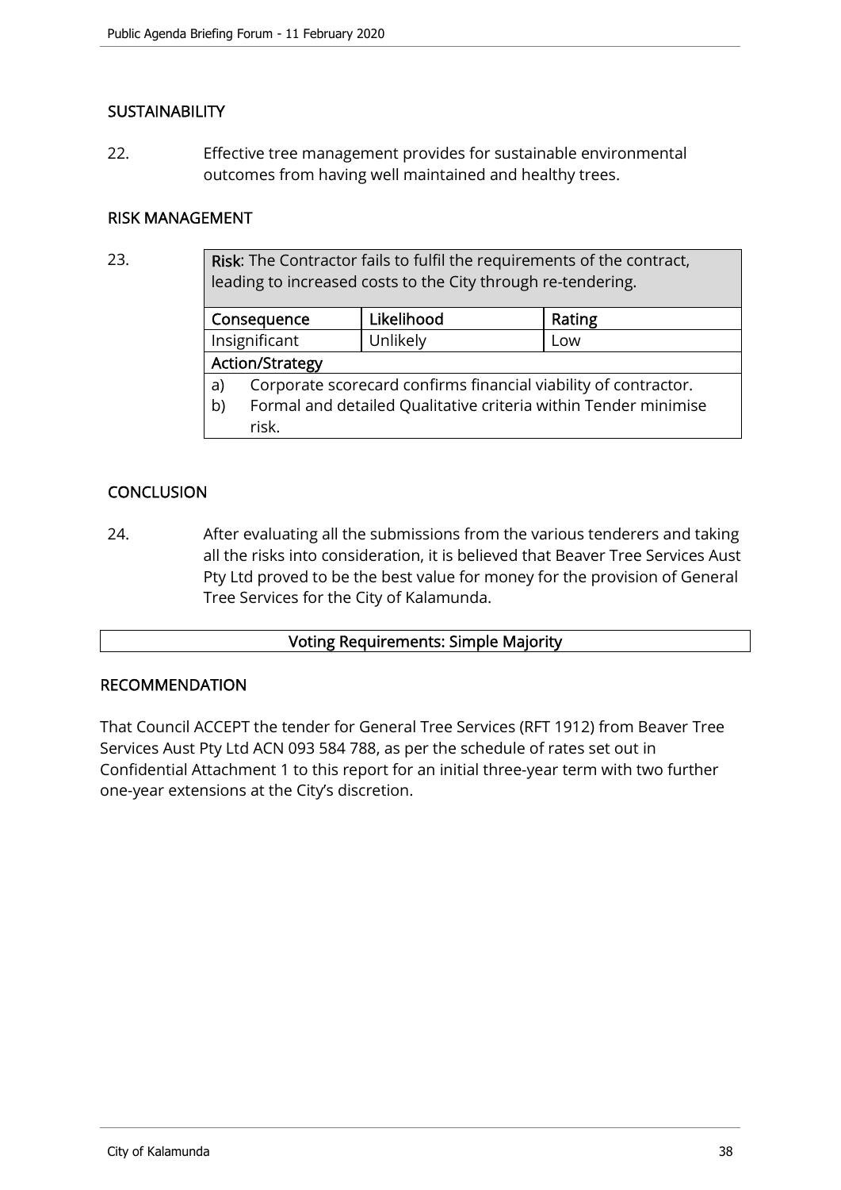## SUSTAINABILITY

22. Effective tree management provides for sustainable environmental outcomes from having well maintained and healthy trees.

## RISK MANAGEMENT

23.

| **Risk**: The Contractor fails to fulfil the requirements of the contract, leading to increased costs to the City through re-tendering. | | |
|---|---|---|
| **Consequence** | **Likelihood** | **Rating** |
| Insignificant | Unlikely | Low |
| **Action/Strategy** | | |
| a) Corporate scorecard confirms financial viability of contractor.<br>b) Formal and detailed Qualitative criteria within Tender minimise risk. | | |

## CONCLUSION

24. After evaluating all the submissions from the various tenderers and taking all the risks into consideration, it is believed that Beaver Tree Services Aust Pty Ltd proved to be the best value for money for the provision of General Tree Services for the City of Kalamunda.

**Voting Requirements: Simple Majority**

## RECOMMENDATION

That Council ACCEPT the tender for General Tree Services (RFT 1912) from Beaver Tree Services Aust Pty Ltd ACN 093 584 788, as per the schedule of rates set out in Confidential Attachment 1 to this report for an initial three-year term with two further one-year extensions at the City's discretion.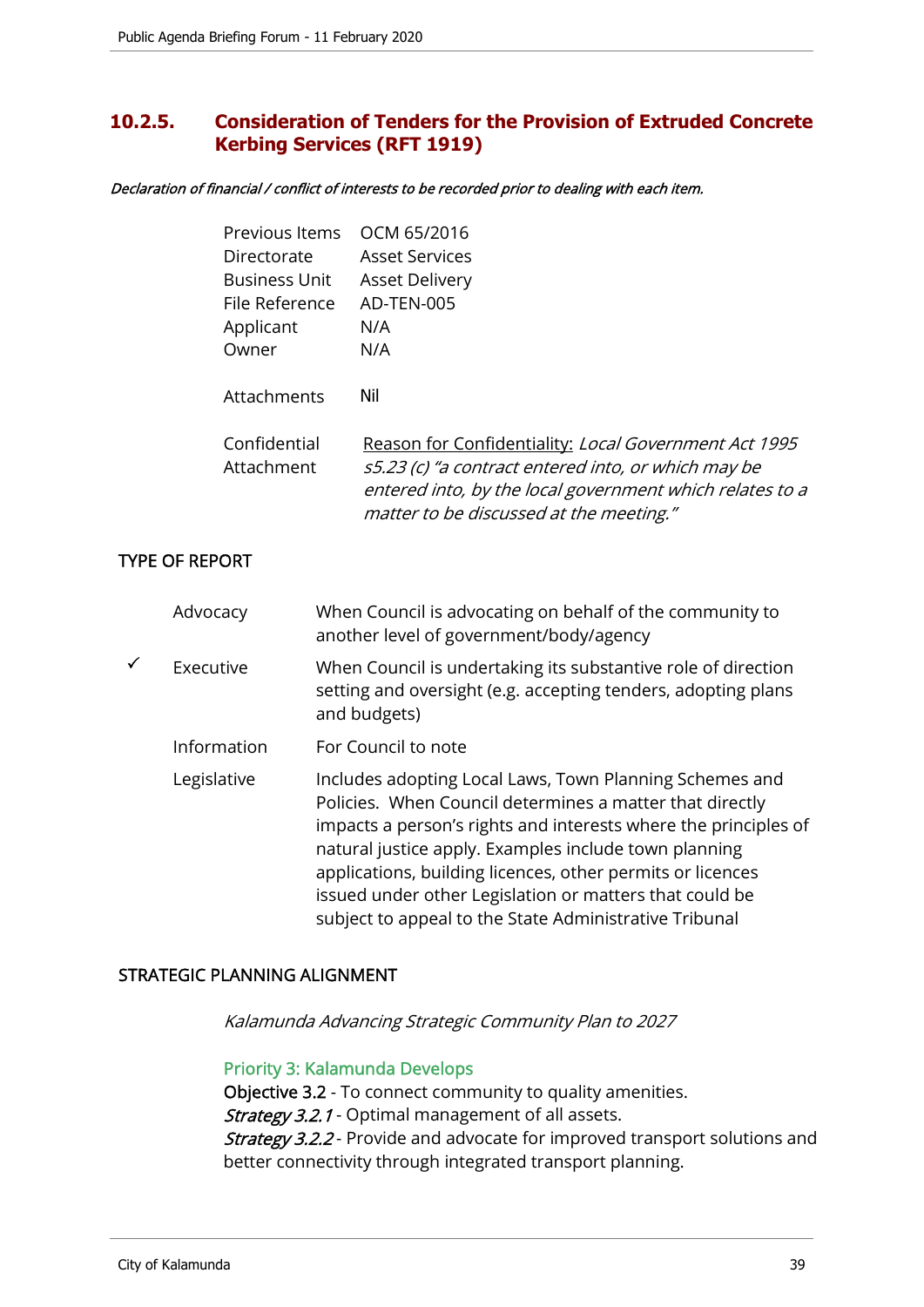## 10.2.5. Consideration of Tenders for the Provision of Extruded Concrete Kerbing Services (RFT 1919)

***Declaration of financial / conflict of interests to be recorded prior to dealing with each item.***

| | |
|---|---|
| Previous Items | OCM 65/2016 |
| Directorate | Asset Services |
| Business Unit | Asset Delivery |
| File Reference | AD-TEN-005 |
| Applicant | N/A |
| Owner | N/A |
| Attachments | Nil |
| Confidential Attachment | <u>Reason for Confidentiality:</u> *Local Government Act 1995 s5.23 (c) "a contract entered into, or which may be entered into, by the local government which relates to a matter to be discussed at the meeting."* |

### TYPE OF REPORT

| | | |
|---|---|---|
| | Advocacy | When Council is advocating on behalf of the community to another level of government/body/agency |
| ✓ | Executive | When Council is undertaking its substantive role of direction setting and oversight (e.g. accepting tenders, adopting plans and budgets) |
| | Information | For Council to note |
| | Legislative | Includes adopting Local Laws, Town Planning Schemes and Policies. When Council determines a matter that directly impacts a person's rights and interests where the principles of natural justice apply. Examples include town planning applications, building licences, other permits or licences issued under other Legislation or matters that could be subject to appeal to the State Administrative Tribunal |

### STRATEGIC PLANNING ALIGNMENT

*Kalamunda Advancing Strategic Community Plan to 2027*

Priority 3: Kalamunda Develops

**Objective 3.2** - To connect community to quality amenities.

***Strategy 3.2.1*** - Optimal management of all assets.

***Strategy 3.2.2*** - Provide and advocate for improved transport solutions and better connectivity through integrated transport planning.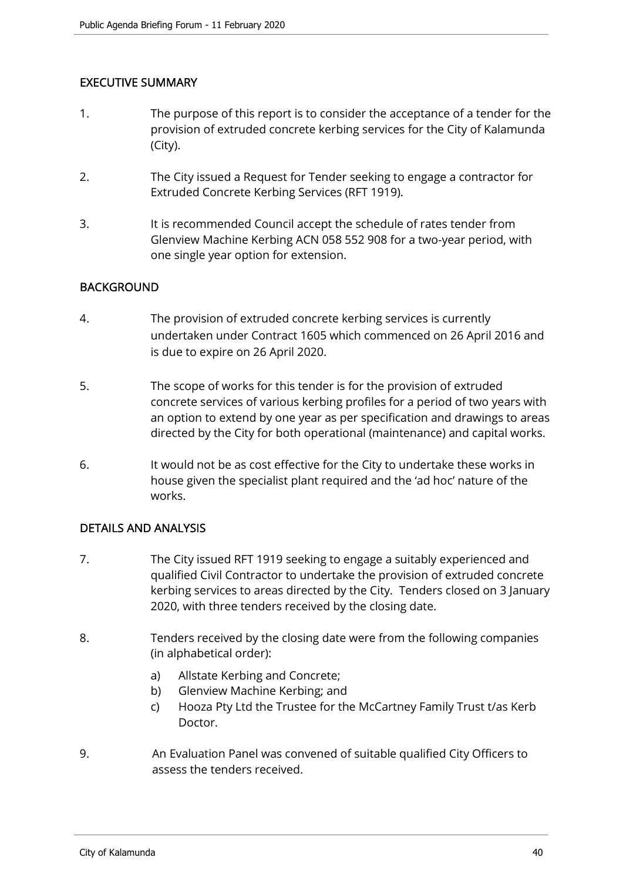## EXECUTIVE SUMMARY

1. The purpose of this report is to consider the acceptance of a tender for the provision of extruded concrete kerbing services for the City of Kalamunda (City).

2. The City issued a Request for Tender seeking to engage a contractor for Extruded Concrete Kerbing Services (RFT 1919).

3. It is recommended Council accept the schedule of rates tender from Glenview Machine Kerbing ACN 058 552 908 for a two-year period, with one single year option for extension.

## BACKGROUND

4. The provision of extruded concrete kerbing services is currently undertaken under Contract 1605 which commenced on 26 April 2016 and is due to expire on 26 April 2020.

5. The scope of works for this tender is for the provision of extruded concrete services of various kerbing profiles for a period of two years with an option to extend by one year as per specification and drawings to areas directed by the City for both operational (maintenance) and capital works.

6. It would not be as cost effective for the City to undertake these works in house given the specialist plant required and the 'ad hoc' nature of the works.

## DETAILS AND ANALYSIS

7. The City issued RFT 1919 seeking to engage a suitably experienced and qualified Civil Contractor to undertake the provision of extruded concrete kerbing services to areas directed by the City. Tenders closed on 3 January 2020, with three tenders received by the closing date.

8. Tenders received by the closing date were from the following companies (in alphabetical order):

   a) Allstate Kerbing and Concrete;
   b) Glenview Machine Kerbing; and
   c) Hooza Pty Ltd the Trustee for the McCartney Family Trust t/as Kerb Doctor.

9. An Evaluation Panel was convened of suitable qualified City Officers to assess the tenders received.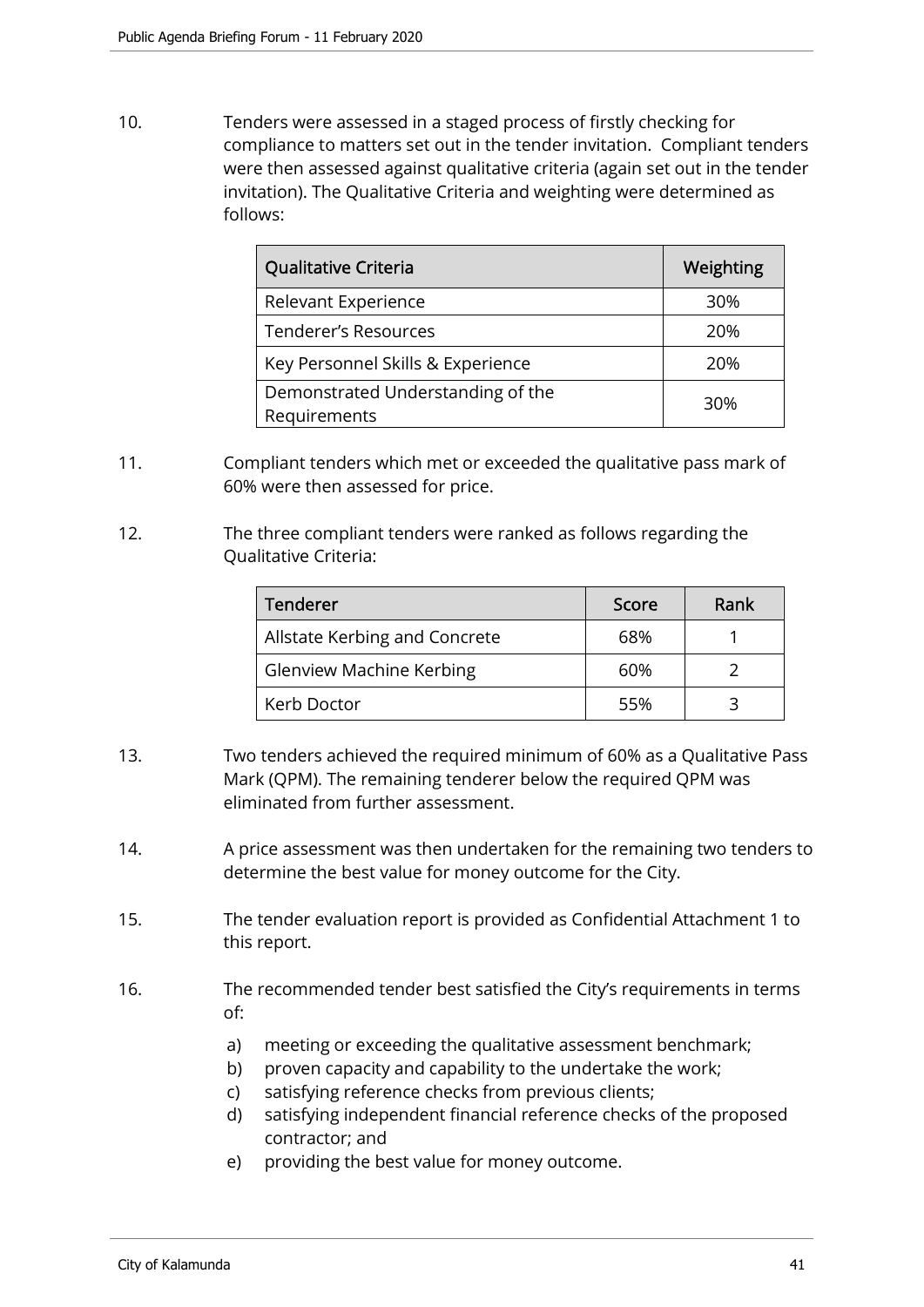10. Tenders were assessed in a staged process of firstly checking for compliance to matters set out in the tender invitation. Compliant tenders were then assessed against qualitative criteria (again set out in the tender invitation). The Qualitative Criteria and weighting were determined as follows:

| Qualitative Criteria | Weighting |
|---|---|
| Relevant Experience | 30% |
| Tenderer's Resources | 20% |
| Key Personnel Skills & Experience | 20% |
| Demonstrated Understanding of the Requirements | 30% |

11. Compliant tenders which met or exceeded the qualitative pass mark of 60% were then assessed for price.

12. The three compliant tenders were ranked as follows regarding the Qualitative Criteria:

| Tenderer | Score | Rank |
|---|---|---|
| Allstate Kerbing and Concrete | 68% | 1 |
| Glenview Machine Kerbing | 60% | 2 |
| Kerb Doctor | 55% | 3 |

13. Two tenders achieved the required minimum of 60% as a Qualitative Pass Mark (QPM). The remaining tenderer below the required QPM was eliminated from further assessment.

14. A price assessment was then undertaken for the remaining two tenders to determine the best value for money outcome for the City.

15. The tender evaluation report is provided as Confidential Attachment 1 to this report.

16. The recommended tender best satisfied the City's requirements in terms of:

    a) meeting or exceeding the qualitative assessment benchmark;
    b) proven capacity and capability to the undertake the work;
    c) satisfying reference checks from previous clients;
    d) satisfying independent financial reference checks of the proposed contractor; and
    e) providing the best value for money outcome.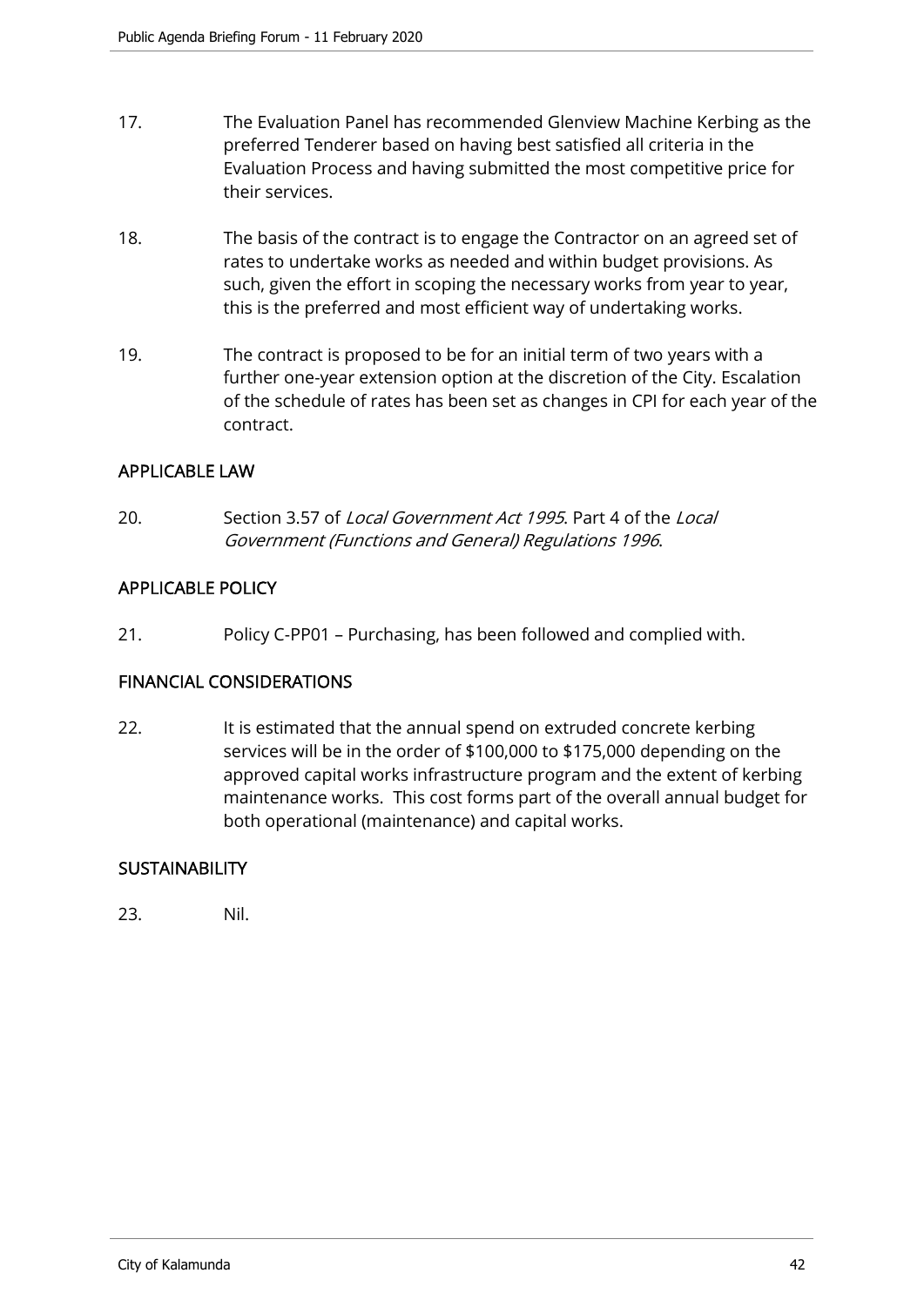17. The Evaluation Panel has recommended Glenview Machine Kerbing as the preferred Tenderer based on having best satisfied all criteria in the Evaluation Process and having submitted the most competitive price for their services.

18. The basis of the contract is to engage the Contractor on an agreed set of rates to undertake works as needed and within budget provisions. As such, given the effort in scoping the necessary works from year to year, this is the preferred and most efficient way of undertaking works.

19. The contract is proposed to be for an initial term of two years with a further one-year extension option at the discretion of the City. Escalation of the schedule of rates has been set as changes in CPI for each year of the contract.

## APPLICABLE LAW

20. Section 3.57 of *Local Government Act 1995*. Part 4 of the *Local Government (Functions and General) Regulations 1996*.

## APPLICABLE POLICY

21. Policy C-PP01 – Purchasing, has been followed and complied with.

## FINANCIAL CONSIDERATIONS

22. It is estimated that the annual spend on extruded concrete kerbing services will be in the order of $100,000 to $175,000 depending on the approved capital works infrastructure program and the extent of kerbing maintenance works. This cost forms part of the overall annual budget for both operational (maintenance) and capital works.

## SUSTAINABILITY

23. Nil.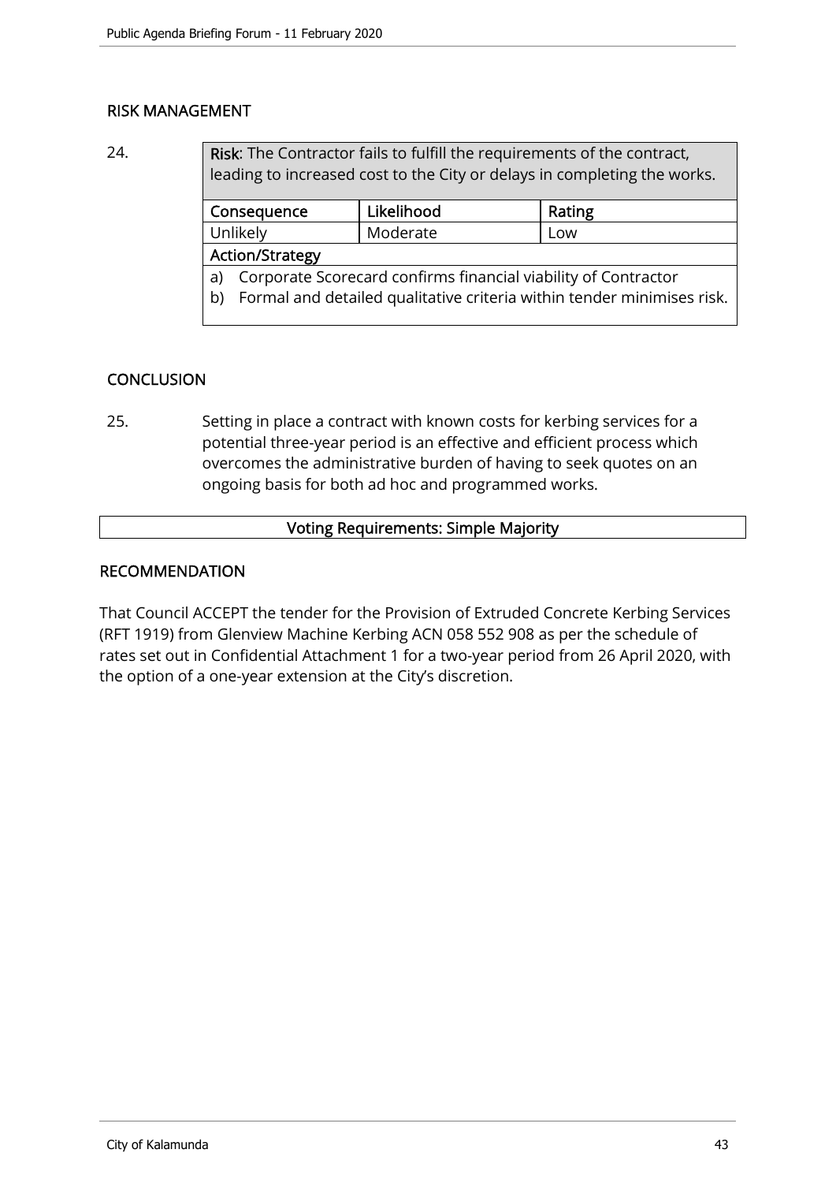## RISK MANAGEMENT

24.

| **Risk**: The Contractor fails to fulfill the requirements of the contract, leading to increased cost to the City or delays in completing the works. | | |
|---|---|---|
| **Consequence** | **Likelihood** | **Rating** |
| Unlikely | Moderate | Low |
| **Action/Strategy** | | |
| a) Corporate Scorecard confirms financial viability of Contractor<br>b) Formal and detailed qualitative criteria within tender minimises risk. | | |

## CONCLUSION

25. Setting in place a contract with known costs for kerbing services for a potential three-year period is an effective and efficient process which overcomes the administrative burden of having to seek quotes on an ongoing basis for both ad hoc and programmed works.

**Voting Requirements: Simple Majority**

## RECOMMENDATION

That Council ACCEPT the tender for the Provision of Extruded Concrete Kerbing Services (RFT 1919) from Glenview Machine Kerbing ACN 058 552 908 as per the schedule of rates set out in Confidential Attachment 1 for a two-year period from 26 April 2020, with the option of a one-year extension at the City's discretion.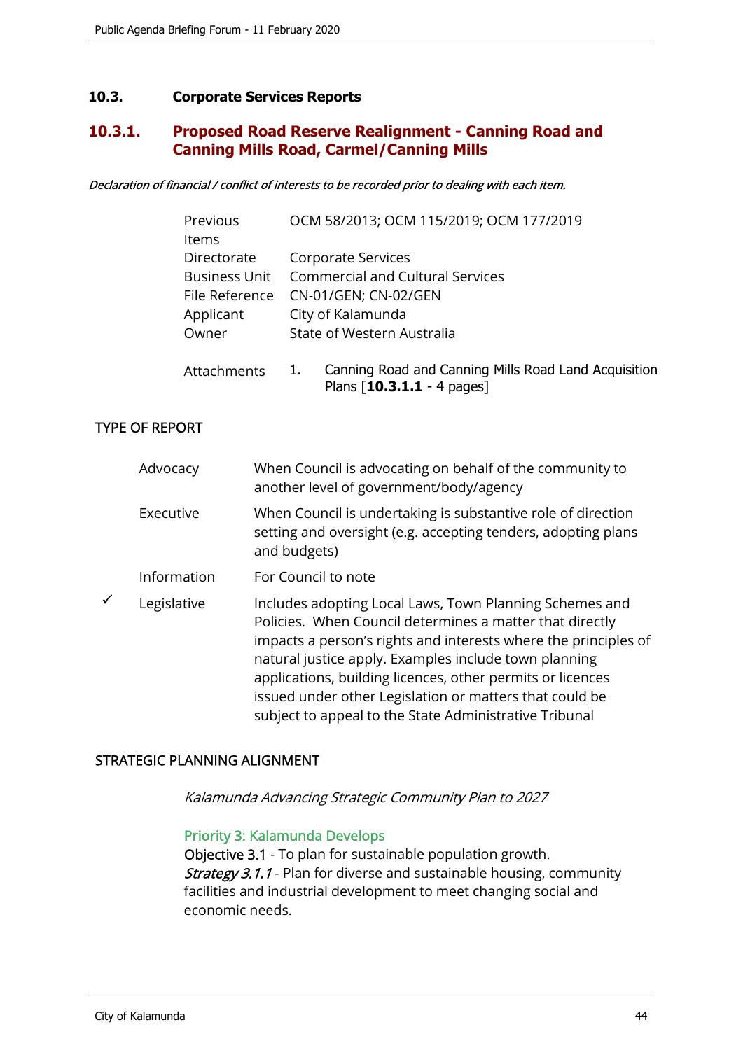## 10.3. Corporate Services Reports

### 10.3.1. Proposed Road Reserve Realignment - Canning Road and Canning Mills Road, Carmel/Canning Mills

*Declaration of financial / conflict of interests to be recorded prior to dealing with each item.*

| | |
|---|---|
| Previous Items | OCM 58/2013; OCM 115/2019; OCM 177/2019 |
| Directorate | Corporate Services |
| Business Unit | Commercial and Cultural Services |
| File Reference | CN-01/GEN; CN-02/GEN |
| Applicant | City of Kalamunda |
| Owner | State of Western Australia |
| Attachments | 1. Canning Road and Canning Mills Road Land Acquisition Plans [**10.3.1.1** - 4 pages] |

TYPE OF REPORT

| | | |
|---|---|---|
| | Advocacy | When Council is advocating on behalf of the community to another level of government/body/agency |
| | Executive | When Council is undertaking is substantive role of direction setting and oversight (e.g. accepting tenders, adopting plans and budgets) |
| | Information | For Council to note |
| ✓ | Legislative | Includes adopting Local Laws, Town Planning Schemes and Policies. When Council determines a matter that directly impacts a person's rights and interests where the principles of natural justice apply. Examples include town planning applications, building licences, other permits or licences issued under other Legislation or matters that could be subject to appeal to the State Administrative Tribunal |

STRATEGIC PLANNING ALIGNMENT

*Kalamunda Advancing Strategic Community Plan to 2027*

Priority 3: Kalamunda Develops
Objective 3.1 - To plan for sustainable population growth.
*Strategy 3.1.1* - Plan for diverse and sustainable housing, community facilities and industrial development to meet changing social and economic needs.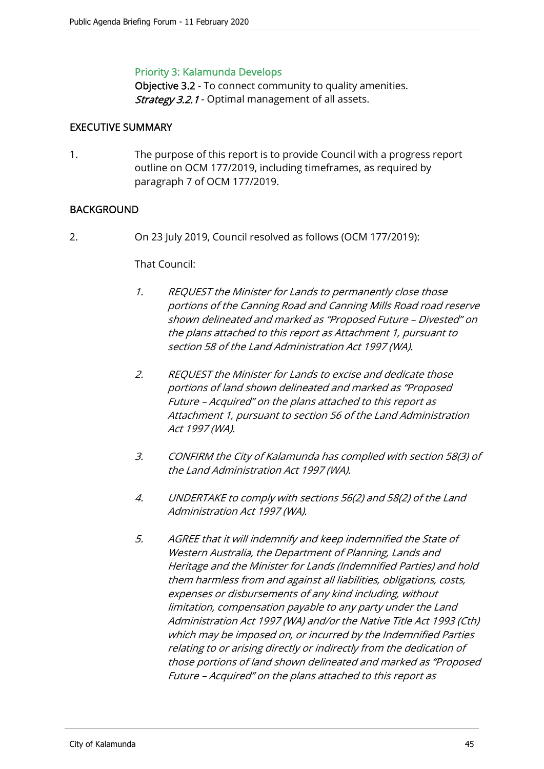### Priority 3: Kalamunda Develops

**Objective 3.2** - To connect community to quality amenities.
***Strategy 3.2.1*** - Optimal management of all assets.

## EXECUTIVE SUMMARY

1. The purpose of this report is to provide Council with a progress report outline on OCM 177/2019, including timeframes, as required by paragraph 7 of OCM 177/2019.

## BACKGROUND

2. On 23 July 2019, Council resolved as follows (OCM 177/2019):

   That Council:

   1. *REQUEST the Minister for Lands to permanently close those portions of the Canning Road and Canning Mills Road road reserve shown delineated and marked as "Proposed Future – Divested" on the plans attached to this report as Attachment 1, pursuant to section 58 of the Land Administration Act 1997 (WA).*

   2. *REQUEST the Minister for Lands to excise and dedicate those portions of land shown delineated and marked as "Proposed Future – Acquired" on the plans attached to this report as Attachment 1, pursuant to section 56 of the Land Administration Act 1997 (WA).*

   3. *CONFIRM the City of Kalamunda has complied with section 58(3) of the Land Administration Act 1997 (WA).*

   4. *UNDERTAKE to comply with sections 56(2) and 58(2) of the Land Administration Act 1997 (WA).*

   5. *AGREE that it will indemnify and keep indemnified the State of Western Australia, the Department of Planning, Lands and Heritage and the Minister for Lands (Indemnified Parties) and hold them harmless from and against all liabilities, obligations, costs, expenses or disbursements of any kind including, without limitation, compensation payable to any party under the Land Administration Act 1997 (WA) and/or the Native Title Act 1993 (Cth) which may be imposed on, or incurred by the Indemnified Parties relating to or arising directly or indirectly from the dedication of those portions of land shown delineated and marked as "Proposed Future – Acquired" on the plans attached to this report as*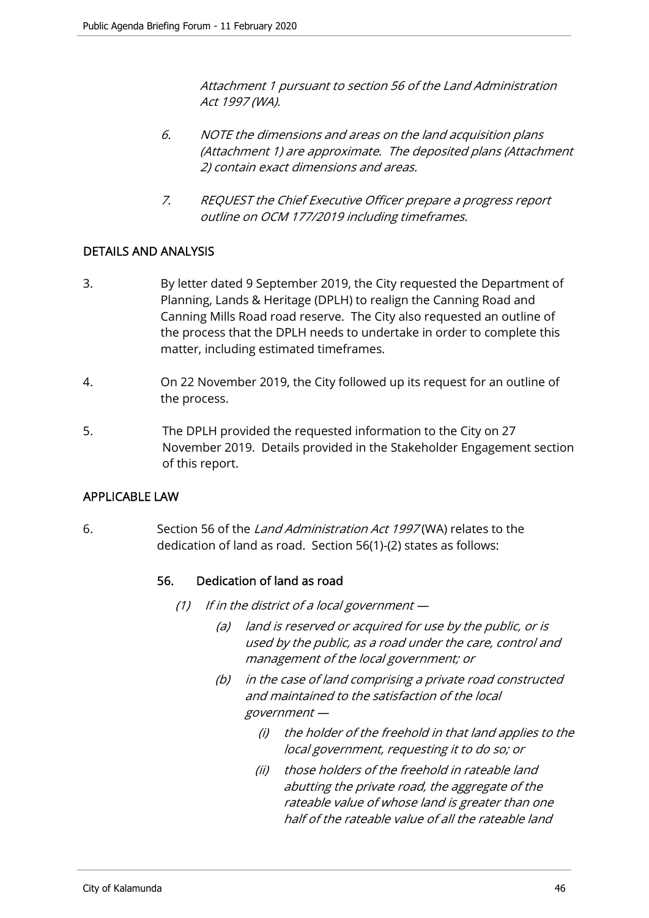*Attachment 1 pursuant to section 56 of the Land Administration Act 1997 (WA).*

6. *NOTE the dimensions and areas on the land acquisition plans (Attachment 1) are approximate. The deposited plans (Attachment 2) contain exact dimensions and areas.*

7. *REQUEST the Chief Executive Officer prepare a progress report outline on OCM 177/2019 including timeframes.*

## DETAILS AND ANALYSIS

3. By letter dated 9 September 2019, the City requested the Department of Planning, Lands & Heritage (DPLH) to realign the Canning Road and Canning Mills Road road reserve. The City also requested an outline of the process that the DPLH needs to undertake in order to complete this matter, including estimated timeframes.

4. On 22 November 2019, the City followed up its request for an outline of the process.

5. The DPLH provided the requested information to the City on 27 November 2019. Details provided in the Stakeholder Engagement section of this report.

## APPLICABLE LAW

6. Section 56 of the *Land Administration Act 1997* (WA) relates to the dedication of land as road. Section 56(1)-(2) states as follows:

### 56. Dedication of land as road

*(1) If in the district of a local government —*

*(a) land is reserved or acquired for use by the public, or is used by the public, as a road under the care, control and management of the local government; or*

*(b) in the case of land comprising a private road constructed and maintained to the satisfaction of the local government —*

*(i) the holder of the freehold in that land applies to the local government, requesting it to do so; or*

*(ii) those holders of the freehold in rateable land abutting the private road, the aggregate of the rateable value of whose land is greater than one half of the rateable value of all the rateable land*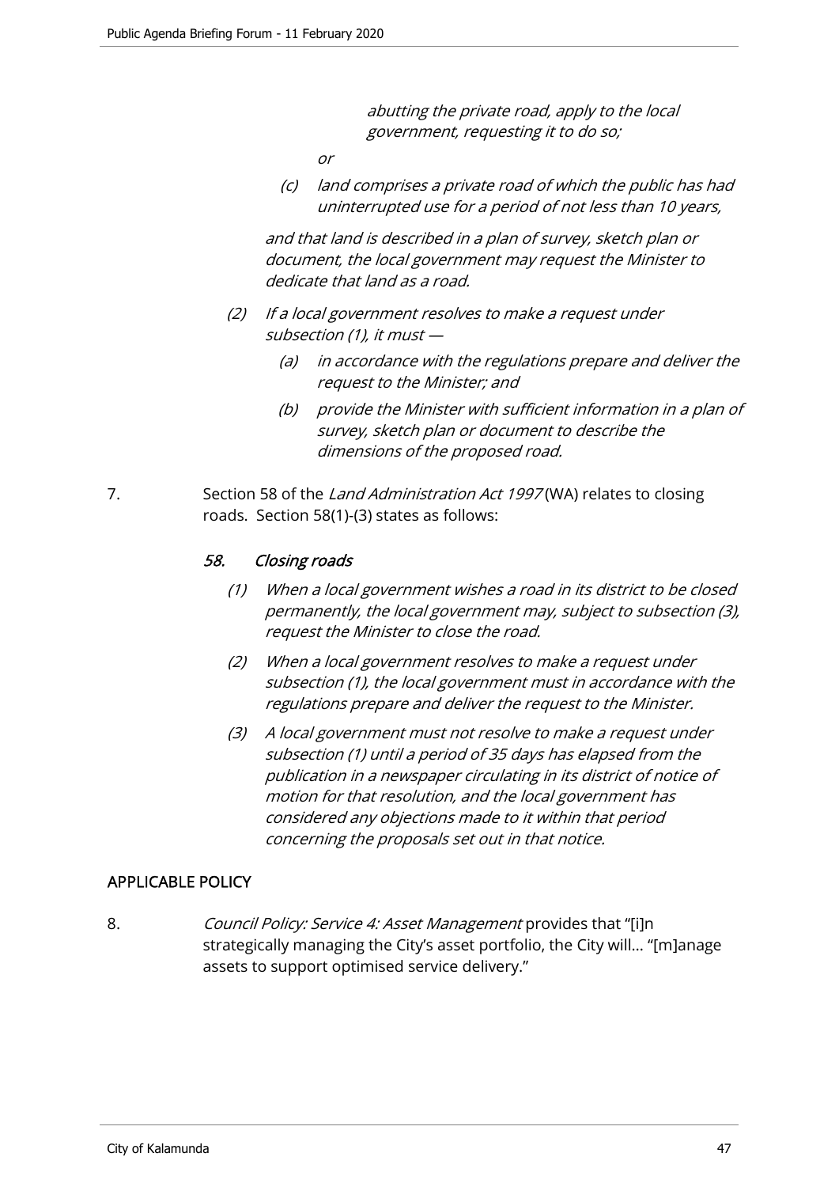*abutting the private road, apply to the local government, requesting it to do so;*

*or*

*(c) land comprises a private road of which the public has had uninterrupted use for a period of not less than 10 years,*

*and that land is described in a plan of survey, sketch plan or document, the local government may request the Minister to dedicate that land as a road.*

*(2) If a local government resolves to make a request under subsection (1), it must —*

*(a) in accordance with the regulations prepare and deliver the request to the Minister; and*

*(b) provide the Minister with sufficient information in a plan of survey, sketch plan or document to describe the dimensions of the proposed road.*

7. Section 58 of the *Land Administration Act 1997* (WA) relates to closing roads. Section 58(1)-(3) states as follows:

### *58. Closing roads*

*(1) When a local government wishes a road in its district to be closed permanently, the local government may, subject to subsection (3), request the Minister to close the road.*

*(2) When a local government resolves to make a request under subsection (1), the local government must in accordance with the regulations prepare and deliver the request to the Minister.*

*(3) A local government must not resolve to make a request under subsection (1) until a period of 35 days has elapsed from the publication in a newspaper circulating in its district of notice of motion for that resolution, and the local government has considered any objections made to it within that period concerning the proposals set out in that notice.*

## APPLICABLE POLICY

8. *Council Policy: Service 4: Asset Management* provides that "[i]n strategically managing the City's asset portfolio, the City will… "[m]anage assets to support optimised service delivery."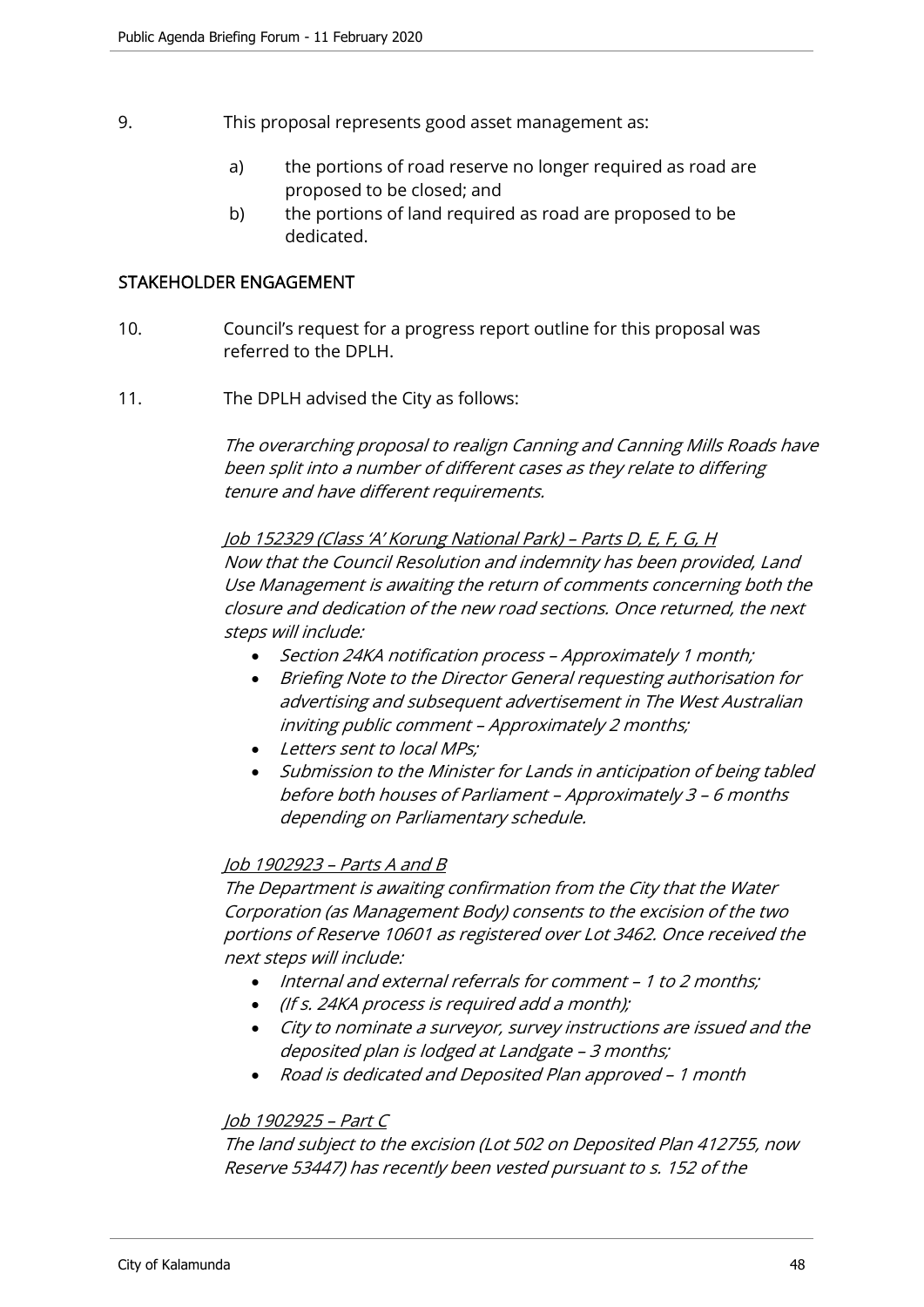9. This proposal represents good asset management as:

   a) the portions of road reserve no longer required as road are proposed to be closed; and
   
   b) the portions of land required as road are proposed to be dedicated.

## STAKEHOLDER ENGAGEMENT

10. Council's request for a progress report outline for this proposal was referred to the DPLH.

11. The DPLH advised the City as follows:

    *The overarching proposal to realign Canning and Canning Mills Roads have been split into a number of different cases as they relate to differing tenure and have different requirements.*

    *<u>Job 152329 (Class 'A' Korung National Park) – Parts D, E, F, G, H</u>*
    *Now that the Council Resolution and indemnity has been provided, Land Use Management is awaiting the return of comments concerning both the closure and dedication of the new road sections. Once returned, the next steps will include:*

    - *Section 24KA notification process – Approximately 1 month;*
    - *Briefing Note to the Director General requesting authorisation for advertising and subsequent advertisement in The West Australian inviting public comment – Approximately 2 months;*
    - *Letters sent to local MPs;*
    - *Submission to the Minister for Lands in anticipation of being tabled before both houses of Parliament – Approximately 3 – 6 months depending on Parliamentary schedule.*

    *<u>Job 1902923 – Parts A and B</u>*
    *The Department is awaiting confirmation from the City that the Water Corporation (as Management Body) consents to the excision of the two portions of Reserve 10601 as registered over Lot 3462. Once received the next steps will include:*

    - *Internal and external referrals for comment – 1 to 2 months;*
    - *(If s. 24KA process is required add a month);*
    - *City to nominate a surveyor, survey instructions are issued and the deposited plan is lodged at Landgate – 3 months;*
    - *Road is dedicated and Deposited Plan approved – 1 month*

    *<u>Job 1902925 – Part C</u>*
    *The land subject to the excision (Lot 502 on Deposited Plan 412755, now Reserve 53447) has recently been vested pursuant to s. 152 of the*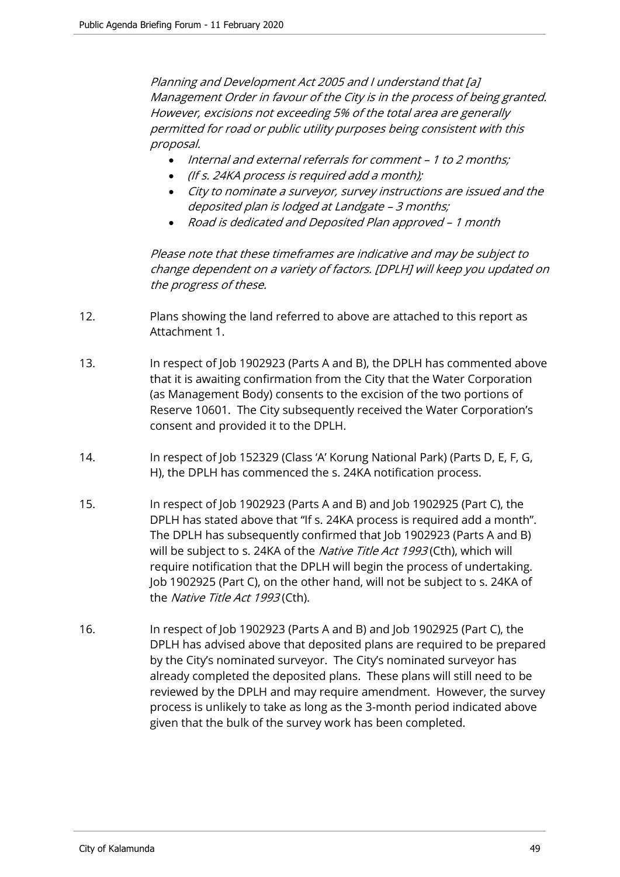*Planning and Development Act 2005 and I understand that [a] Management Order in favour of the City is in the process of being granted. However, excisions not exceeding 5% of the total area are generally permitted for road or public utility purposes being consistent with this proposal.*

- *Internal and external referrals for comment – 1 to 2 months;*
- *(If s. 24KA process is required add a month);*
- *City to nominate a surveyor, survey instructions are issued and the deposited plan is lodged at Landgate – 3 months;*
- *Road is dedicated and Deposited Plan approved – 1 month*

*Please note that these timeframes are indicative and may be subject to change dependent on a variety of factors. [DPLH] will keep you updated on the progress of these.*

12. Plans showing the land referred to above are attached to this report as Attachment 1.

13. In respect of Job 1902923 (Parts A and B), the DPLH has commented above that it is awaiting confirmation from the City that the Water Corporation (as Management Body) consents to the excision of the two portions of Reserve 10601. The City subsequently received the Water Corporation's consent and provided it to the DPLH.

14. In respect of Job 152329 (Class 'A' Korung National Park) (Parts D, E, F, G, H), the DPLH has commenced the s. 24KA notification process.

15. In respect of Job 1902923 (Parts A and B) and Job 1902925 (Part C), the DPLH has stated above that "If s. 24KA process is required add a month". The DPLH has subsequently confirmed that Job 1902923 (Parts A and B) will be subject to s. 24KA of the *Native Title Act 1993* (Cth), which will require notification that the DPLH will begin the process of undertaking. Job 1902925 (Part C), on the other hand, will not be subject to s. 24KA of the *Native Title Act 1993* (Cth).

16. In respect of Job 1902923 (Parts A and B) and Job 1902925 (Part C), the DPLH has advised above that deposited plans are required to be prepared by the City's nominated surveyor. The City's nominated surveyor has already completed the deposited plans. These plans will still need to be reviewed by the DPLH and may require amendment. However, the survey process is unlikely to take as long as the 3-month period indicated above given that the bulk of the survey work has been completed.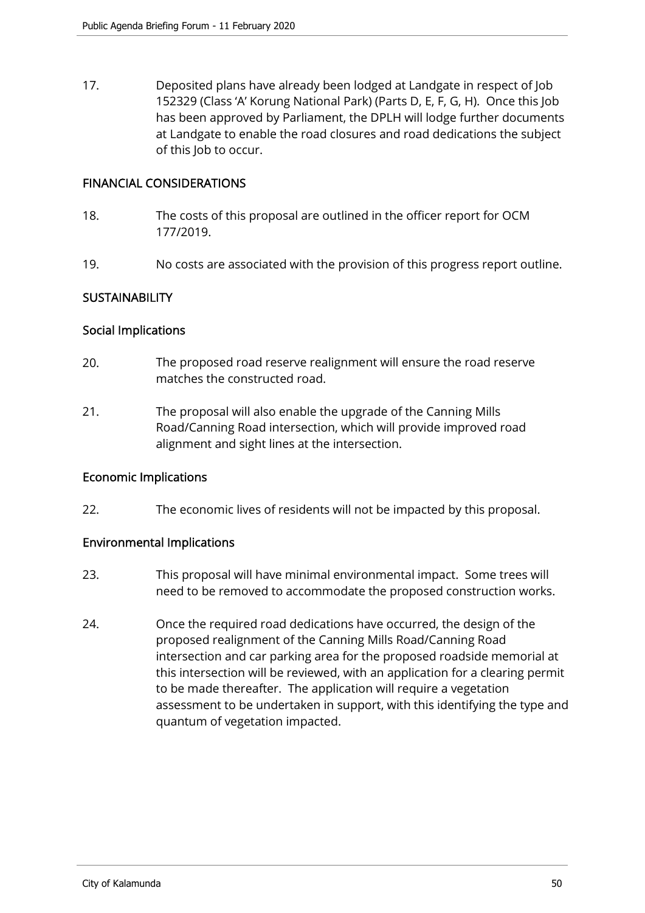17. Deposited plans have already been lodged at Landgate in respect of Job 152329 (Class 'A' Korung National Park) (Parts D, E, F, G, H). Once this Job has been approved by Parliament, the DPLH will lodge further documents at Landgate to enable the road closures and road dedications the subject of this Job to occur.

## FINANCIAL CONSIDERATIONS

18. The costs of this proposal are outlined in the officer report for OCM 177/2019.

19. No costs are associated with the provision of this progress report outline.

## SUSTAINABILITY

### Social Implications

20. The proposed road reserve realignment will ensure the road reserve matches the constructed road.

21. The proposal will also enable the upgrade of the Canning Mills Road/Canning Road intersection, which will provide improved road alignment and sight lines at the intersection.

### Economic Implications

22. The economic lives of residents will not be impacted by this proposal.

### Environmental Implications

23. This proposal will have minimal environmental impact. Some trees will need to be removed to accommodate the proposed construction works.

24. Once the required road dedications have occurred, the design of the proposed realignment of the Canning Mills Road/Canning Road intersection and car parking area for the proposed roadside memorial at this intersection will be reviewed, with an application for a clearing permit to be made thereafter. The application will require a vegetation assessment to be undertaken in support, with this identifying the type and quantum of vegetation impacted.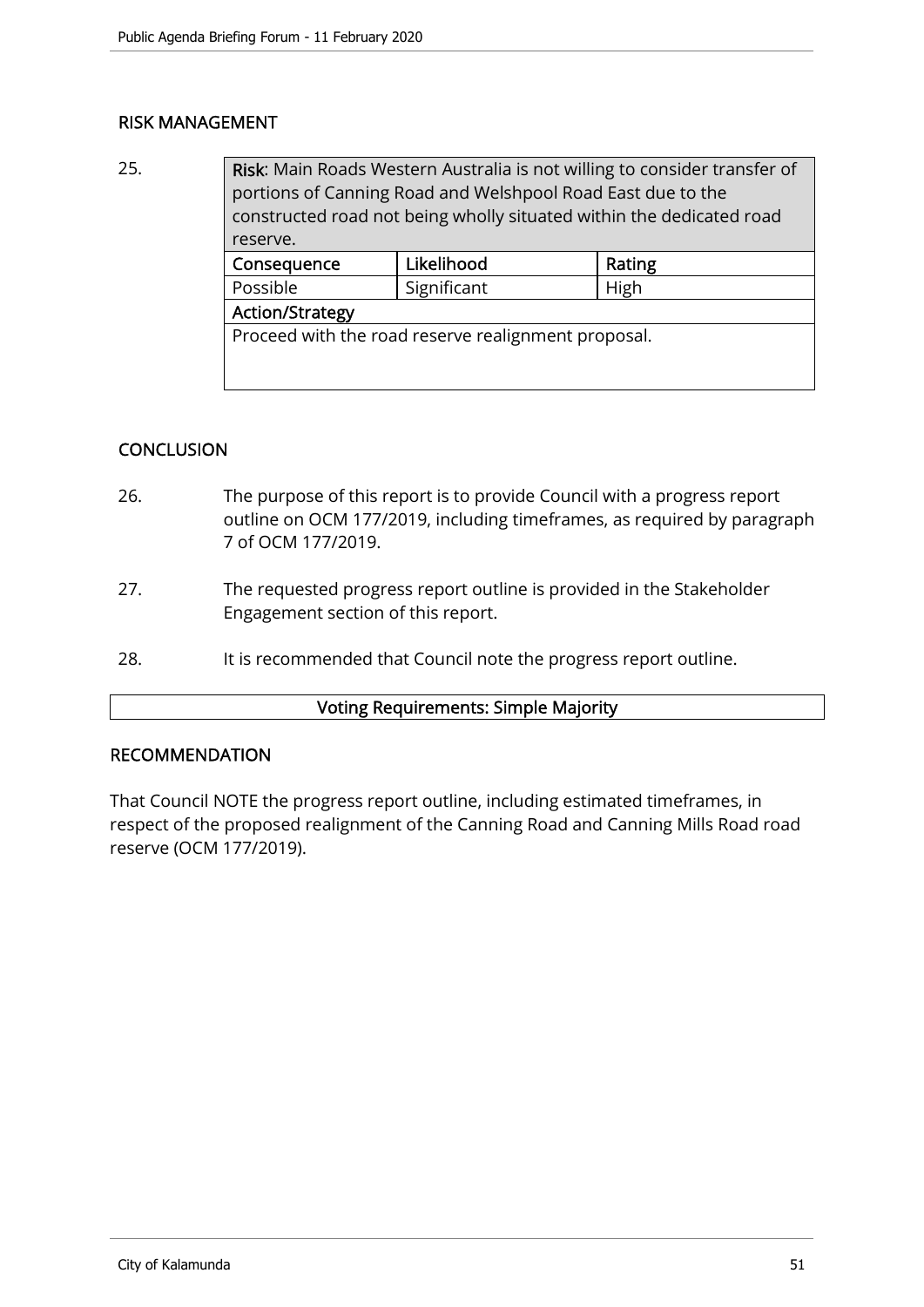## RISK MANAGEMENT

25.

| **Risk**: Main Roads Western Australia is not willing to consider transfer of portions of Canning Road and Welshpool Road East due to the constructed road not being wholly situated within the dedicated road reserve. | | |
|---|---|---|
| **Consequence** | **Likelihood** | **Rating** |
| Possible | Significant | High |
| **Action/Strategy** | | |
| Proceed with the road reserve realignment proposal. | | |

## CONCLUSION

26. The purpose of this report is to provide Council with a progress report outline on OCM 177/2019, including timeframes, as required by paragraph 7 of OCM 177/2019.

27. The requested progress report outline is provided in the Stakeholder Engagement section of this report.

28. It is recommended that Council note the progress report outline.

**Voting Requirements: Simple Majority**

## RECOMMENDATION

That Council NOTE the progress report outline, including estimated timeframes, in respect of the proposed realignment of the Canning Road and Canning Mills Road road reserve (OCM 177/2019).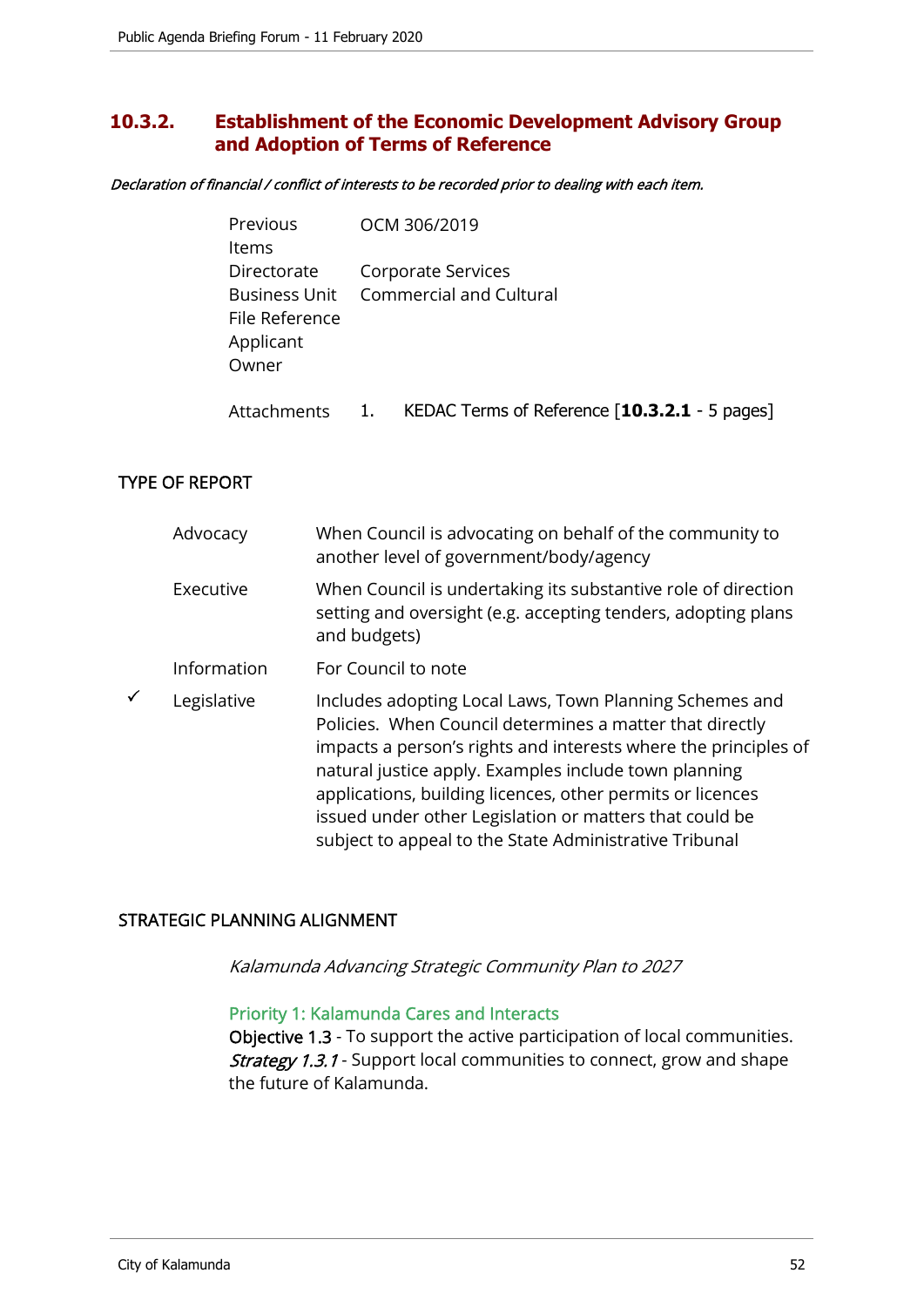## 10.3.2. Establishment of the Economic Development Advisory Group and Adoption of Terms of Reference

*Declaration of financial / conflict of interests to be recorded prior to dealing with each item.*

| | |
|---|---|
| Previous Items | OCM 306/2019 |
| Directorate | Corporate Services |
| Business Unit | Commercial and Cultural |
| File Reference | |
| Applicant | |
| Owner | |
| Attachments | 1. KEDAC Terms of Reference [**10.3.2.1** - 5 pages] |

### TYPE OF REPORT

| | | |
|---|---|---|
| | Advocacy | When Council is advocating on behalf of the community to another level of government/body/agency |
| | Executive | When Council is undertaking its substantive role of direction setting and oversight (e.g. accepting tenders, adopting plans and budgets) |
| | Information | For Council to note |
| ✓ | Legislative | Includes adopting Local Laws, Town Planning Schemes and Policies. When Council determines a matter that directly impacts a person's rights and interests where the principles of natural justice apply. Examples include town planning applications, building licences, other permits or licences issued under other Legislation or matters that could be subject to appeal to the State Administrative Tribunal |

### STRATEGIC PLANNING ALIGNMENT

*Kalamunda Advancing Strategic Community Plan to 2027*

Priority 1: Kalamunda Cares and Interacts

Objective 1.3 - To support the active participation of local communities.
*Strategy 1.3.1* - Support local communities to connect, grow and shape the future of Kalamunda.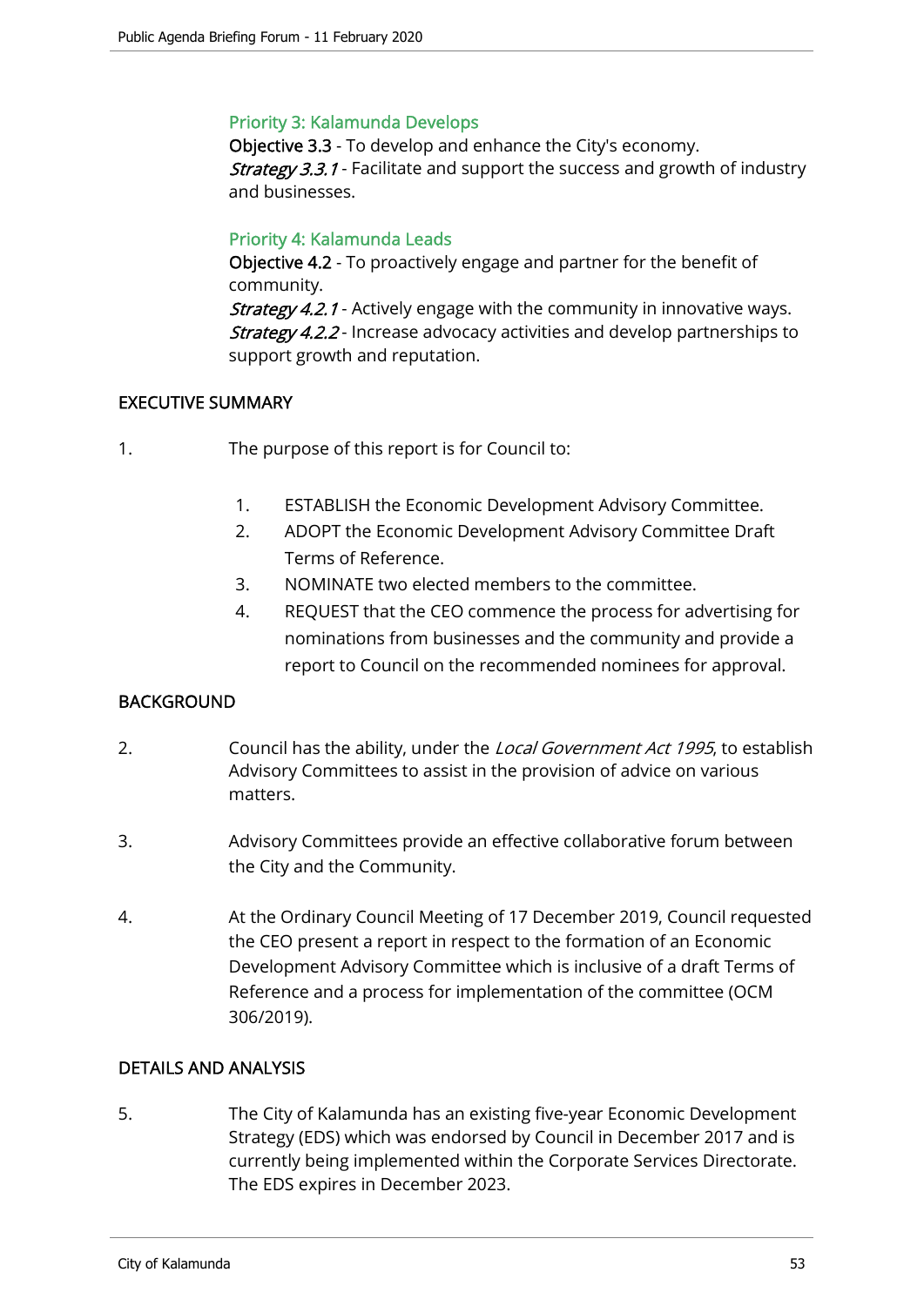### Priority 3: Kalamunda Develops

**Objective 3.3** - To develop and enhance the City's economy.
*Strategy 3.3.1* - Facilitate and support the success and growth of industry and businesses.

### Priority 4: Kalamunda Leads

**Objective 4.2** - To proactively engage and partner for the benefit of community.
*Strategy 4.2.1* - Actively engage with the community in innovative ways.
*Strategy 4.2.2* - Increase advocacy activities and develop partnerships to support growth and reputation.

## EXECUTIVE SUMMARY

1. The purpose of this report is for Council to:

    1. ESTABLISH the Economic Development Advisory Committee.
    2. ADOPT the Economic Development Advisory Committee Draft Terms of Reference.
    3. NOMINATE two elected members to the committee.
    4. REQUEST that the CEO commence the process for advertising for nominations from businesses and the community and provide a report to Council on the recommended nominees for approval.

## BACKGROUND

2. Council has the ability, under the *Local Government Act 1995*, to establish Advisory Committees to assist in the provision of advice on various matters.

3. Advisory Committees provide an effective collaborative forum between the City and the Community.

4. At the Ordinary Council Meeting of 17 December 2019, Council requested the CEO present a report in respect to the formation of an Economic Development Advisory Committee which is inclusive of a draft Terms of Reference and a process for implementation of the committee (OCM 306/2019).

## DETAILS AND ANALYSIS

5. The City of Kalamunda has an existing five-year Economic Development Strategy (EDS) which was endorsed by Council in December 2017 and is currently being implemented within the Corporate Services Directorate. The EDS expires in December 2023.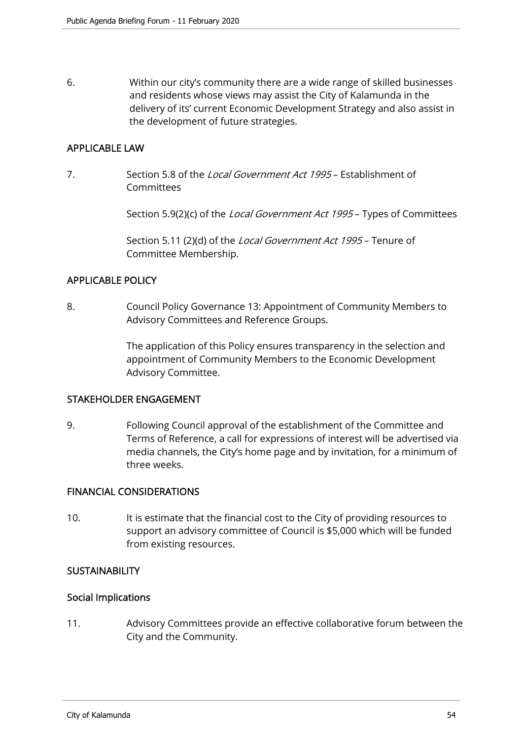6. Within our city's community there are a wide range of skilled businesses and residents whose views may assist the City of Kalamunda in the delivery of its' current Economic Development Strategy and also assist in the development of future strategies.

## APPLICABLE LAW

7. Section 5.8 of the *Local Government Act 1995* – Establishment of Committees

   Section 5.9(2)(c) of the *Local Government Act 1995* – Types of Committees

   Section 5.11 (2)(d) of the *Local Government Act 1995* – Tenure of Committee Membership.

## APPLICABLE POLICY

8. Council Policy Governance 13: Appointment of Community Members to Advisory Committees and Reference Groups.

   The application of this Policy ensures transparency in the selection and appointment of Community Members to the Economic Development Advisory Committee.

## STAKEHOLDER ENGAGEMENT

9. Following Council approval of the establishment of the Committee and Terms of Reference, a call for expressions of interest will be advertised via media channels, the City's home page and by invitation, for a minimum of three weeks.

## FINANCIAL CONSIDERATIONS

10. It is estimate that the financial cost to the City of providing resources to support an advisory committee of Council is $5,000 which will be funded from existing resources.

## SUSTAINABILITY

### Social Implications

11. Advisory Committees provide an effective collaborative forum between the City and the Community.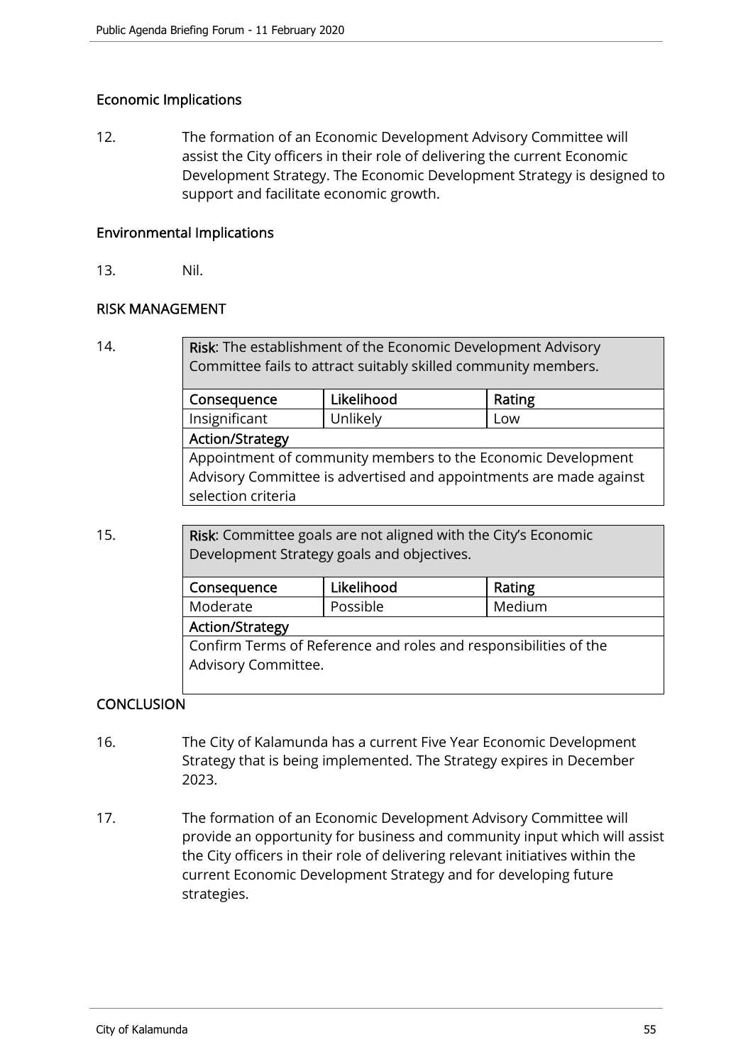### Economic Implications

12. The formation of an Economic Development Advisory Committee will assist the City officers in their role of delivering the current Economic Development Strategy. The Economic Development Strategy is designed to support and facilitate economic growth.

### Environmental Implications

13. Nil.

## RISK MANAGEMENT

14.

| **Risk**: The establishment of the Economic Development Advisory Committee fails to attract suitably skilled community members. | | |
|---|---|---|
| **Consequence** | **Likelihood** | **Rating** |
| Insignificant | Unlikely | Low |
| **Action/Strategy** | | |
| Appointment of community members to the Economic Development Advisory Committee is advertised and appointments are made against selection criteria | | |

15.

| **Risk**: Committee goals are not aligned with the City's Economic Development Strategy goals and objectives. | | |
|---|---|---|
| **Consequence** | **Likelihood** | **Rating** |
| Moderate | Possible | Medium |
| **Action/Strategy** | | |
| Confirm Terms of Reference and roles and responsibilities of the Advisory Committee. | | |

## CONCLUSION

16. The City of Kalamunda has a current Five Year Economic Development Strategy that is being implemented. The Strategy expires in December 2023.

17. The formation of an Economic Development Advisory Committee will provide an opportunity for business and community input which will assist the City officers in their role of delivering relevant initiatives within the current Economic Development Strategy and for developing future strategies.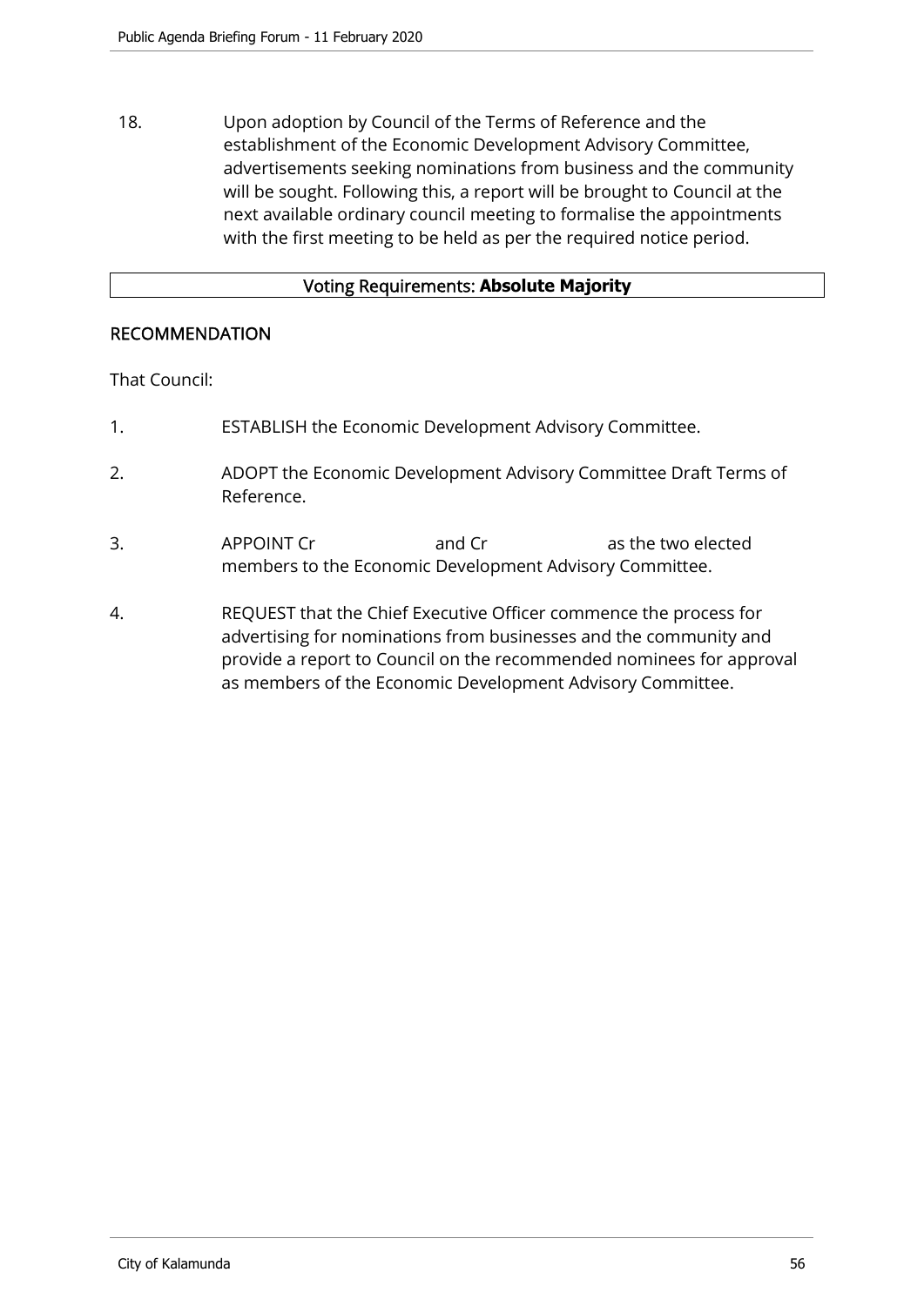18. Upon adoption by Council of the Terms of Reference and the establishment of the Economic Development Advisory Committee, advertisements seeking nominations from business and the community will be sought. Following this, a report will be brought to Council at the next available ordinary council meeting to formalise the appointments with the first meeting to be held as per the required notice period.

| Voting Requirements: **Absolute Majority** |
|---|

## RECOMMENDATION

That Council:

1. ESTABLISH the Economic Development Advisory Committee.

2. ADOPT the Economic Development Advisory Committee Draft Terms of Reference.

3. APPOINT Cr                    and Cr                    as the two elected members to the Economic Development Advisory Committee.

4. REQUEST that the Chief Executive Officer commence the process for advertising for nominations from businesses and the community and provide a report to Council on the recommended nominees for approval as members of the Economic Development Advisory Committee.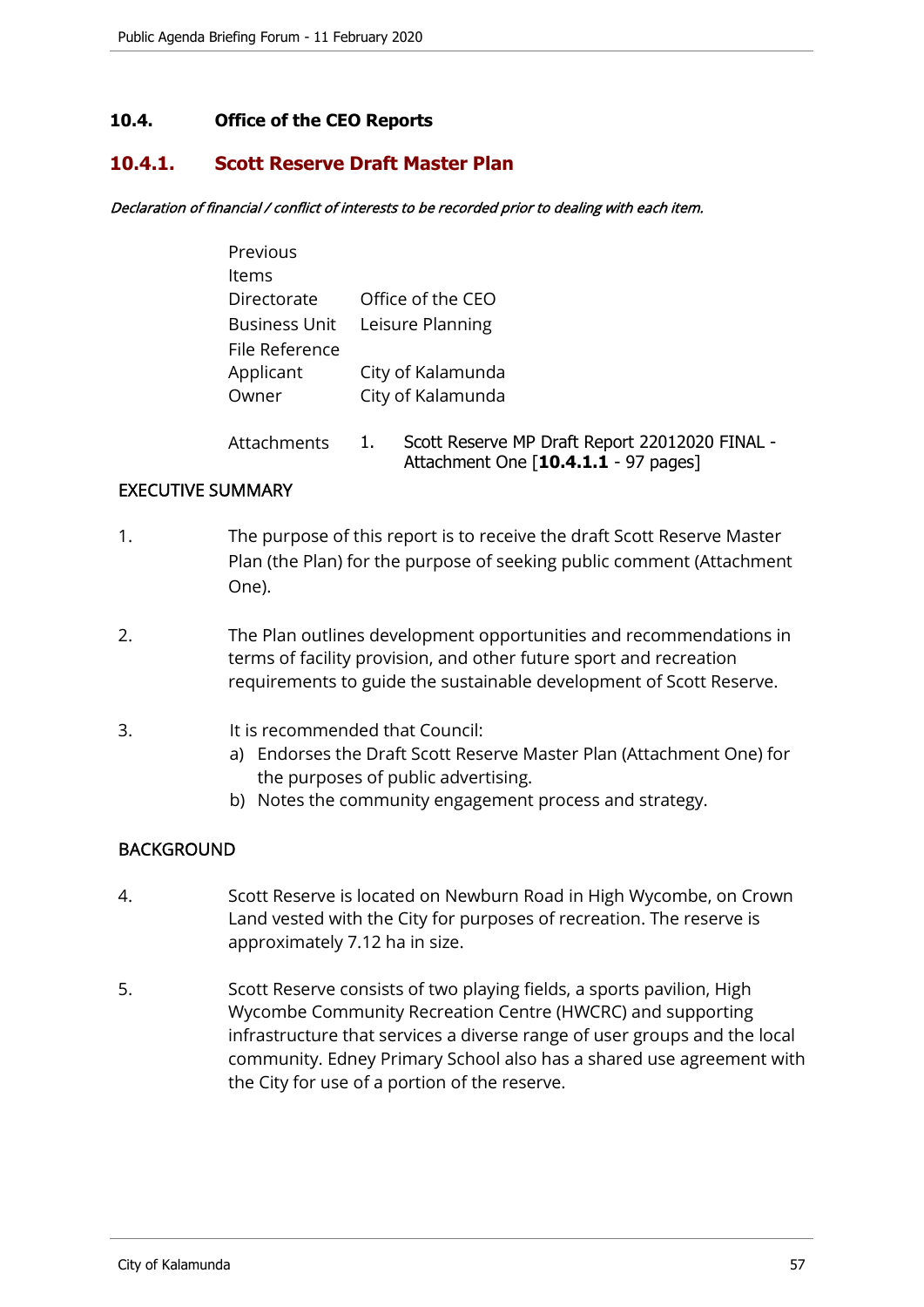## 10.4. Office of the CEO Reports

### 10.4.1. Scott Reserve Draft Master Plan

*Declaration of financial / conflict of interests to be recorded prior to dealing with each item.*

| | |
|---|---|
| Previous Items | |
| Directorate | Office of the CEO |
| Business Unit | Leisure Planning |
| File Reference | |
| Applicant | City of Kalamunda |
| Owner | City of Kalamunda |
| Attachments | 1. Scott Reserve MP Draft Report 22012020 FINAL - Attachment One [**10.4.1.1** - 97 pages] |

EXECUTIVE SUMMARY

1. The purpose of this report is to receive the draft Scott Reserve Master Plan (the Plan) for the purpose of seeking public comment (Attachment One).

2. The Plan outlines development opportunities and recommendations in terms of facility provision, and other future sport and recreation requirements to guide the sustainable development of Scott Reserve.

3. It is recommended that Council:
   a) Endorses the Draft Scott Reserve Master Plan (Attachment One) for the purposes of public advertising.
   b) Notes the community engagement process and strategy.

BACKGROUND

4. Scott Reserve is located on Newburn Road in High Wycombe, on Crown Land vested with the City for purposes of recreation. The reserve is approximately 7.12 ha in size.

5. Scott Reserve consists of two playing fields, a sports pavilion, High Wycombe Community Recreation Centre (HWCRC) and supporting infrastructure that services a diverse range of user groups and the local community. Edney Primary School also has a shared use agreement with the City for use of a portion of the reserve.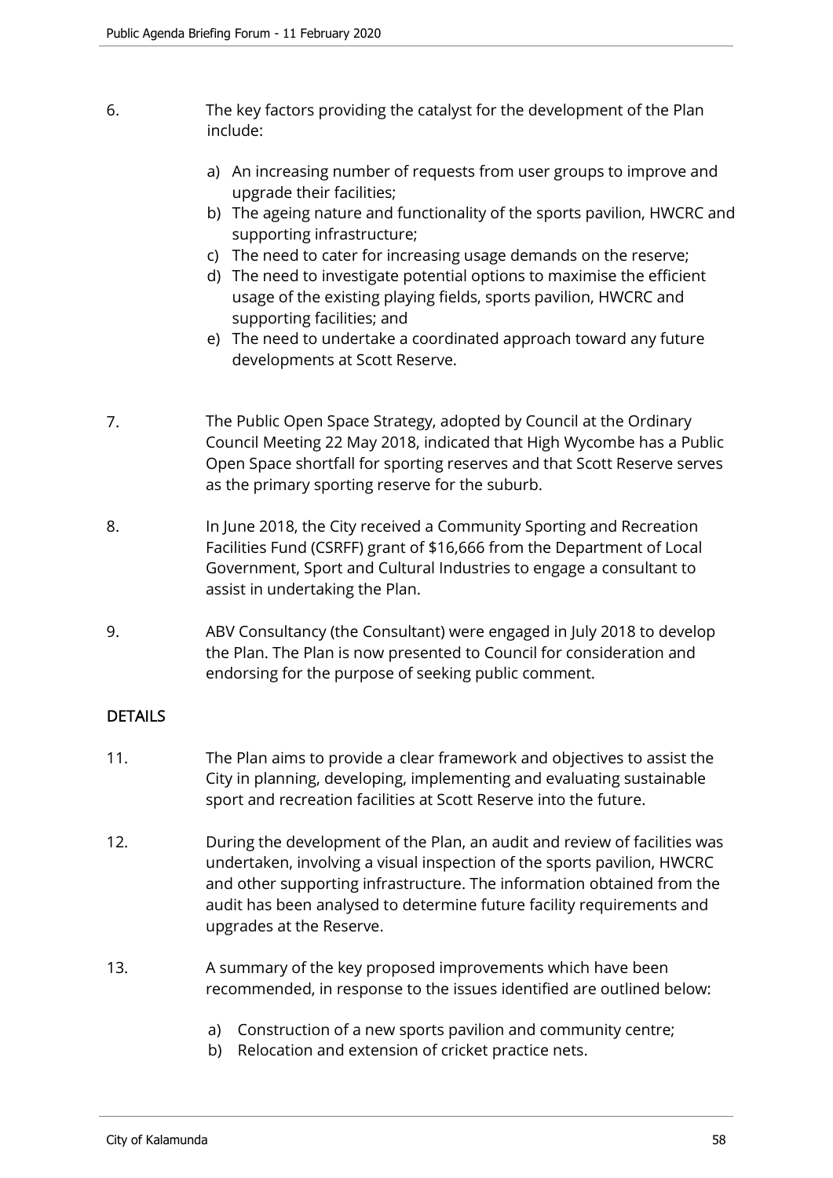6. The key factors providing the catalyst for the development of the Plan include:

   a) An increasing number of requests from user groups to improve and upgrade their facilities;
   b) The ageing nature and functionality of the sports pavilion, HWCRC and supporting infrastructure;
   c) The need to cater for increasing usage demands on the reserve;
   d) The need to investigate potential options to maximise the efficient usage of the existing playing fields, sports pavilion, HWCRC and supporting facilities; and
   e) The need to undertake a coordinated approach toward any future developments at Scott Reserve.

7. The Public Open Space Strategy, adopted by Council at the Ordinary Council Meeting 22 May 2018, indicated that High Wycombe has a Public Open Space shortfall for sporting reserves and that Scott Reserve serves as the primary sporting reserve for the suburb.

8. In June 2018, the City received a Community Sporting and Recreation Facilities Fund (CSRFF) grant of $16,666 from the Department of Local Government, Sport and Cultural Industries to engage a consultant to assist in undertaking the Plan.

9. ABV Consultancy (the Consultant) were engaged in July 2018 to develop the Plan. The Plan is now presented to Council for consideration and endorsing for the purpose of seeking public comment.

## DETAILS

11. The Plan aims to provide a clear framework and objectives to assist the City in planning, developing, implementing and evaluating sustainable sport and recreation facilities at Scott Reserve into the future.

12. During the development of the Plan, an audit and review of facilities was undertaken, involving a visual inspection of the sports pavilion, HWCRC and other supporting infrastructure. The information obtained from the audit has been analysed to determine future facility requirements and upgrades at the Reserve.

13. A summary of the key proposed improvements which have been recommended, in response to the issues identified are outlined below:

    a) Construction of a new sports pavilion and community centre;
    b) Relocation and extension of cricket practice nets.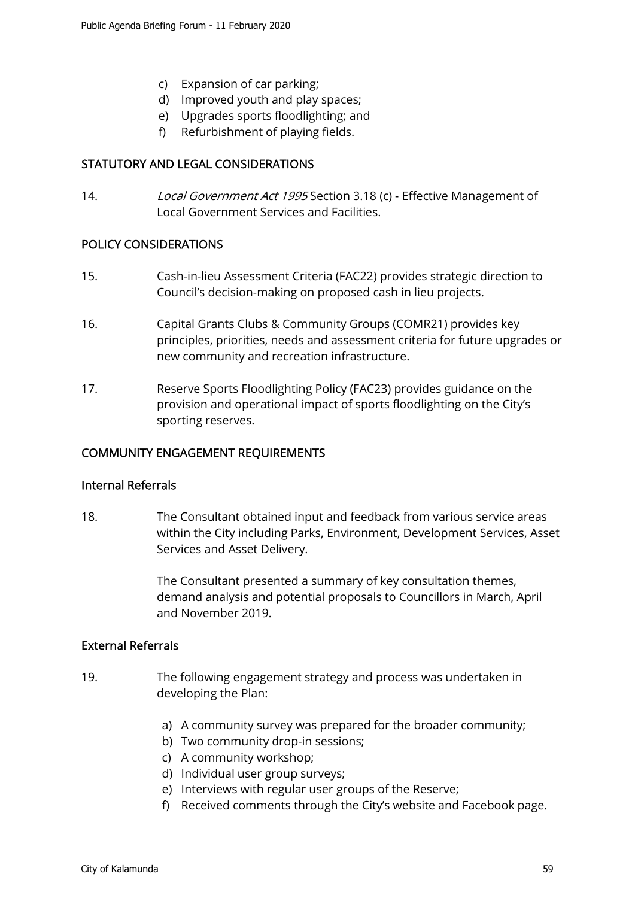c) Expansion of car parking;
d) Improved youth and play spaces;
e) Upgrades sports floodlighting; and
f) Refurbishment of playing fields.

## STATUTORY AND LEGAL CONSIDERATIONS

14. *Local Government Act 1995* Section 3.18 (c) - Effective Management of Local Government Services and Facilities.

## POLICY CONSIDERATIONS

15. Cash-in-lieu Assessment Criteria (FAC22) provides strategic direction to Council's decision-making on proposed cash in lieu projects.

16. Capital Grants Clubs & Community Groups (COMR21) provides key principles, priorities, needs and assessment criteria for future upgrades or new community and recreation infrastructure.

17. Reserve Sports Floodlighting Policy (FAC23) provides guidance on the provision and operational impact of sports floodlighting on the City's sporting reserves.

## COMMUNITY ENGAGEMENT REQUIREMENTS

### Internal Referrals

18. The Consultant obtained input and feedback from various service areas within the City including Parks, Environment, Development Services, Asset Services and Asset Delivery.

    The Consultant presented a summary of key consultation themes, demand analysis and potential proposals to Councillors in March, April and November 2019.

### External Referrals

19. The following engagement strategy and process was undertaken in developing the Plan:

    a) A community survey was prepared for the broader community;
    b) Two community drop-in sessions;
    c) A community workshop;
    d) Individual user group surveys;
    e) Interviews with regular user groups of the Reserve;
    f) Received comments through the City's website and Facebook page.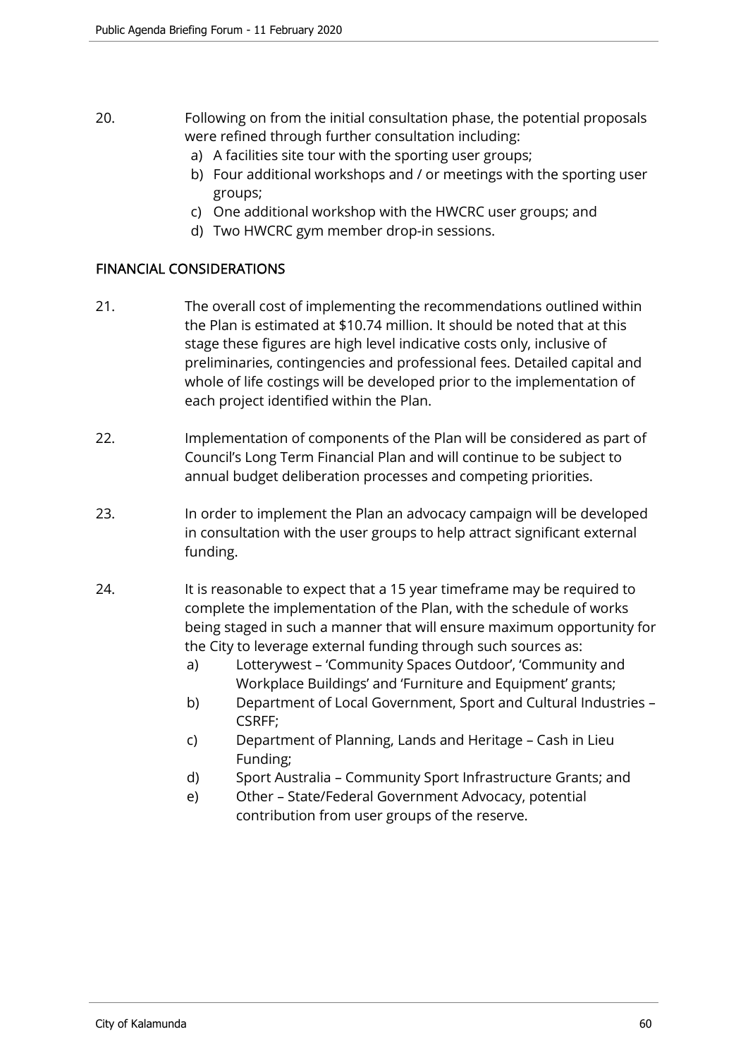20. Following on from the initial consultation phase, the potential proposals were refined through further consultation including:
    a) A facilities site tour with the sporting user groups;
    b) Four additional workshops and / or meetings with the sporting user groups;
    c) One additional workshop with the HWCRC user groups; and
    d) Two HWCRC gym member drop-in sessions.

## FINANCIAL CONSIDERATIONS

21. The overall cost of implementing the recommendations outlined within the Plan is estimated at $10.74 million. It should be noted that at this stage these figures are high level indicative costs only, inclusive of preliminaries, contingencies and professional fees. Detailed capital and whole of life costings will be developed prior to the implementation of each project identified within the Plan.

22. Implementation of components of the Plan will be considered as part of Council's Long Term Financial Plan and will continue to be subject to annual budget deliberation processes and competing priorities.

23. In order to implement the Plan an advocacy campaign will be developed in consultation with the user groups to help attract significant external funding.

24. It is reasonable to expect that a 15 year timeframe may be required to complete the implementation of the Plan, with the schedule of works being staged in such a manner that will ensure maximum opportunity for the City to leverage external funding through such sources as:
    a) Lotterywest – 'Community Spaces Outdoor', 'Community and Workplace Buildings' and 'Furniture and Equipment' grants;
    b) Department of Local Government, Sport and Cultural Industries – CSRFF;
    c) Department of Planning, Lands and Heritage – Cash in Lieu Funding;
    d) Sport Australia – Community Sport Infrastructure Grants; and
    e) Other – State/Federal Government Advocacy, potential contribution from user groups of the reserve.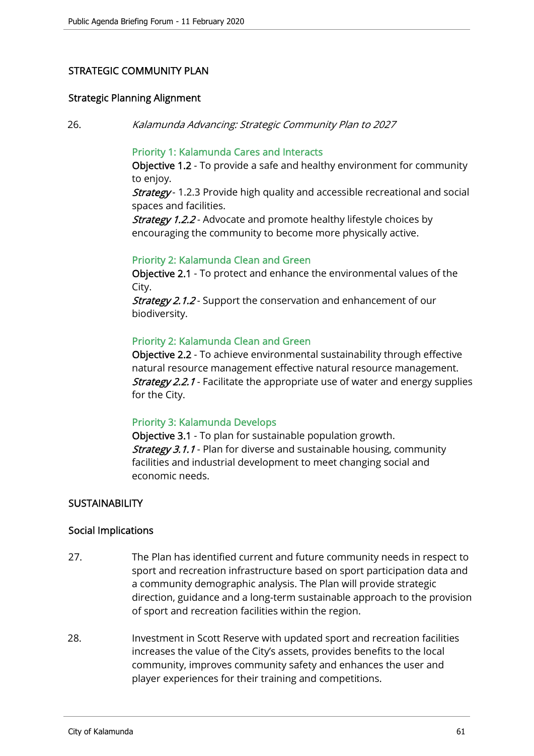## STRATEGIC COMMUNITY PLAN

### Strategic Planning Alignment

26. *Kalamunda Advancing: Strategic Community Plan to 2027*

    **Priority 1: Kalamunda Cares and Interacts**
    **Objective 1.2** - To provide a safe and healthy environment for community to enjoy.
    ***Strategy*** - 1.2.3 Provide high quality and accessible recreational and social spaces and facilities.
    ***Strategy 1.2.2*** - Advocate and promote healthy lifestyle choices by encouraging the community to become more physically active.

    **Priority 2: Kalamunda Clean and Green**
    **Objective 2.1** - To protect and enhance the environmental values of the City.
    ***Strategy 2.1.2*** - Support the conservation and enhancement of our biodiversity.

    **Priority 2: Kalamunda Clean and Green**
    **Objective 2.2** - To achieve environmental sustainability through effective natural resource management effective natural resource management.
    ***Strategy 2.2.1*** - Facilitate the appropriate use of water and energy supplies for the City.

    **Priority 3: Kalamunda Develops**
    **Objective 3.1** - To plan for sustainable population growth.
    ***Strategy 3.1.1*** - Plan for diverse and sustainable housing, community facilities and industrial development to meet changing social and economic needs.

## SUSTAINABILITY

### Social Implications

27. The Plan has identified current and future community needs in respect to sport and recreation infrastructure based on sport participation data and a community demographic analysis. The Plan will provide strategic direction, guidance and a long-term sustainable approach to the provision of sport and recreation facilities within the region.

28. Investment in Scott Reserve with updated sport and recreation facilities increases the value of the City's assets, provides benefits to the local community, improves community safety and enhances the user and player experiences for their training and competitions.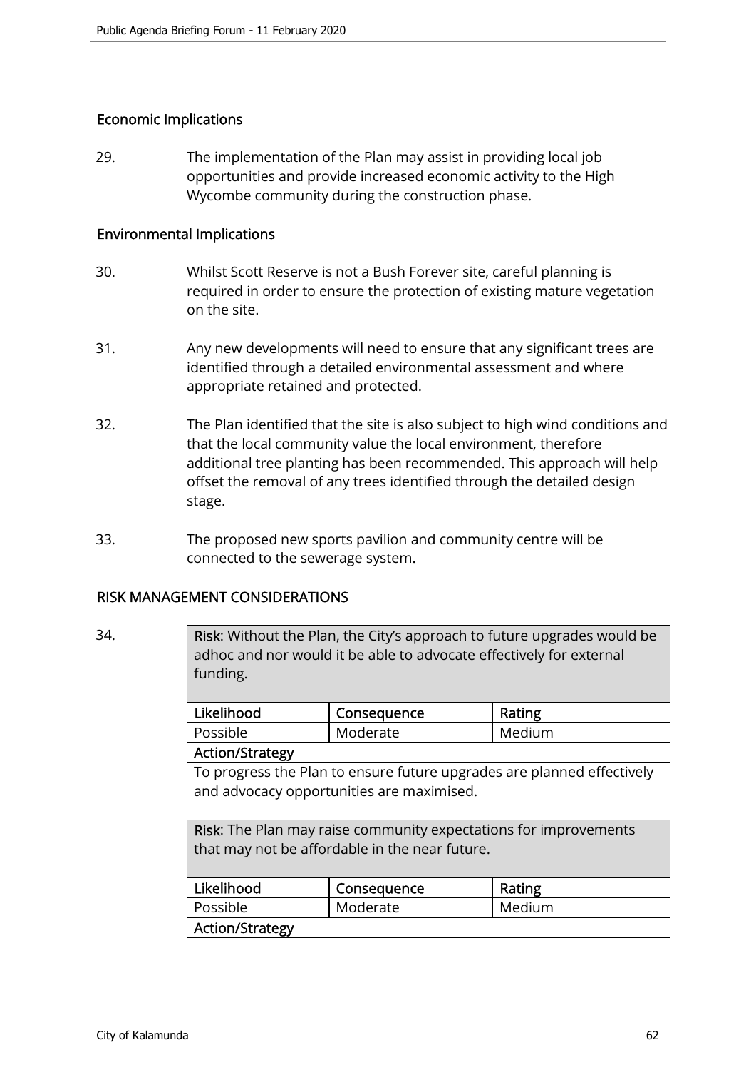### Economic Implications

29. The implementation of the Plan may assist in providing local job opportunities and provide increased economic activity to the High Wycombe community during the construction phase.

### Environmental Implications

30. Whilst Scott Reserve is not a Bush Forever site, careful planning is required in order to ensure the protection of existing mature vegetation on the site.

31. Any new developments will need to ensure that any significant trees are identified through a detailed environmental assessment and where appropriate retained and protected.

32. The Plan identified that the site is also subject to high wind conditions and that the local community value the local environment, therefore additional tree planting has been recommended. This approach will help offset the removal of any trees identified through the detailed design stage.

33. The proposed new sports pavilion and community centre will be connected to the sewerage system.

## RISK MANAGEMENT CONSIDERATIONS

34.

| **Risk**: Without the Plan, the City's approach to future upgrades would be adhoc and nor would it be able to advocate effectively for external funding. | | |
|---|---|---|
| **Likelihood** | **Consequence** | **Rating** |
| Possible | Moderate | Medium |
| **Action/Strategy** | | |
| To progress the Plan to ensure future upgrades are planned effectively and advocacy opportunities are maximised. | | |
| **Risk**: The Plan may raise community expectations for improvements that may not be affordable in the near future. | | |
| **Likelihood** | **Consequence** | **Rating** |
| Possible | Moderate | Medium |
| **Action/Strategy** | | |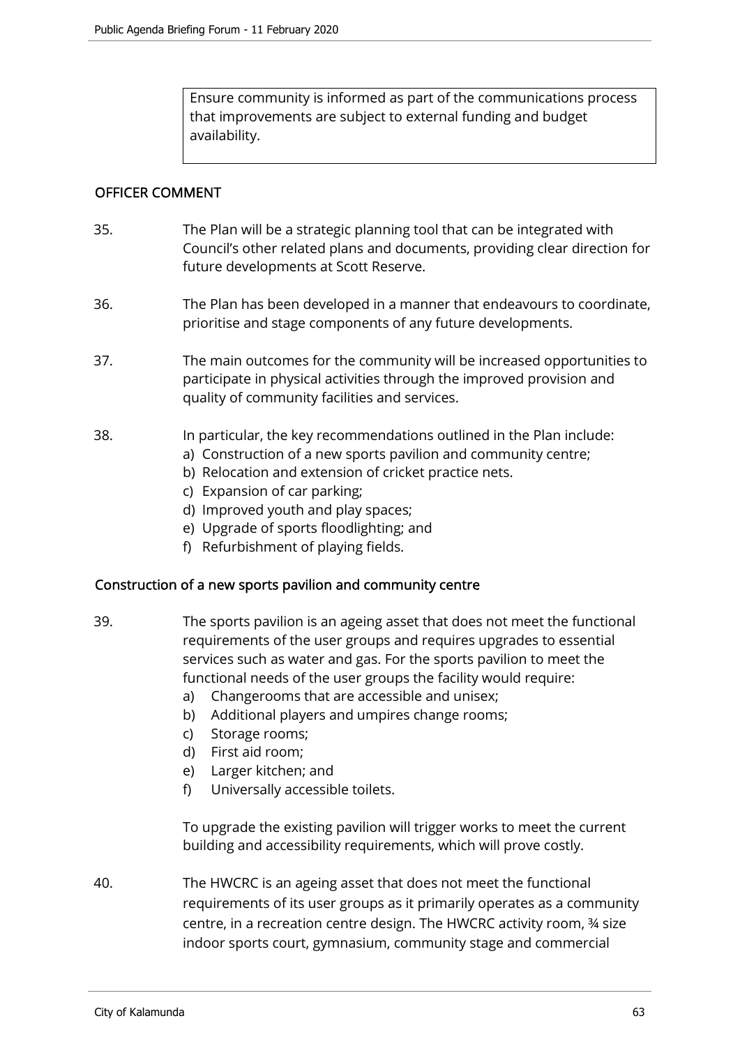Ensure community is informed as part of the communications process that improvements are subject to external funding and budget availability.

## OFFICER COMMENT

35. The Plan will be a strategic planning tool that can be integrated with Council's other related plans and documents, providing clear direction for future developments at Scott Reserve.

36. The Plan has been developed in a manner that endeavours to coordinate, prioritise and stage components of any future developments.

37. The main outcomes for the community will be increased opportunities to participate in physical activities through the improved provision and quality of community facilities and services.

38. In particular, the key recommendations outlined in the Plan include:
   a) Construction of a new sports pavilion and community centre;
   b) Relocation and extension of cricket practice nets.
   c) Expansion of car parking;
   d) Improved youth and play spaces;
   e) Upgrade of sports floodlighting; and
   f) Refurbishment of playing fields.

### Construction of a new sports pavilion and community centre

39. The sports pavilion is an ageing asset that does not meet the functional requirements of the user groups and requires upgrades to essential services such as water and gas. For the sports pavilion to meet the functional needs of the user groups the facility would require:
   a) Changerooms that are accessible and unisex;
   b) Additional players and umpires change rooms;
   c) Storage rooms;
   d) First aid room;
   e) Larger kitchen; and
   f) Universally accessible toilets.

   To upgrade the existing pavilion will trigger works to meet the current building and accessibility requirements, which will prove costly.

40. The HWCRC is an ageing asset that does not meet the functional requirements of its user groups as it primarily operates as a community centre, in a recreation centre design. The HWCRC activity room, ¾ size indoor sports court, gymnasium, community stage and commercial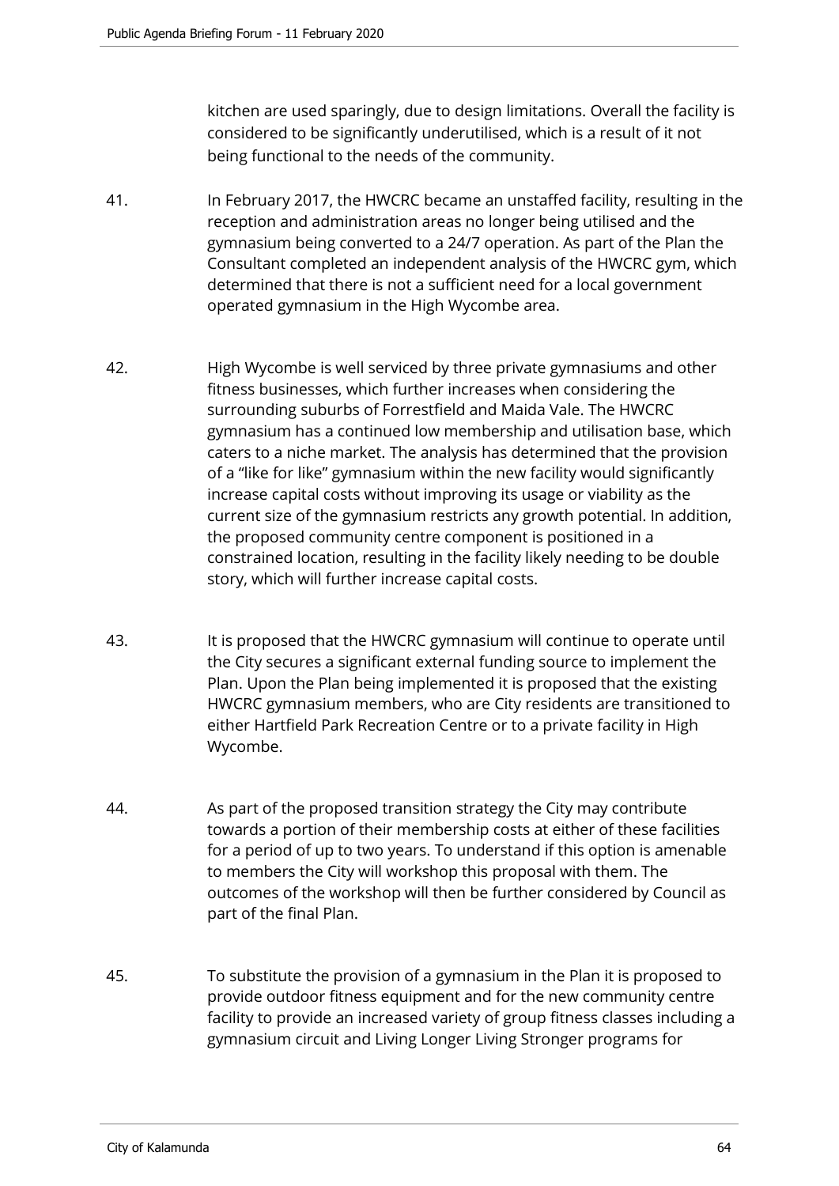kitchen are used sparingly, due to design limitations. Overall the facility is considered to be significantly underutilised, which is a result of it not being functional to the needs of the community.

41. In February 2017, the HWCRC became an unstaffed facility, resulting in the reception and administration areas no longer being utilised and the gymnasium being converted to a 24/7 operation. As part of the Plan the Consultant completed an independent analysis of the HWCRC gym, which determined that there is not a sufficient need for a local government operated gymnasium in the High Wycombe area.

42. High Wycombe is well serviced by three private gymnasiums and other fitness businesses, which further increases when considering the surrounding suburbs of Forrestfield and Maida Vale. The HWCRC gymnasium has a continued low membership and utilisation base, which caters to a niche market. The analysis has determined that the provision of a "like for like" gymnasium within the new facility would significantly increase capital costs without improving its usage or viability as the current size of the gymnasium restricts any growth potential. In addition, the proposed community centre component is positioned in a constrained location, resulting in the facility likely needing to be double story, which will further increase capital costs.

43. It is proposed that the HWCRC gymnasium will continue to operate until the City secures a significant external funding source to implement the Plan. Upon the Plan being implemented it is proposed that the existing HWCRC gymnasium members, who are City residents are transitioned to either Hartfield Park Recreation Centre or to a private facility in High Wycombe.

44. As part of the proposed transition strategy the City may contribute towards a portion of their membership costs at either of these facilities for a period of up to two years. To understand if this option is amenable to members the City will workshop this proposal with them. The outcomes of the workshop will then be further considered by Council as part of the final Plan.

45. To substitute the provision of a gymnasium in the Plan it is proposed to provide outdoor fitness equipment and for the new community centre facility to provide an increased variety of group fitness classes including a gymnasium circuit and Living Longer Living Stronger programs for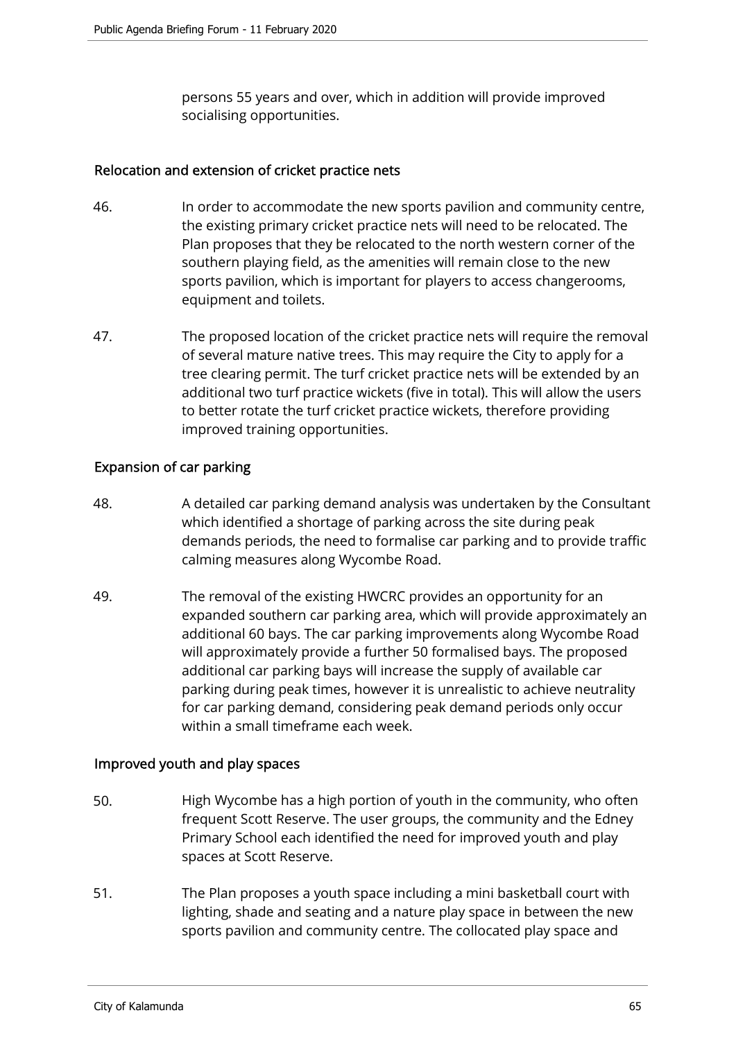persons 55 years and over, which in addition will provide improved socialising opportunities.

### Relocation and extension of cricket practice nets

46. In order to accommodate the new sports pavilion and community centre, the existing primary cricket practice nets will need to be relocated. The Plan proposes that they be relocated to the north western corner of the southern playing field, as the amenities will remain close to the new sports pavilion, which is important for players to access changerooms, equipment and toilets.

47. The proposed location of the cricket practice nets will require the removal of several mature native trees. This may require the City to apply for a tree clearing permit. The turf cricket practice nets will be extended by an additional two turf practice wickets (five in total). This will allow the users to better rotate the turf cricket practice wickets, therefore providing improved training opportunities.

### Expansion of car parking

48. A detailed car parking demand analysis was undertaken by the Consultant which identified a shortage of parking across the site during peak demands periods, the need to formalise car parking and to provide traffic calming measures along Wycombe Road.

49. The removal of the existing HWCRC provides an opportunity for an expanded southern car parking area, which will provide approximately an additional 60 bays. The car parking improvements along Wycombe Road will approximately provide a further 50 formalised bays. The proposed additional car parking bays will increase the supply of available car parking during peak times, however it is unrealistic to achieve neutrality for car parking demand, considering peak demand periods only occur within a small timeframe each week.

### Improved youth and play spaces

50. High Wycombe has a high portion of youth in the community, who often frequent Scott Reserve. The user groups, the community and the Edney Primary School each identified the need for improved youth and play spaces at Scott Reserve.

51. The Plan proposes a youth space including a mini basketball court with lighting, shade and seating and a nature play space in between the new sports pavilion and community centre. The collocated play space and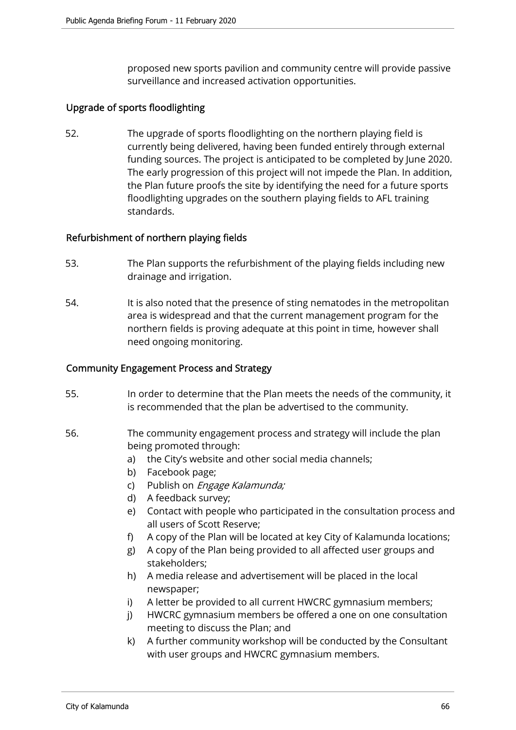proposed new sports pavilion and community centre will provide passive surveillance and increased activation opportunities.

### Upgrade of sports floodlighting

52. The upgrade of sports floodlighting on the northern playing field is currently being delivered, having been funded entirely through external funding sources. The project is anticipated to be completed by June 2020. The early progression of this project will not impede the Plan. In addition, the Plan future proofs the site by identifying the need for a future sports floodlighting upgrades on the southern playing fields to AFL training standards.

### Refurbishment of northern playing fields

53. The Plan supports the refurbishment of the playing fields including new drainage and irrigation.

54. It is also noted that the presence of sting nematodes in the metropolitan area is widespread and that the current management program for the northern fields is proving adequate at this point in time, however shall need ongoing monitoring.

### Community Engagement Process and Strategy

55. In order to determine that the Plan meets the needs of the community, it is recommended that the plan be advertised to the community.

56. The community engagement process and strategy will include the plan being promoted through:
    a) the City's website and other social media channels;
    b) Facebook page;
    c) Publish on *Engage Kalamunda;*
    d) A feedback survey;
    e) Contact with people who participated in the consultation process and all users of Scott Reserve;
    f) A copy of the Plan will be located at key City of Kalamunda locations;
    g) A copy of the Plan being provided to all affected user groups and stakeholders;
    h) A media release and advertisement will be placed in the local newspaper;
    i) A letter be provided to all current HWCRC gymnasium members;
    j) HWCRC gymnasium members be offered a one on one consultation meeting to discuss the Plan; and
    k) A further community workshop will be conducted by the Consultant with user groups and HWCRC gymnasium members.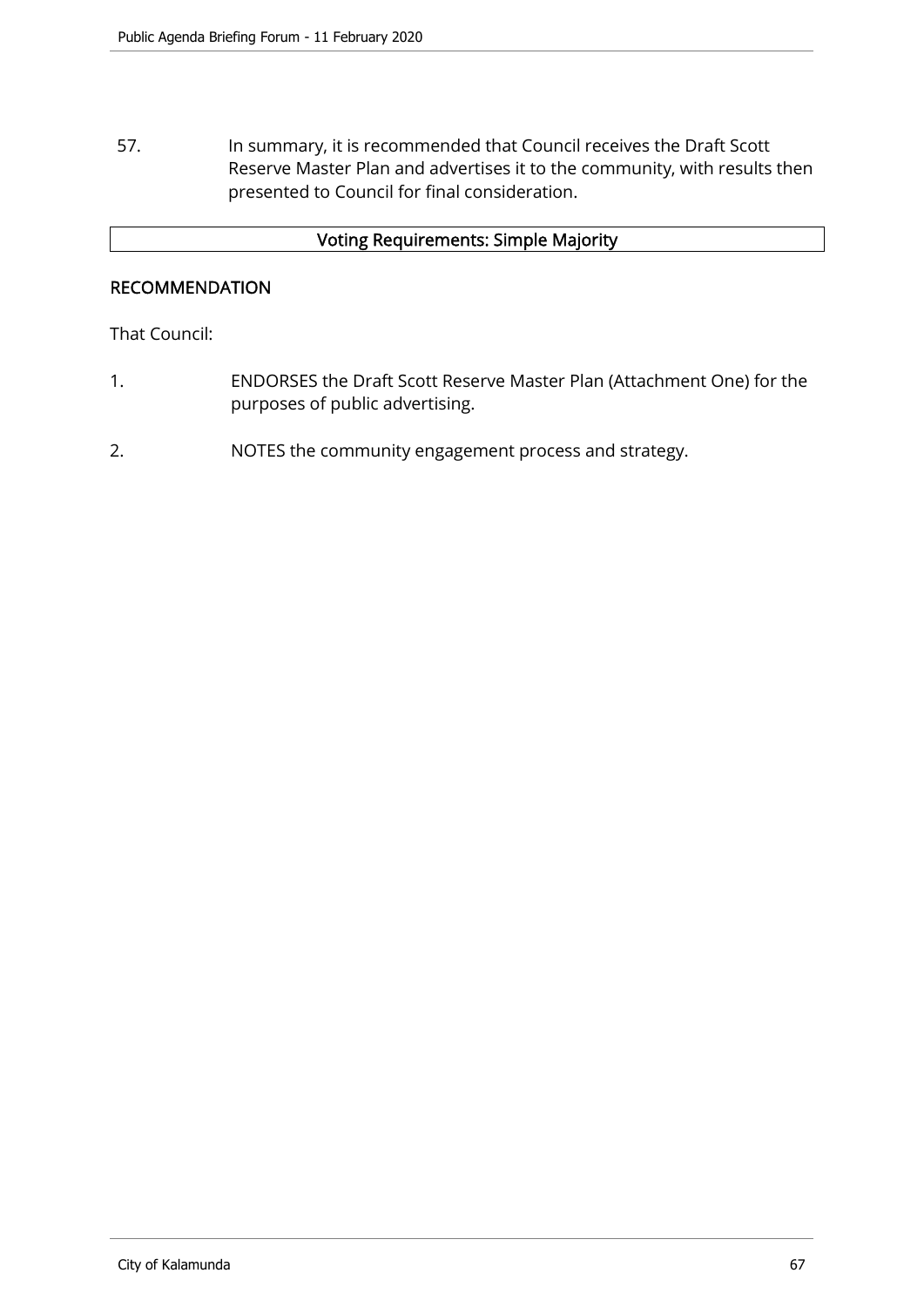57. In summary, it is recommended that Council receives the Draft Scott Reserve Master Plan and advertises it to the community, with results then presented to Council for final consideration.

| Voting Requirements: Simple Majority |
|---|

## RECOMMENDATION

That Council:

1. ENDORSES the Draft Scott Reserve Master Plan (Attachment One) for the purposes of public advertising.
2. NOTES the community engagement process and strategy.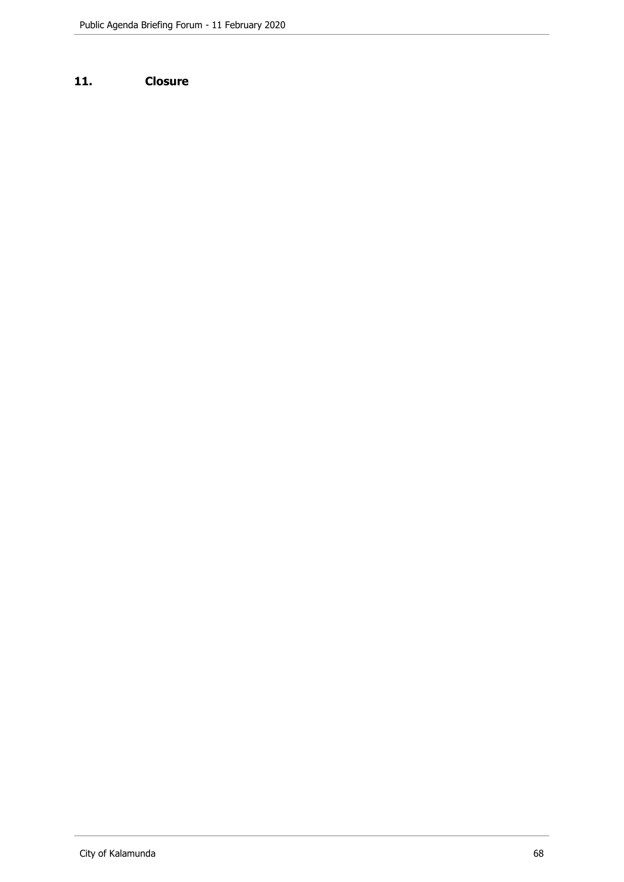## 11. Closure